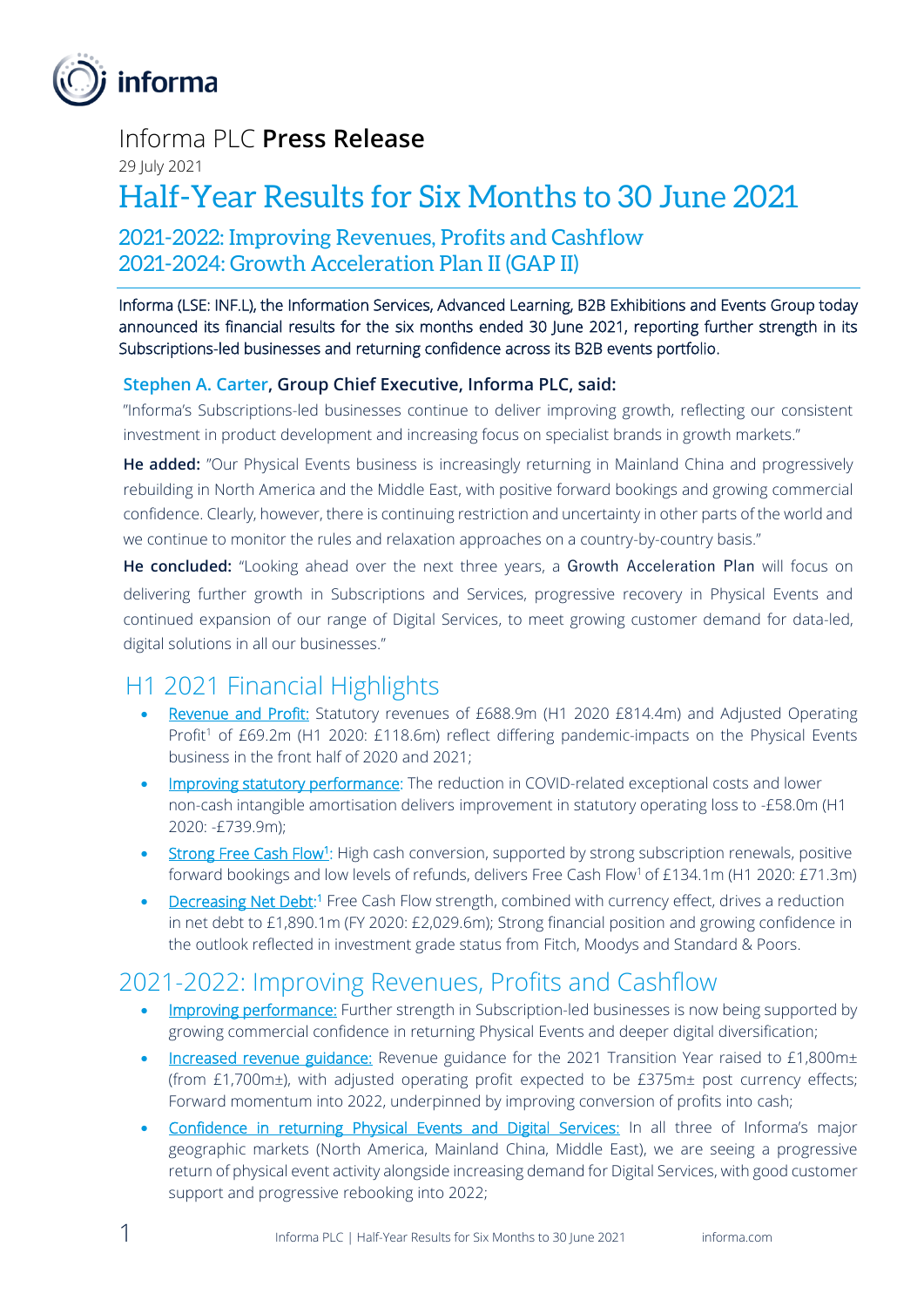# Informa PLC **Press Release**

29 July 2021

# Half-Year Results for Six Months to 30 June 2021

## 2021-2022: Improving Revenues, Profits and Cashflow
## 2021-2024: Growth Acceleration Plan II (GAP II)

Informa (LSE: INF.L), the Information Services, Advanced Learning, B2B Exhibitions and Events Group today announced its financial results for the six months ended 30 June 2021, reporting further strength in its Subscriptions-led businesses and returning confidence across its B2B events portfolio.

**Stephen A. Carter, Group Chief Executive, Informa PLC, said:**

"Informa's Subscriptions-led businesses continue to deliver improving growth, reflecting our consistent investment in product development and increasing focus on specialist brands in growth markets."

**He added:** "Our Physical Events business is increasingly returning in Mainland China and progressively rebuilding in North America and the Middle East, with positive forward bookings and growing commercial confidence. Clearly, however, there is continuing restriction and uncertainty in other parts of the world and we continue to monitor the rules and relaxation approaches on a country-by-country basis."

**He concluded:** "Looking ahead over the next three years, a Growth Acceleration Plan will focus on delivering further growth in Subscriptions and Services, progressive recovery in Physical Events and continued expansion of our range of Digital Services, to meet growing customer demand for data-led, digital solutions in all our businesses."

## H1 2021 Financial Highlights

- Revenue and Profit: Statutory revenues of £688.9m (H1 2020 £814.4m) and Adjusted Operating Profit[1] of £69.2m (H1 2020: £118.6m) reflect differing pandemic-impacts on the Physical Events business in the front half of 2020 and 2021;
- Improving statutory performance: The reduction in COVID-related exceptional costs and lower non-cash intangible amortisation delivers improvement in statutory operating loss to -£58.0m (H1 2020: -£739.9m);
- Strong Free Cash Flow[1]: High cash conversion, supported by strong subscription renewals, positive forward bookings and low levels of refunds, delivers Free Cash Flow[1] of £134.1m (H1 2020: £71.3m)
- Decreasing Net Debt:[1] Free Cash Flow strength, combined with currency effect, drives a reduction in net debt to £1,890.1m (FY 2020: £2,029.6m); Strong financial position and growing confidence in the outlook reflected in investment grade status from Fitch, Moodys and Standard & Poors.

## 2021-2022: Improving Revenues, Profits and Cashflow

- Improving performance: Further strength in Subscription-led businesses is now being supported by growing commercial confidence in returning Physical Events and deeper digital diversification;
- Increased revenue guidance: Revenue guidance for the 2021 Transition Year raised to £1,800m± (from £1,700m±), with adjusted operating profit expected to be £375m± post currency effects; Forward momentum into 2022, underpinned by improving conversion of profits into cash;
- Confidence in returning Physical Events and Digital Services: In all three of Informa's major geographic markets (North America, Mainland China, Middle East), we are seeing a progressive return of physical event activity alongside increasing demand for Digital Services, with good customer support and progressive rebooking into 2022;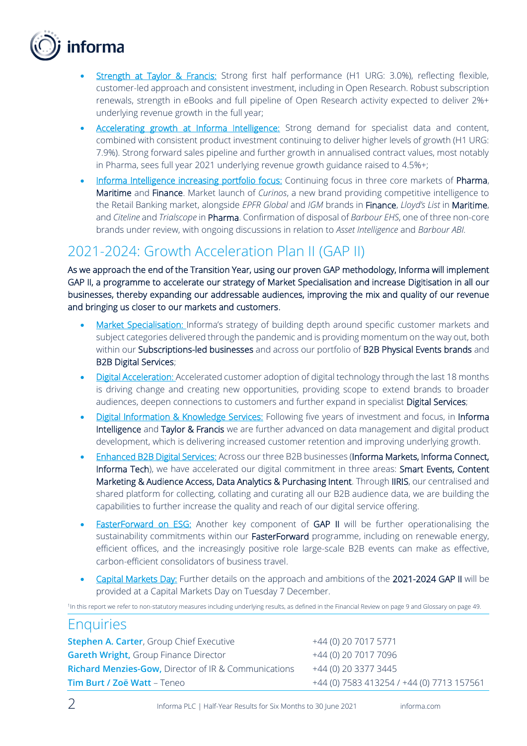- Strength at Taylor & Francis: Strong first half performance (H1 URG: 3.0%), reflecting flexible, customer-led approach and consistent investment, including in Open Research. Robust subscription renewals, strength in eBooks and full pipeline of Open Research activity expected to deliver 2%+ underlying revenue growth in the full year;
- Accelerating growth at Informa Intelligence: Strong demand for specialist data and content, combined with consistent product investment continuing to deliver higher levels of growth (H1 URG: 7.9%). Strong forward sales pipeline and further growth in annualised contract values, most notably in Pharma, sees full year 2021 underlying revenue growth guidance raised to 4.5%+;
- Informa Intelligence increasing portfolio focus: Continuing focus in three core markets of **Pharma**, **Maritime** and **Finance**. Market launch of *Curinos*, a new brand providing competitive intelligence to the Retail Banking market, alongside *EPFR Global* and *IGM* brands in **Finance**, *Lloyd's List* in **Maritime**, and *Citeline* and *Trialscope* in **Pharma**. Confirmation of disposal of *Barbour EHS*, one of three non-core brands under review, with ongoing discussions in relation to *Asset Intelligence* and *Barbour ABI*.

## 2021-2024: Growth Acceleration Plan II (GAP II)

**As we approach the end of the Transition Year, using our proven GAP methodology, Informa will implement GAP II, a programme to accelerate our strategy of Market Specialisation and increase Digitisation in all our businesses, thereby expanding our addressable audiences, improving the mix and quality of our revenue and bringing us closer to our markets and customers.**

- Market Specialisation: Informa's strategy of building depth around specific customer markets and subject categories delivered through the pandemic and is providing momentum on the way out, both within our **Subscriptions-led businesses** and across our portfolio of **B2B Physical Events brands** and **B2B Digital Services**;
- Digital Acceleration: Accelerated customer adoption of digital technology through the last 18 months is driving change and creating new opportunities, providing scope to extend brands to broader audiences, deepen connections to customers and further expand in specialist **Digital Services**;
- Digital Information & Knowledge Services: Following five years of investment and focus, in **Informa Intelligence** and **Taylor & Francis** we are further advanced on data management and digital product development, which is delivering increased customer retention and improving underlying growth.
- Enhanced B2B Digital Services: Across our three B2B businesses (**Informa Markets, Informa Connect, Informa Tech**), we have accelerated our digital commitment in three areas: **Smart Events, Content Marketing & Audience Access, Data Analytics & Purchasing Intent**. Through **IIRIS**, our centralised and shared platform for collecting, collating and curating all our B2B audience data, we are building the capabilities to further increase the quality and reach of our digital service offering.
- FasterForward on ESG: Another key component of **GAP II** will be further operationalising the sustainability commitments within our **FasterForward** programme, including on renewable energy, efficient offices, and the increasingly positive role large-scale B2B events can make as effective, carbon-efficient consolidators of business travel.
- Capital Markets Day: Further details on the approach and ambitions of the **2021-2024 GAP II** will be provided at a Capital Markets Day on Tuesday 7 December.

[1]In this report we refer to non-statutory measures including underlying results, as defined in the Financial Review on page 9 and Glossary on page 49.

## Enquiries

| | |
|---|---|
| **Stephen A. Carter**, Group Chief Executive | +44 (0) 20 7017 5771 |
| **Gareth Wright**, Group Finance Director | +44 (0) 20 7017 7096 |
| **Richard Menzies-Gow**, Director of IR & Communications | +44 (0) 20 3377 3445 |
| **Tim Burt / Zoë Watt** – Teneo | +44 (0) 7583 413254 / +44 (0) 7713 157561 |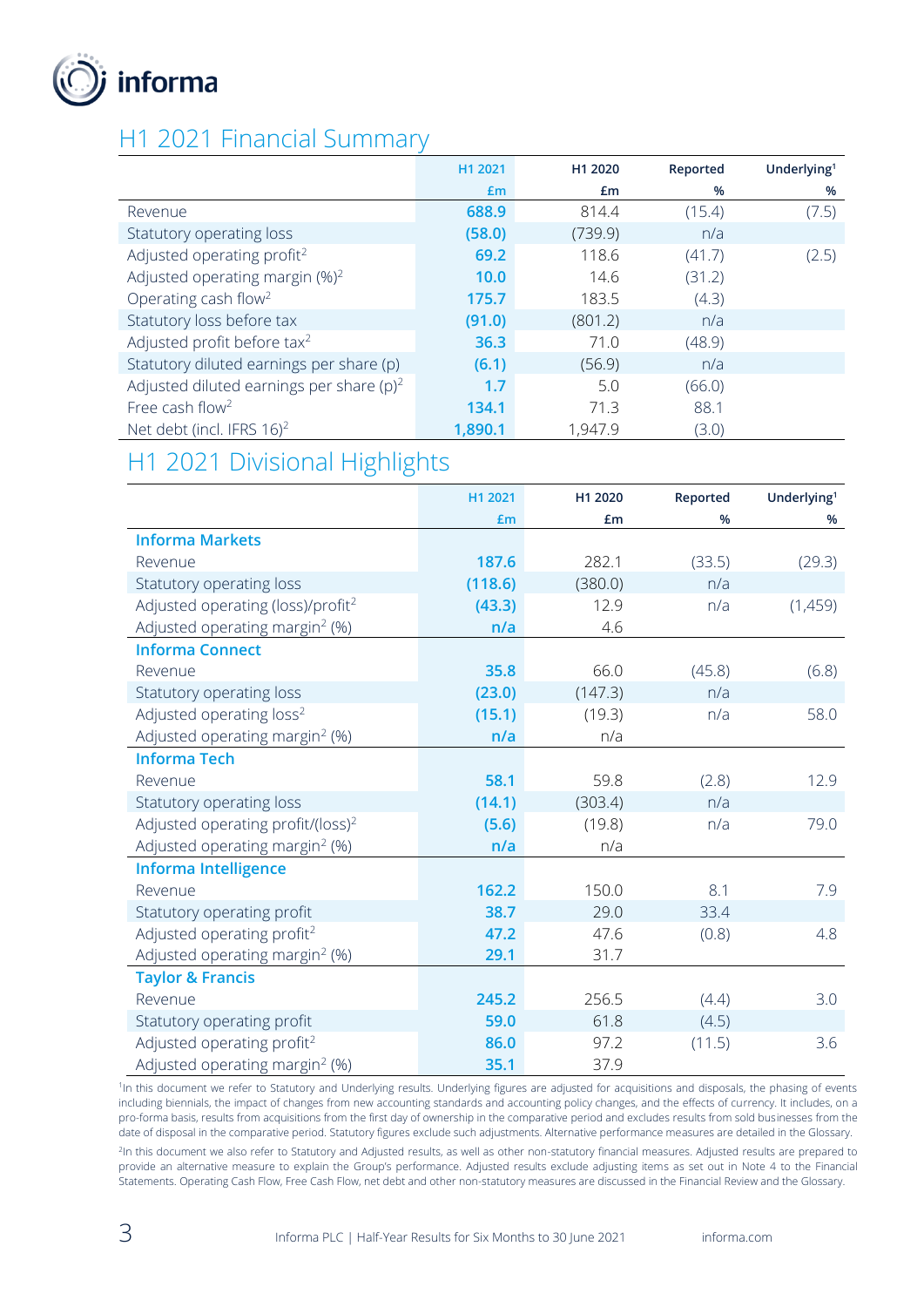## H1 2021 Financial Summary

| | H1 2021 £m | H1 2020 £m | Reported % | Underlying[1] % |
|---|---|---|---|---|
| Revenue | **688.9** | 814.4 | (15.4) | (7.5) |
| Statutory operating loss | **(58.0)** | (739.9) | n/a | |
| Adjusted operating profit[2] | **69.2** | 118.6 | (41.7) | (2.5) |
| Adjusted operating margin (%)[2] | **10.0** | 14.6 | (31.2) | |
| Operating cash flow[2] | **175.7** | 183.5 | (4.3) | |
| Statutory loss before tax | **(91.0)** | (801.2) | n/a | |
| Adjusted profit before tax[2] | **36.3** | 71.0 | (48.9) | |
| Statutory diluted earnings per share (p) | **(6.1)** | (56.9) | n/a | |
| Adjusted diluted earnings per share (p)[2] | **1.7** | 5.0 | (66.0) | |
| Free cash flow[2] | **134.1** | 71.3 | 88.1 | |
| Net debt (incl. IFRS 16)[2] | **1,890.1** | 1,947.9 | (3.0) | |

## H1 2021 Divisional Highlights

| | H1 2021 £m | H1 2020 £m | Reported % | Underlying[1] % |
|---|---|---|---|---|
| **Informa Markets** | | | | |
| Revenue | **187.6** | 282.1 | (33.5) | (29.3) |
| Statutory operating loss | **(118.6)** | (380.0) | n/a | |
| Adjusted operating (loss)/profit[2] | **(43.3)** | 12.9 | n/a | (1,459) |
| Adjusted operating margin[2] (%) | **n/a** | 4.6 | | |
| **Informa Connect** | | | | |
| Revenue | **35.8** | 66.0 | (45.8) | (6.8) |
| Statutory operating loss | **(23.0)** | (147.3) | n/a | |
| Adjusted operating loss[2] | **(15.1)** | (19.3) | n/a | 58.0 |
| Adjusted operating margin[2] (%) | **n/a** | n/a | | |
| **Informa Tech** | | | | |
| Revenue | **58.1** | 59.8 | (2.8) | 12.9 |
| Statutory operating loss | **(14.1)** | (303.4) | n/a | |
| Adjusted operating profit/(loss)[2] | **(5.6)** | (19.8) | n/a | 79.0 |
| Adjusted operating margin[2] (%) | **n/a** | n/a | | |
| **Informa Intelligence** | | | | |
| Revenue | **162.2** | 150.0 | 8.1 | 7.9 |
| Statutory operating profit | **38.7** | 29.0 | 33.4 | |
| Adjusted operating profit[2] | **47.2** | 47.6 | (0.8) | 4.8 |
| Adjusted operating margin[2] (%) | **29.1** | 31.7 | | |
| **Taylor & Francis** | | | | |
| Revenue | **245.2** | 256.5 | (4.4) | 3.0 |
| Statutory operating profit | **59.0** | 61.8 | (4.5) | |
| Adjusted operating profit[2] | **86.0** | 97.2 | (11.5) | 3.6 |
| Adjusted operating margin[2] (%) | **35.1** | 37.9 | | |

[1]In this document we refer to Statutory and Underlying results. Underlying figures are adjusted for acquisitions and disposals, the phasing of events including biennials, the impact of changes from new accounting standards and accounting policy changes, and the effects of currency. It includes, on a pro-forma basis, results from acquisitions from the first day of ownership in the comparative period and excludes results from sold businesses from the date of disposal in the comparative period. Statutory figures exclude such adjustments. Alternative performance measures are detailed in the Glossary.

[2]In this document we also refer to Statutory and Adjusted results, as well as other non-statutory financial measures. Adjusted results are prepared to provide an alternative measure to explain the Group's performance. Adjusted results exclude adjusting items as set out in Note 4 to the Financial Statements. Operating Cash Flow, Free Cash Flow, net debt and other non-statutory measures are discussed in the Financial Review and the Glossary.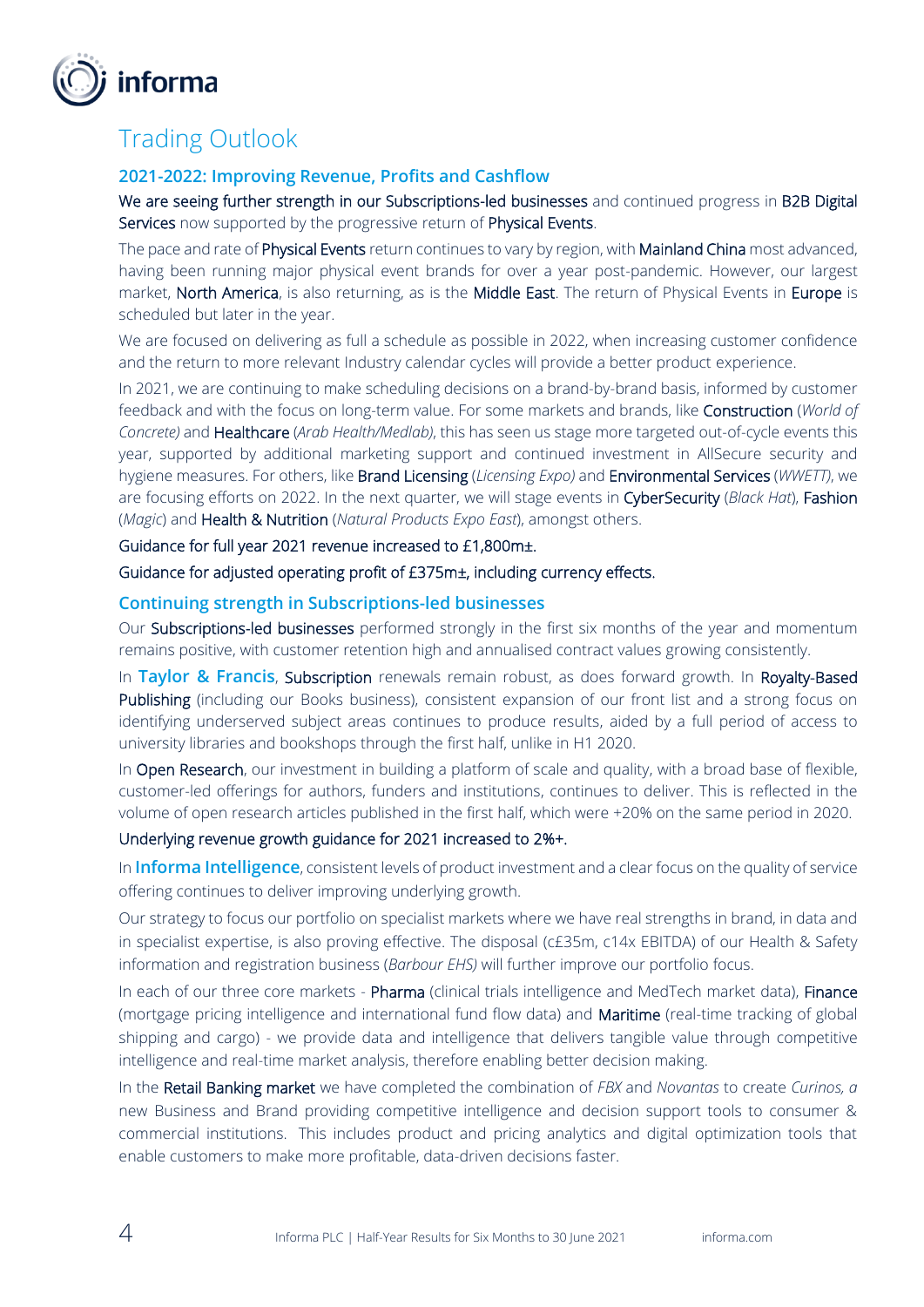# Trading Outlook

## 2021-2022: Improving Revenue, Profits and Cashflow

We are seeing further strength in our Subscriptions-led businesses and continued progress in B2B Digital Services now supported by the progressive return of Physical Events.

The pace and rate of Physical Events return continues to vary by region, with Mainland China most advanced, having been running major physical event brands for over a year post-pandemic. However, our largest market, North America, is also returning, as is the Middle East. The return of Physical Events in Europe is scheduled but later in the year.

We are focused on delivering as full a schedule as possible in 2022, when increasing customer confidence and the return to more relevant Industry calendar cycles will provide a better product experience.

In 2021, we are continuing to make scheduling decisions on a brand-by-brand basis, informed by customer feedback and with the focus on long-term value. For some markets and brands, like Construction (*World of Concrete)* and Healthcare (*Arab Health/Medlab)*, this has seen us stage more targeted out-of-cycle events this year, supported by additional marketing support and continued investment in AllSecure security and hygiene measures. For others, like Brand Licensing (*Licensing Expo)* and Environmental Services (*WWETT)*, we are focusing efforts on 2022. In the next quarter, we will stage events in CyberSecurity (*Black Hat*), Fashion (*Magic*) and Health & Nutrition (*Natural Products Expo East*), amongst others.

Guidance for full year 2021 revenue increased to £1,800m±.

Guidance for adjusted operating profit of £375m±, including currency effects.

## Continuing strength in Subscriptions-led businesses

Our Subscriptions-led businesses performed strongly in the first six months of the year and momentum remains positive, with customer retention high and annualised contract values growing consistently.

In **Taylor & Francis**, Subscription renewals remain robust, as does forward growth. In Royalty-Based Publishing (including our Books business), consistent expansion of our front list and a strong focus on identifying underserved subject areas continues to produce results, aided by a full period of access to university libraries and bookshops through the first half, unlike in H1 2020.

In Open Research, our investment in building a platform of scale and quality, with a broad base of flexible, customer-led offerings for authors, funders and institutions, continues to deliver. This is reflected in the volume of open research articles published in the first half, which were +20% on the same period in 2020.

Underlying revenue growth guidance for 2021 increased to 2%+.

In **Informa Intelligence**, consistent levels of product investment and a clear focus on the quality of service offering continues to deliver improving underlying growth.

Our strategy to focus our portfolio on specialist markets where we have real strengths in brand, in data and in specialist expertise, is also proving effective. The disposal (c£35m, c14x EBITDA) of our Health & Safety information and registration business (*Barbour EHS)* will further improve our portfolio focus.

In each of our three core markets - Pharma (clinical trials intelligence and MedTech market data), Finance (mortgage pricing intelligence and international fund flow data) and Maritime (real-time tracking of global shipping and cargo) - we provide data and intelligence that delivers tangible value through competitive intelligence and real-time market analysis, therefore enabling better decision making.

In the Retail Banking market we have completed the combination of *FBX* and *Novantas* to create *Curinos, a* new Business and Brand providing competitive intelligence and decision support tools to consumer & commercial institutions. This includes product and pricing analytics and digital optimization tools that enable customers to make more profitable, data-driven decisions faster.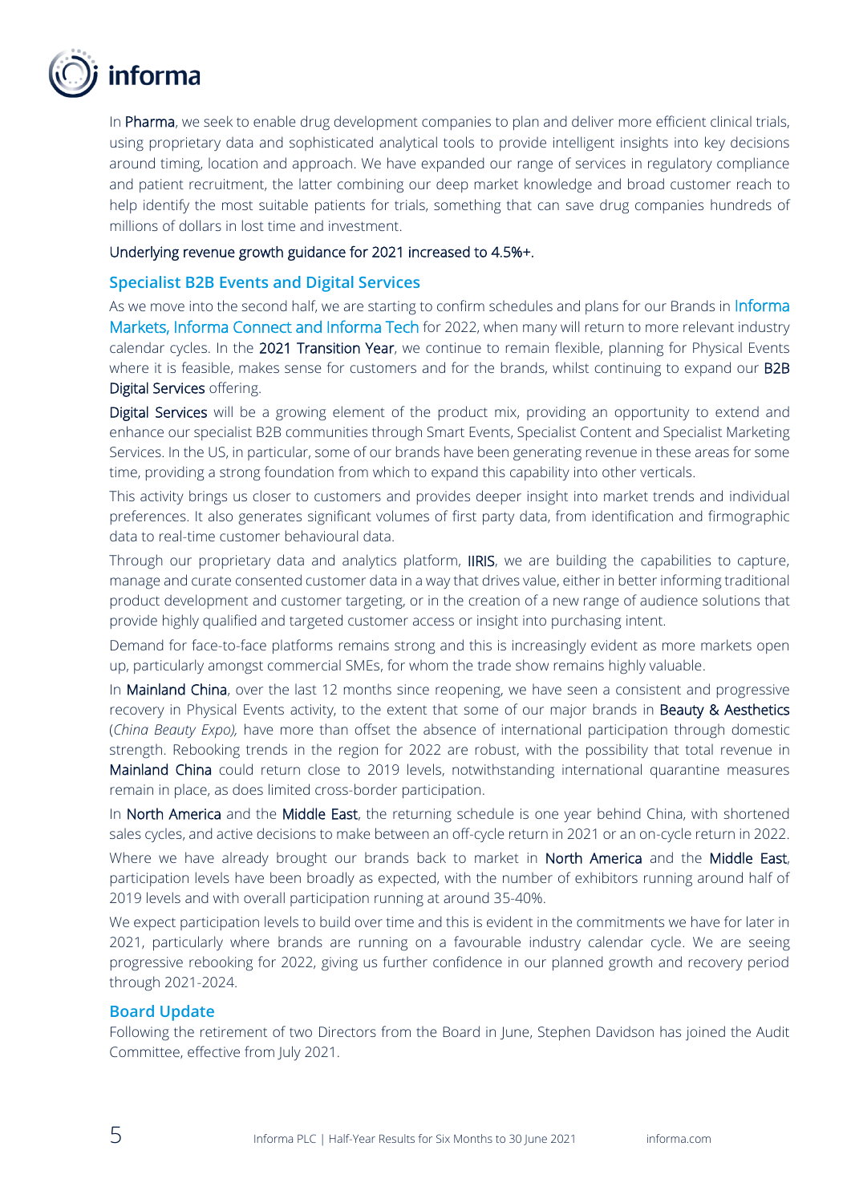In Pharma, we seek to enable drug development companies to plan and deliver more efficient clinical trials, using proprietary data and sophisticated analytical tools to provide intelligent insights into key decisions around timing, location and approach. We have expanded our range of services in regulatory compliance and patient recruitment, the latter combining our deep market knowledge and broad customer reach to help identify the most suitable patients for trials, something that can save drug companies hundreds of millions of dollars in lost time and investment.

Underlying revenue growth guidance for 2021 increased to 4.5%+.

## Specialist B2B Events and Digital Services

As we move into the second half, we are starting to confirm schedules and plans for our Brands in Informa Markets, Informa Connect and Informa Tech for 2022, when many will return to more relevant industry calendar cycles. In the 2021 Transition Year, we continue to remain flexible, planning for Physical Events where it is feasible, makes sense for customers and for the brands, whilst continuing to expand our B2B Digital Services offering.

Digital Services will be a growing element of the product mix, providing an opportunity to extend and enhance our specialist B2B communities through Smart Events, Specialist Content and Specialist Marketing Services. In the US, in particular, some of our brands have been generating revenue in these areas for some time, providing a strong foundation from which to expand this capability into other verticals.

This activity brings us closer to customers and provides deeper insight into market trends and individual preferences. It also generates significant volumes of first party data, from identification and firmographic data to real-time customer behavioural data.

Through our proprietary data and analytics platform, IIRIS, we are building the capabilities to capture, manage and curate consented customer data in a way that drives value, either in better informing traditional product development and customer targeting, or in the creation of a new range of audience solutions that provide highly qualified and targeted customer access or insight into purchasing intent.

Demand for face-to-face platforms remains strong and this is increasingly evident as more markets open up, particularly amongst commercial SMEs, for whom the trade show remains highly valuable.

In Mainland China, over the last 12 months since reopening, we have seen a consistent and progressive recovery in Physical Events activity, to the extent that some of our major brands in Beauty & Aesthetics (*China Beauty Expo),* have more than offset the absence of international participation through domestic strength. Rebooking trends in the region for 2022 are robust, with the possibility that total revenue in Mainland China could return close to 2019 levels, notwithstanding international quarantine measures remain in place, as does limited cross-border participation.

In North America and the Middle East, the returning schedule is one year behind China, with shortened sales cycles, and active decisions to make between an off-cycle return in 2021 or an on-cycle return in 2022.

Where we have already brought our brands back to market in North America and the Middle East, participation levels have been broadly as expected, with the number of exhibitors running around half of 2019 levels and with overall participation running at around 35-40%.

We expect participation levels to build over time and this is evident in the commitments we have for later in 2021, particularly where brands are running on a favourable industry calendar cycle. We are seeing progressive rebooking for 2022, giving us further confidence in our planned growth and recovery period through 2021-2024.

## Board Update

Following the retirement of two Directors from the Board in June, Stephen Davidson has joined the Audit Committee, effective from July 2021.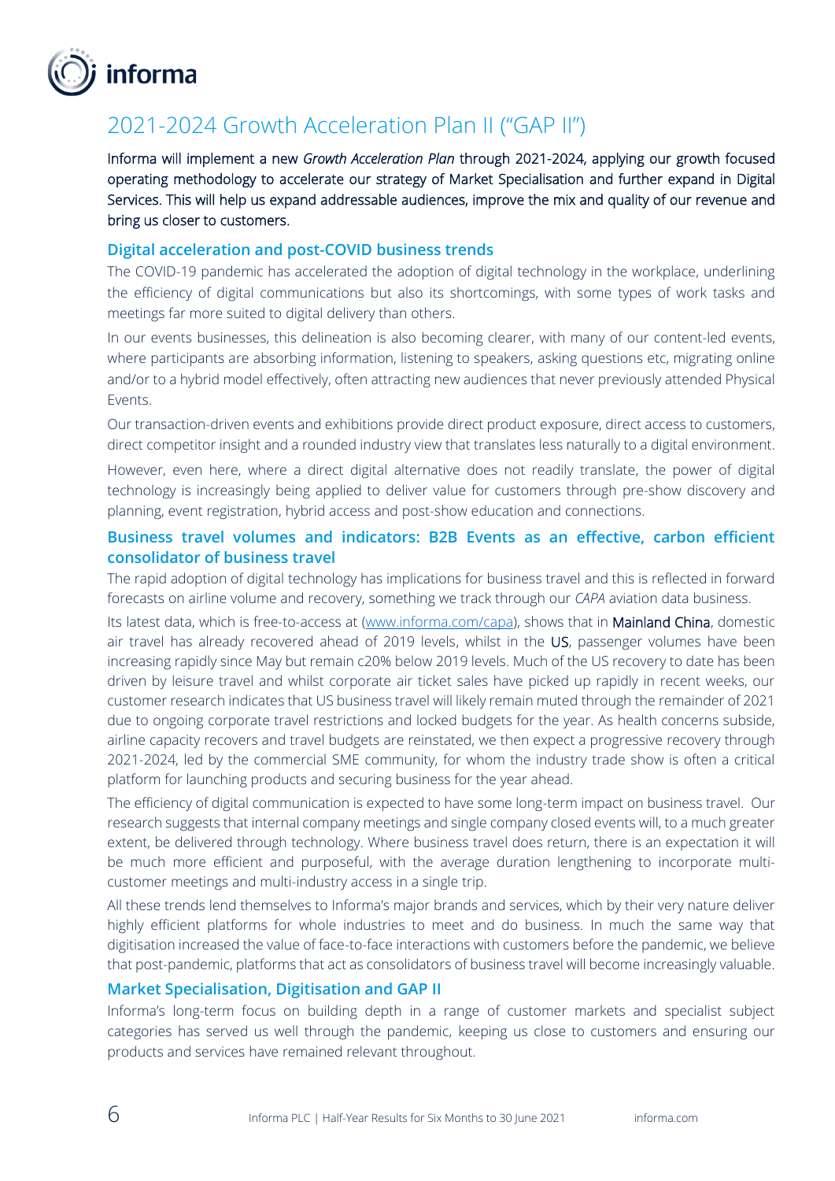# 2021-2024 Growth Acceleration Plan II ("GAP II")

Informa will implement a new *Growth Acceleration Plan* through 2021-2024, applying our growth focused operating methodology to accelerate our strategy of Market Specialisation and further expand in Digital Services. This will help us expand addressable audiences, improve the mix and quality of our revenue and bring us closer to customers.

## Digital acceleration and post-COVID business trends

The COVID-19 pandemic has accelerated the adoption of digital technology in the workplace, underlining the efficiency of digital communications but also its shortcomings, with some types of work tasks and meetings far more suited to digital delivery than others.

In our events businesses, this delineation is also becoming clearer, with many of our content-led events, where participants are absorbing information, listening to speakers, asking questions etc, migrating online and/or to a hybrid model effectively, often attracting new audiences that never previously attended Physical Events.

Our transaction-driven events and exhibitions provide direct product exposure, direct access to customers, direct competitor insight and a rounded industry view that translates less naturally to a digital environment.

However, even here, where a direct digital alternative does not readily translate, the power of digital technology is increasingly being applied to deliver value for customers through pre-show discovery and planning, event registration, hybrid access and post-show education and connections.

## Business travel volumes and indicators: B2B Events as an effective, carbon efficient consolidator of business travel

The rapid adoption of digital technology has implications for business travel and this is reflected in forward forecasts on airline volume and recovery, something we track through our *CAPA* aviation data business.

Its latest data, which is free-to-access at (www.informa.com/capa), shows that in Mainland China, domestic air travel has already recovered ahead of 2019 levels, whilst in the US, passenger volumes have been increasing rapidly since May but remain c20% below 2019 levels. Much of the US recovery to date has been driven by leisure travel and whilst corporate air ticket sales have picked up rapidly in recent weeks, our customer research indicates that US business travel will likely remain muted through the remainder of 2021 due to ongoing corporate travel restrictions and locked budgets for the year. As health concerns subside, airline capacity recovers and travel budgets are reinstated, we then expect a progressive recovery through 2021-2024, led by the commercial SME community, for whom the industry trade show is often a critical platform for launching products and securing business for the year ahead.

The efficiency of digital communication is expected to have some long-term impact on business travel. Our research suggests that internal company meetings and single company closed events will, to a much greater extent, be delivered through technology. Where business travel does return, there is an expectation it will be much more efficient and purposeful, with the average duration lengthening to incorporate multi-customer meetings and multi-industry access in a single trip.

All these trends lend themselves to Informa's major brands and services, which by their very nature deliver highly efficient platforms for whole industries to meet and do business. In much the same way that digitisation increased the value of face-to-face interactions with customers before the pandemic, we believe that post-pandemic, platforms that act as consolidators of business travel will become increasingly valuable.

## Market Specialisation, Digitisation and GAP II

Informa's long-term focus on building depth in a range of customer markets and specialist subject categories has served us well through the pandemic, keeping us close to customers and ensuring our products and services have remained relevant throughout.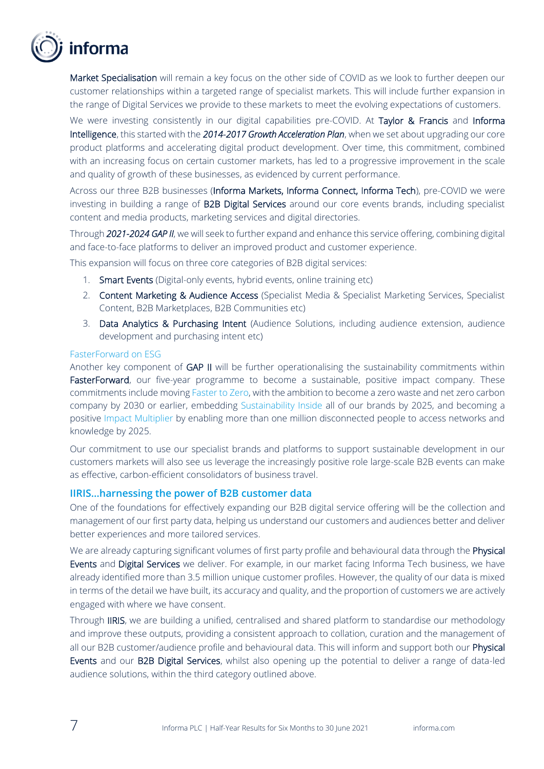Market Specialisation will remain a key focus on the other side of COVID as we look to further deepen our customer relationships within a targeted range of specialist markets. This will include further expansion in the range of Digital Services we provide to these markets to meet the evolving expectations of customers.

We were investing consistently in our digital capabilities pre-COVID. At Taylor & Francis and Informa Intelligence, this started with the ***2014-2017 Growth Acceleration Plan***, when we set about upgrading our core product platforms and accelerating digital product development. Over time, this commitment, combined with an increasing focus on certain customer markets, has led to a progressive improvement in the scale and quality of growth of these businesses, as evidenced by current performance.

Across our three B2B businesses (Informa Markets, Informa Connect, Informa Tech), pre-COVID we were investing in building a range of B2B Digital Services around our core events brands, including specialist content and media products, marketing services and digital directories.

Through ***2021-2024 GAP II***, we will seek to further expand and enhance this service offering, combining digital and face-to-face platforms to deliver an improved product and customer experience.

This expansion will focus on three core categories of B2B digital services:

1. Smart Events (Digital-only events, hybrid events, online training etc)
2. Content Marketing & Audience Access (Specialist Media & Specialist Marketing Services, Specialist Content, B2B Marketplaces, B2B Communities etc)
3. Data Analytics & Purchasing Intent (Audience Solutions, including audience extension, audience development and purchasing intent etc)

#### FasterForward on ESG

Another key component of GAP II will be further operationalising the sustainability commitments within FasterForward, our five-year programme to become a sustainable, positive impact company. These commitments include moving Faster to Zero, with the ambition to become a zero waste and net zero carbon company by 2030 or earlier, embedding Sustainability Inside all of our brands by 2025, and becoming a positive Impact Multiplier by enabling more than one million disconnected people to access networks and knowledge by 2025.

Our commitment to use our specialist brands and platforms to support sustainable development in our customers markets will also see us leverage the increasingly positive role large-scale B2B events can make as effective, carbon-efficient consolidators of business travel.

### IIRIS…harnessing the power of B2B customer data

One of the foundations for effectively expanding our B2B digital service offering will be the collection and management of our first party data, helping us understand our customers and audiences better and deliver better experiences and more tailored services.

We are already capturing significant volumes of first party profile and behavioural data through the Physical Events and Digital Services we deliver. For example, in our market facing Informa Tech business, we have already identified more than 3.5 million unique customer profiles. However, the quality of our data is mixed in terms of the detail we have built, its accuracy and quality, and the proportion of customers we are actively engaged with where we have consent.

Through IIRIS, we are building a unified, centralised and shared platform to standardise our methodology and improve these outputs, providing a consistent approach to collation, curation and the management of all our B2B customer/audience profile and behavioural data. This will inform and support both our Physical Events and our B2B Digital Services, whilst also opening up the potential to deliver a range of data-led audience solutions, within the third category outlined above.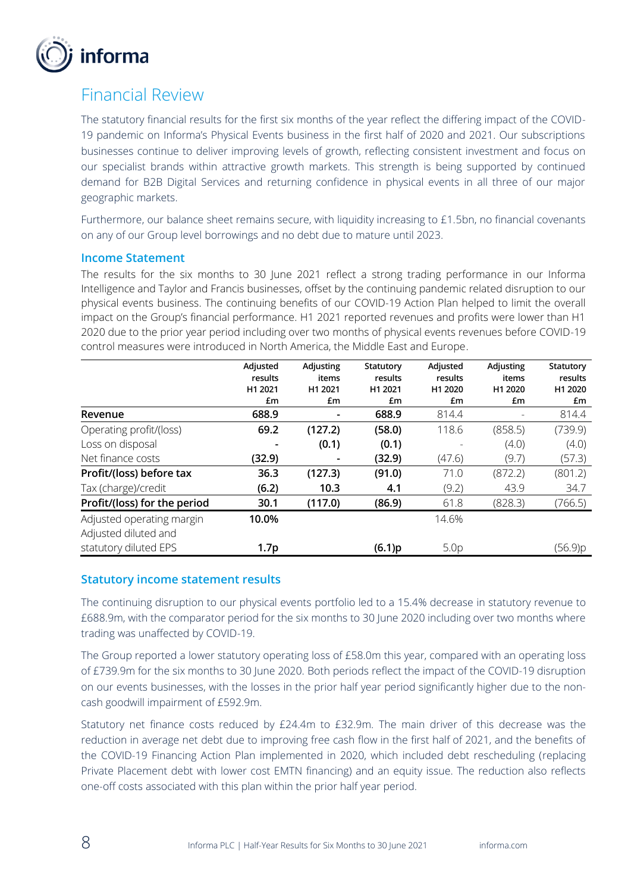# Financial Review

The statutory financial results for the first six months of the year reflect the differing impact of the COVID-19 pandemic on Informa's Physical Events business in the first half of 2020 and 2021. Our subscriptions businesses continue to deliver improving levels of growth, reflecting consistent investment and focus on our specialist brands within attractive growth markets. This strength is being supported by continued demand for B2B Digital Services and returning confidence in physical events in all three of our major geographic markets.

Furthermore, our balance sheet remains secure, with liquidity increasing to £1.5bn, no financial covenants on any of our Group level borrowings and no debt due to mature until 2023.

## Income Statement

The results for the six months to 30 June 2021 reflect a strong trading performance in our Informa Intelligence and Taylor and Francis businesses, offset by the continuing pandemic related disruption to our physical events business. The continuing benefits of our COVID-19 Action Plan helped to limit the overall impact on the Group's financial performance. H1 2021 reported revenues and profits were lower than H1 2020 due to the prior year period including over two months of physical events revenues before COVID-19 control measures were introduced in North America, the Middle East and Europe.

| | Adjusted results H1 2021 £m | Adjusting items H1 2021 £m | Statutory results H1 2021 £m | Adjusted results H1 2020 £m | Adjusting items H1 2020 £m | Statutory results H1 2020 £m |
|---|---|---|---|---|---|---|
| **Revenue** | **688.9** | **-** | **688.9** | 814.4 | - | 814.4 |
| Operating profit/(loss) | **69.2** | **(127.2)** | **(58.0)** | 118.6 | (858.5) | (739.9) |
| Loss on disposal | **-** | **(0.1)** | **(0.1)** | - | (4.0) | (4.0) |
| Net finance costs | **(32.9)** | **-** | **(32.9)** | (47.6) | (9.7) | (57.3) |
| **Profit/(loss) before tax** | **36.3** | **(127.3)** | **(91.0)** | 71.0 | (872.2) | (801.2) |
| Tax (charge)/credit | **(6.2)** | **10.3** | **4.1** | (9.2) | 43.9 | 34.7 |
| **Profit/(loss) for the period** | **30.1** | **(117.0)** | **(86.9)** | 61.8 | (828.3) | (766.5) |
| Adjusted operating margin | **10.0%** | | | 14.6% | | |
| Adjusted diluted and statutory diluted EPS | **1.7p** | | **(6.1)p** | 5.0p | | (56.9)p |

## Statutory income statement results

The continuing disruption to our physical events portfolio led to a 15.4% decrease in statutory revenue to £688.9m, with the comparator period for the six months to 30 June 2020 including over two months where trading was unaffected by COVID-19.

The Group reported a lower statutory operating loss of £58.0m this year, compared with an operating loss of £739.9m for the six months to 30 June 2020. Both periods reflect the impact of the COVID-19 disruption on our events businesses, with the losses in the prior half year period significantly higher due to the non-cash goodwill impairment of £592.9m.

Statutory net finance costs reduced by £24.4m to £32.9m. The main driver of this decrease was the reduction in average net debt due to improving free cash flow in the first half of 2021, and the benefits of the COVID-19 Financing Action Plan implemented in 2020, which included debt rescheduling (replacing Private Placement debt with lower cost EMTN financing) and an equity issue. The reduction also reflects one-off costs associated with this plan within the prior half year period.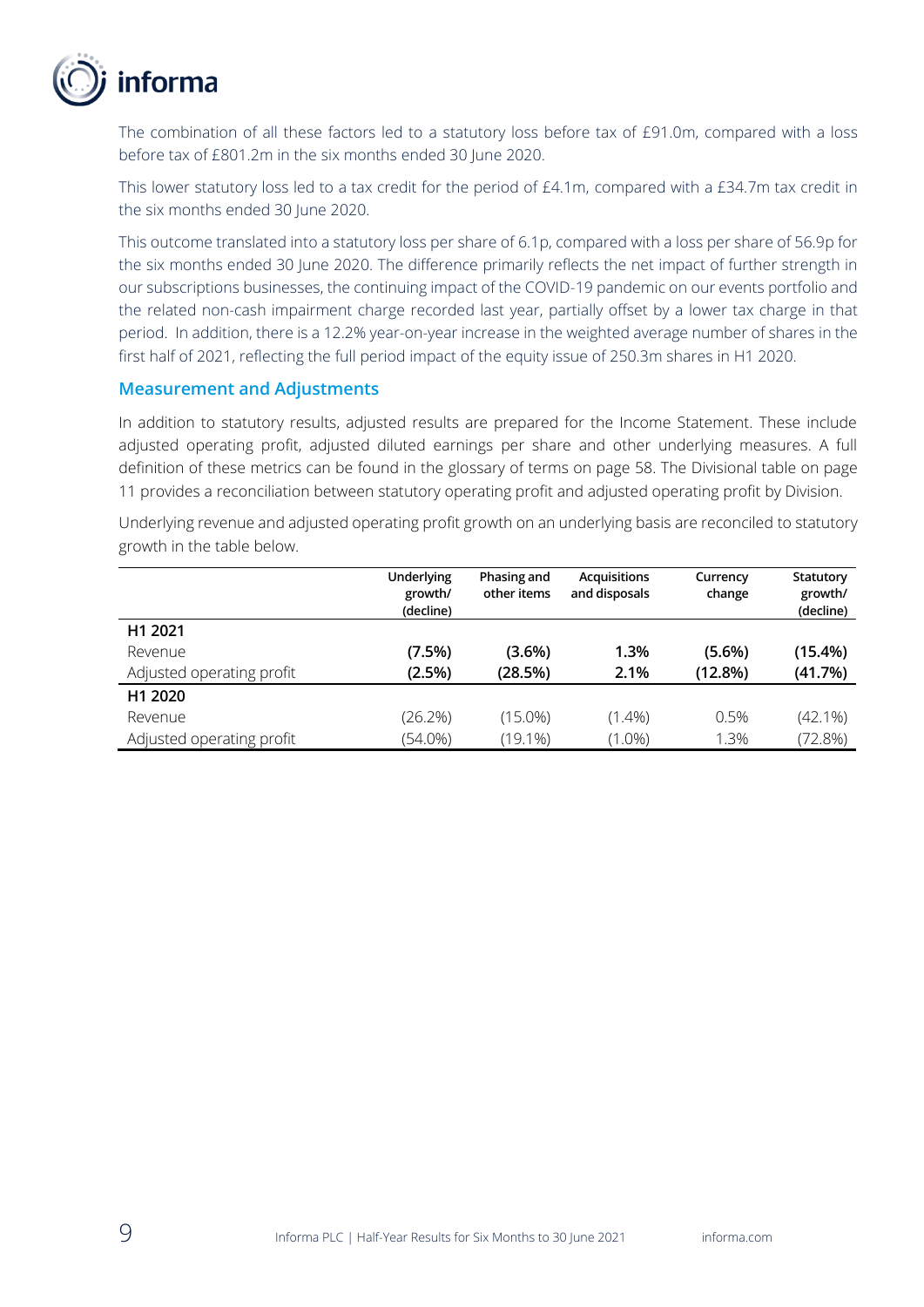The combination of all these factors led to a statutory loss before tax of £91.0m, compared with a loss before tax of £801.2m in the six months ended 30 June 2020.

This lower statutory loss led to a tax credit for the period of £4.1m, compared with a £34.7m tax credit in the six months ended 30 June 2020.

This outcome translated into a statutory loss per share of 6.1p, compared with a loss per share of 56.9p for the six months ended 30 June 2020. The difference primarily reflects the net impact of further strength in our subscriptions businesses, the continuing impact of the COVID-19 pandemic on our events portfolio and the related non-cash impairment charge recorded last year, partially offset by a lower tax charge in that period. In addition, there is a 12.2% year-on-year increase in the weighted average number of shares in the first half of 2021, reflecting the full period impact of the equity issue of 250.3m shares in H1 2020.

## Measurement and Adjustments

In addition to statutory results, adjusted results are prepared for the Income Statement. These include adjusted operating profit, adjusted diluted earnings per share and other underlying measures. A full definition of these metrics can be found in the glossary of terms on page 58. The Divisional table on page 11 provides a reconciliation between statutory operating profit and adjusted operating profit by Division.

Underlying revenue and adjusted operating profit growth on an underlying basis are reconciled to statutory growth in the table below.

| | Underlying growth/ (decline) | Phasing and other items | Acquisitions and disposals | Currency change | Statutory growth/ (decline) |
|---|---|---|---|---|---|
| **H1 2021** | | | | | |
| Revenue | **(7.5%)** | **(3.6%)** | **1.3%** | **(5.6%)** | **(15.4%)** |
| Adjusted operating profit | **(2.5%)** | **(28.5%)** | **2.1%** | **(12.8%)** | **(41.7%)** |
| **H1 2020** | | | | | |
| Revenue | (26.2%) | (15.0%) | (1.4%) | 0.5% | (42.1%) |
| Adjusted operating profit | (54.0%) | (19.1%) | (1.0%) | 1.3% | (72.8%) |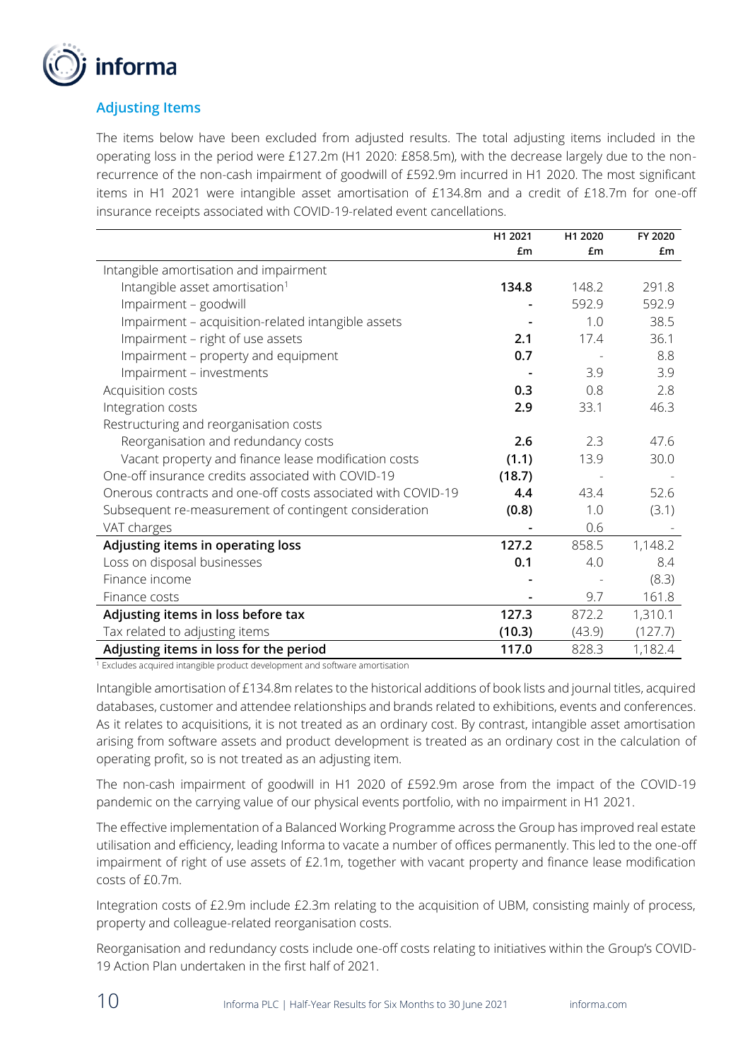## Adjusting Items

The items below have been excluded from adjusted results. The total adjusting items included in the operating loss in the period were £127.2m (H1 2020: £858.5m), with the decrease largely due to the non-recurrence of the non-cash impairment of goodwill of £592.9m incurred in H1 2020. The most significant items in H1 2021 were intangible asset amortisation of £134.8m and a credit of £18.7m for one-off insurance receipts associated with COVID-19-related event cancellations.

| | H1 2021 £m | H1 2020 £m | FY 2020 £m |
|---|---|---|---|
| Intangible amortisation and impairment | | | |
| Intangible asset amortisation[1] | **134.8** | 148.2 | 291.8 |
| Impairment – goodwill | **-** | 592.9 | 592.9 |
| Impairment – acquisition-related intangible assets | **-** | 1.0 | 38.5 |
| Impairment – right of use assets | **2.1** | 17.4 | 36.1 |
| Impairment – property and equipment | **0.7** | - | 8.8 |
| Impairment – investments | **-** | 3.9 | 3.9 |
| Acquisition costs | **0.3** | 0.8 | 2.8 |
| Integration costs | **2.9** | 33.1 | 46.3 |
| Restructuring and reorganisation costs | | | |
| Reorganisation and redundancy costs | **2.6** | 2.3 | 47.6 |
| Vacant property and finance lease modification costs | **(1.1)** | 13.9 | 30.0 |
| One-off insurance credits associated with COVID-19 | **(18.7)** | - | - |
| Onerous contracts and one-off costs associated with COVID-19 | **4.4** | 43.4 | 52.6 |
| Subsequent re-measurement of contingent consideration | **(0.8)** | 1.0 | (3.1) |
| VAT charges | **-** | 0.6 | - |
| **Adjusting items in operating loss** | **127.2** | 858.5 | 1,148.2 |
| Loss on disposal businesses | **0.1** | 4.0 | 8.4 |
| Finance income | **-** | - | (8.3) |
| Finance costs | **-** | 9.7 | 161.8 |
| **Adjusting items in loss before tax** | **127.3** | 872.2 | 1,310.1 |
| Tax related to adjusting items | **(10.3)** | (43.9) | (127.7) |
| **Adjusting items in loss for the period** | **117.0** | 828.3 | 1,182.4 |

[1] Excludes acquired intangible product development and software amortisation

Intangible amortisation of £134.8m relates to the historical additions of book lists and journal titles, acquired databases, customer and attendee relationships and brands related to exhibitions, events and conferences. As it relates to acquisitions, it is not treated as an ordinary cost. By contrast, intangible asset amortisation arising from software assets and product development is treated as an ordinary cost in the calculation of operating profit, so is not treated as an adjusting item.

The non-cash impairment of goodwill in H1 2020 of £592.9m arose from the impact of the COVID-19 pandemic on the carrying value of our physical events portfolio, with no impairment in H1 2021.

The effective implementation of a Balanced Working Programme across the Group has improved real estate utilisation and efficiency, leading Informa to vacate a number of offices permanently. This led to the one-off impairment of right of use assets of £2.1m, together with vacant property and finance lease modification costs of £0.7m.

Integration costs of £2.9m include £2.3m relating to the acquisition of UBM, consisting mainly of process, property and colleague-related reorganisation costs.

Reorganisation and redundancy costs include one-off costs relating to initiatives within the Group's COVID-19 Action Plan undertaken in the first half of 2021.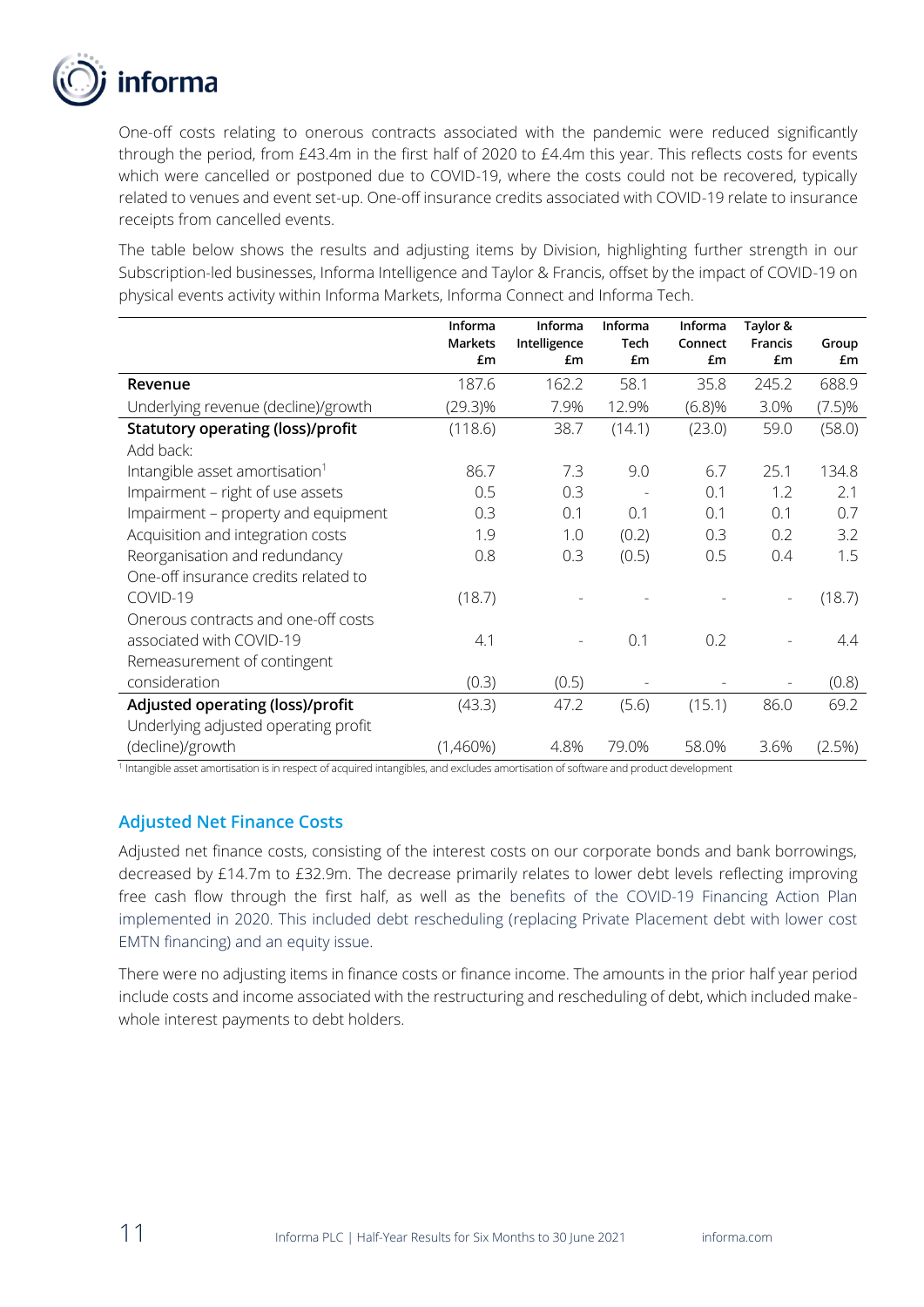One-off costs relating to onerous contracts associated with the pandemic were reduced significantly through the period, from £43.4m in the first half of 2020 to £4.4m this year. This reflects costs for events which were cancelled or postponed due to COVID-19, where the costs could not be recovered, typically related to venues and event set-up. One-off insurance credits associated with COVID-19 relate to insurance receipts from cancelled events.

The table below shows the results and adjusting items by Division, highlighting further strength in our Subscription-led businesses, Informa Intelligence and Taylor & Francis, offset by the impact of COVID-19 on physical events activity within Informa Markets, Informa Connect and Informa Tech.

| | Informa Markets £m | Informa Intelligence £m | Informa Tech £m | Informa Connect £m | Taylor & Francis £m | Group £m |
|---|---|---|---|---|---|---|
| **Revenue** | 187.6 | 162.2 | 58.1 | 35.8 | 245.2 | 688.9 |
| Underlying revenue (decline)/growth | (29.3)% | 7.9% | 12.9% | (6.8)% | 3.0% | (7.5)% |
| **Statutory operating (loss)/profit** | (118.6) | 38.7 | (14.1) | (23.0) | 59.0 | (58.0) |
| Add back: | | | | | | |
| Intangible asset amortisation[1] | 86.7 | 7.3 | 9.0 | 6.7 | 25.1 | 134.8 |
| Impairment – right of use assets | 0.5 | 0.3 | - | 0.1 | 1.2 | 2.1 |
| Impairment – property and equipment | 0.3 | 0.1 | 0.1 | 0.1 | 0.1 | 0.7 |
| Acquisition and integration costs | 1.9 | 1.0 | (0.2) | 0.3 | 0.2 | 3.2 |
| Reorganisation and redundancy | 0.8 | 0.3 | (0.5) | 0.5 | 0.4 | 1.5 |
| One-off insurance credits related to COVID-19 | (18.7) | - | - | - | - | (18.7) |
| Onerous contracts and one-off costs associated with COVID-19 | 4.1 | - | 0.1 | 0.2 | - | 4.4 |
| Remeasurement of contingent consideration | (0.3) | (0.5) | - | - | - | (0.8) |
| **Adjusted operating (loss)/profit** | (43.3) | 47.2 | (5.6) | (15.1) | 86.0 | 69.2 |
| Underlying adjusted operating profit (decline)/growth | (1,460%) | 4.8% | 79.0% | 58.0% | 3.6% | (2.5%) |

[1] Intangible asset amortisation is in respect of acquired intangibles, and excludes amortisation of software and product development

## Adjusted Net Finance Costs

Adjusted net finance costs, consisting of the interest costs on our corporate bonds and bank borrowings, decreased by £14.7m to £32.9m. The decrease primarily relates to lower debt levels reflecting improving free cash flow through the first half, as well as the benefits of the COVID-19 Financing Action Plan implemented in 2020. This included debt rescheduling (replacing Private Placement debt with lower cost EMTN financing) and an equity issue.

There were no adjusting items in finance costs or finance income. The amounts in the prior half year period include costs and income associated with the restructuring and rescheduling of debt, which included make-whole interest payments to debt holders.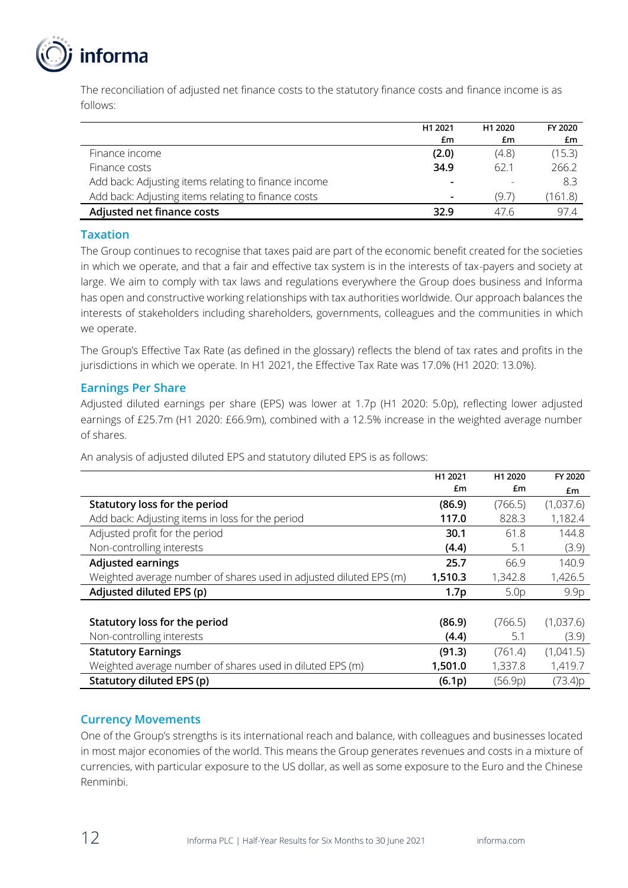The reconciliation of adjusted net finance costs to the statutory finance costs and finance income is as follows:

| | H1 2021 £m | H1 2020 £m | FY 2020 £m |
|---|---|---|---|
| Finance income | **(2.0)** | (4.8) | (15.3) |
| Finance costs | **34.9** | 62.1 | 266.2 |
| Add back: Adjusting items relating to finance income | **-** | - | 8.3 |
| Add back: Adjusting items relating to finance costs | **-** | (9.7) | (161.8) |
| **Adjusted net finance costs** | **32.9** | 47.6 | 97.4 |

## Taxation

The Group continues to recognise that taxes paid are part of the economic benefit created for the societies in which we operate, and that a fair and effective tax system is in the interests of tax-payers and society at large. We aim to comply with tax laws and regulations everywhere the Group does business and Informa has open and constructive working relationships with tax authorities worldwide. Our approach balances the interests of stakeholders including shareholders, governments, colleagues and the communities in which we operate.

The Group's Effective Tax Rate (as defined in the glossary) reflects the blend of tax rates and profits in the jurisdictions in which we operate. In H1 2021, the Effective Tax Rate was 17.0% (H1 2020: 13.0%).

## Earnings Per Share

Adjusted diluted earnings per share (EPS) was lower at 1.7p (H1 2020: 5.0p), reflecting lower adjusted earnings of £25.7m (H1 2020: £66.9m), combined with a 12.5% increase in the weighted average number of shares.

An analysis of adjusted diluted EPS and statutory diluted EPS is as follows:

| | H1 2021 £m | H1 2020 £m | FY 2020 £m |
|---|---|---|---|
| **Statutory loss for the period** | **(86.9)** | (766.5) | (1,037.6) |
| Add back: Adjusting items in loss for the period | **117.0** | 828.3 | 1,182.4 |
| Adjusted profit for the period | **30.1** | 61.8 | 144.8 |
| Non-controlling interests | **(4.4)** | 5.1 | (3.9) |
| **Adjusted earnings** | **25.7** | 66.9 | 140.9 |
| Weighted average number of shares used in adjusted diluted EPS (m) | **1,510.3** | 1,342.8 | 1,426.5 |
| **Adjusted diluted EPS (p)** | **1.7p** | 5.0p | 9.9p |
| | | | |
| **Statutory loss for the period** | **(86.9)** | (766.5) | (1,037.6) |
| Non-controlling interests | **(4.4)** | 5.1 | (3.9) |
| **Statutory Earnings** | **(91.3)** | (761.4) | (1,041.5) |
| Weighted average number of shares used in diluted EPS (m) | **1,501.0** | 1,337.8 | 1,419.7 |
| **Statutory diluted EPS (p)** | **(6.1p)** | (56.9p) | (73.4)p |

## Currency Movements

One of the Group's strengths is its international reach and balance, with colleagues and businesses located in most major economies of the world. This means the Group generates revenues and costs in a mixture of currencies, with particular exposure to the US dollar, as well as some exposure to the Euro and the Chinese Renminbi.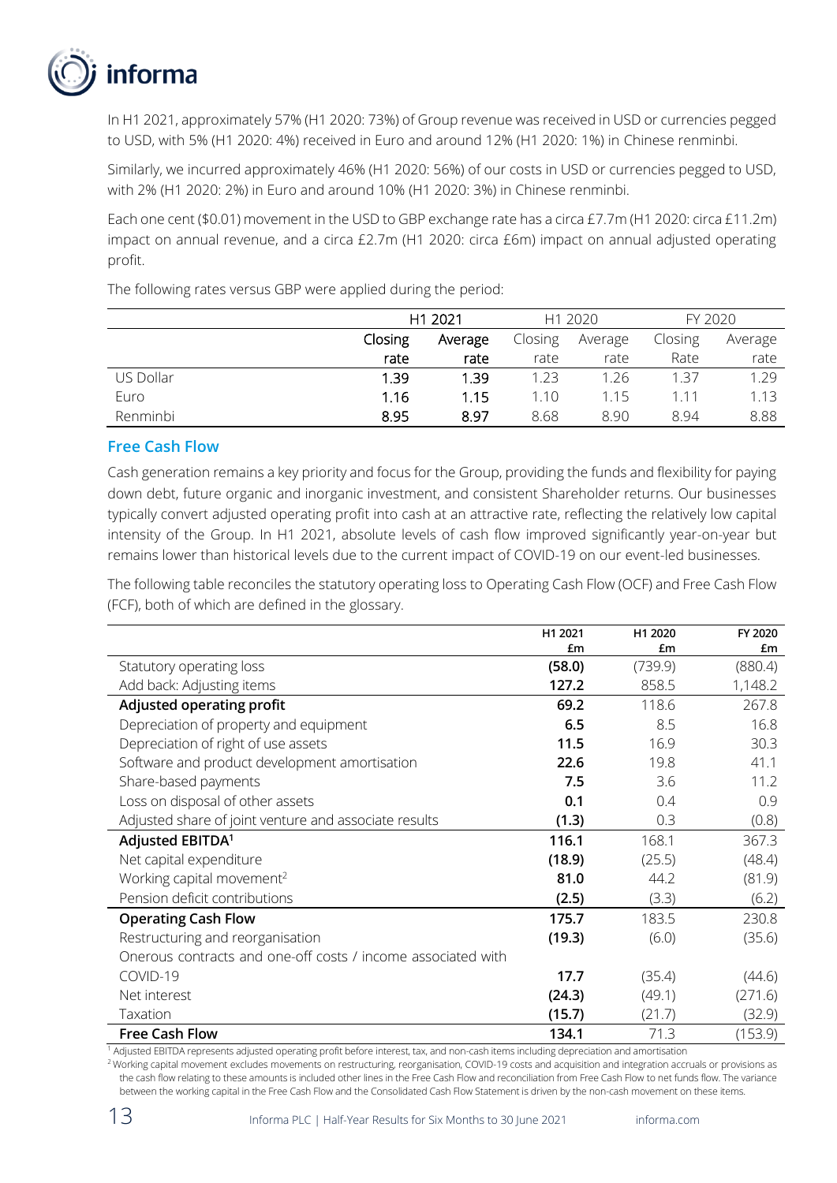In H1 2021, approximately 57% (H1 2020: 73%) of Group revenue was received in USD or currencies pegged to USD, with 5% (H1 2020: 4%) received in Euro and around 12% (H1 2020: 1%) in Chinese renminbi.

Similarly, we incurred approximately 46% (H1 2020: 56%) of our costs in USD or currencies pegged to USD, with 2% (H1 2020: 2%) in Euro and around 10% (H1 2020: 3%) in Chinese renminbi.

Each one cent ($0.01) movement in the USD to GBP exchange rate has a circa £7.7m (H1 2020: circa £11.2m) impact on annual revenue, and a circa £2.7m (H1 2020: circa £6m) impact on annual adjusted operating profit.

The following rates versus GBP were applied during the period:

| | H1 2021 | | H1 2020 | | FY 2020 | |
|---|---|---|---|---|---|---|
| | **Closing rate** | **Average rate** | Closing rate | Average rate | Closing Rate | Average rate |
| US Dollar | **1.39** | **1.39** | 1.23 | 1.26 | 1.37 | 1.29 |
| Euro | **1.16** | **1.15** | 1.10 | 1.15 | 1.11 | 1.13 |
| Renminbi | **8.95** | **8.97** | 8.68 | 8.90 | 8.94 | 8.88 |

## Free Cash Flow

Cash generation remains a key priority and focus for the Group, providing the funds and flexibility for paying down debt, future organic and inorganic investment, and consistent Shareholder returns. Our businesses typically convert adjusted operating profit into cash at an attractive rate, reflecting the relatively low capital intensity of the Group. In H1 2021, absolute levels of cash flow improved significantly year-on-year but remains lower than historical levels due to the current impact of COVID-19 on our event-led businesses.

The following table reconciles the statutory operating loss to Operating Cash Flow (OCF) and Free Cash Flow (FCF), both of which are defined in the glossary.

| | H1 2021 £m | H1 2020 £m | FY 2020 £m |
|---|---|---|---|
| Statutory operating loss | **(58.0)** | (739.9) | (880.4) |
| Add back: Adjusting items | **127.2** | 858.5 | 1,148.2 |
| **Adjusted operating profit** | **69.2** | 118.6 | 267.8 |
| Depreciation of property and equipment | **6.5** | 8.5 | 16.8 |
| Depreciation of right of use assets | **11.5** | 16.9 | 30.3 |
| Software and product development amortisation | **22.6** | 19.8 | 41.1 |
| Share-based payments | **7.5** | 3.6 | 11.2 |
| Loss on disposal of other assets | **0.1** | 0.4 | 0.9 |
| Adjusted share of joint venture and associate results | **(1.3)** | 0.3 | (0.8) |
| **Adjusted EBITDA[1]** | **116.1** | 168.1 | 367.3 |
| Net capital expenditure | **(18.9)** | (25.5) | (48.4) |
| Working capital movement[2] | **81.0** | 44.2 | (81.9) |
| Pension deficit contributions | **(2.5)** | (3.3) | (6.2) |
| **Operating Cash Flow** | **175.7** | 183.5 | 230.8 |
| Restructuring and reorganisation | **(19.3)** | (6.0) | (35.6) |
| Onerous contracts and one-off costs / income associated with COVID-19 | **17.7** | (35.4) | (44.6) |
| Net interest | **(24.3)** | (49.1) | (271.6) |
| Taxation | **(15.7)** | (21.7) | (32.9) |
| **Free Cash Flow** | **134.1** | 71.3 | (153.9) |

[1] Adjusted EBITDA represents adjusted operating profit before interest, tax, and non-cash items including depreciation and amortisation

[2] Working capital movement excludes movements on restructuring, reorganisation, COVID-19 costs and acquisition and integration accruals or provisions as the cash flow relating to these amounts is included other lines in the Free Cash Flow and reconciliation from Free Cash Flow to net funds flow. The variance between the working capital in the Free Cash Flow and the Consolidated Cash Flow Statement is driven by the non-cash movement on these items.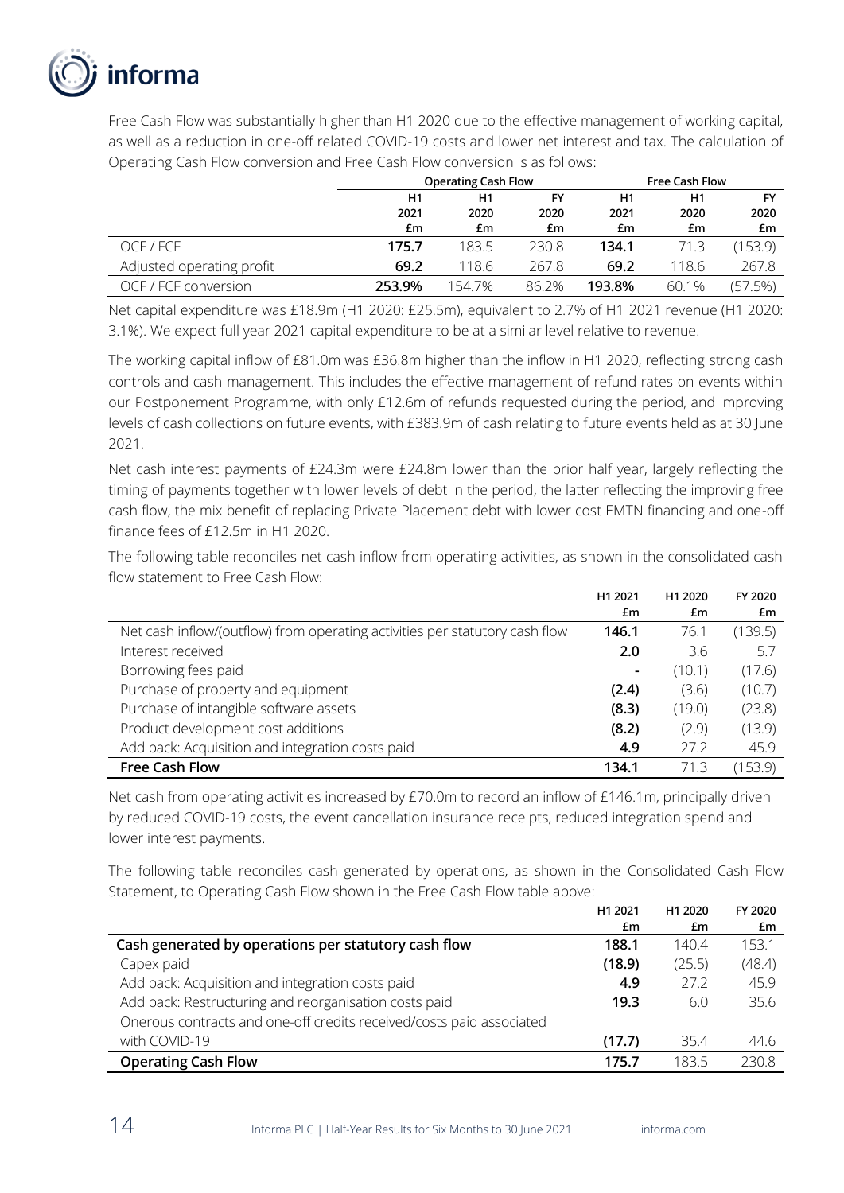Free Cash Flow was substantially higher than H1 2020 due to the effective management of working capital, as well as a reduction in one-off related COVID-19 costs and lower net interest and tax. The calculation of Operating Cash Flow conversion and Free Cash Flow conversion is as follows:

| | Operating Cash Flow | | | Free Cash Flow | | |
|---|---|---|---|---|---|---|
| | H1 2021 £m | H1 2020 £m | FY 2020 £m | H1 2021 £m | H1 2020 £m | FY 2020 £m |
| OCF / FCF | **175.7** | 183.5 | 230.8 | **134.1** | 71.3 | (153.9) |
| Adjusted operating profit | **69.2** | 118.6 | 267.8 | **69.2** | 118.6 | 267.8 |
| OCF / FCF conversion | **253.9%** | 154.7% | 86.2% | **193.8%** | 60.1% | (57.5%) |

Net capital expenditure was £18.9m (H1 2020: £25.5m), equivalent to 2.7% of H1 2021 revenue (H1 2020: 3.1%). We expect full year 2021 capital expenditure to be at a similar level relative to revenue.

The working capital inflow of £81.0m was £36.8m higher than the inflow in H1 2020, reflecting strong cash controls and cash management. This includes the effective management of refund rates on events within our Postponement Programme, with only £12.6m of refunds requested during the period, and improving levels of cash collections on future events, with £383.9m of cash relating to future events held as at 30 June 2021.

Net cash interest payments of £24.3m were £24.8m lower than the prior half year, largely reflecting the timing of payments together with lower levels of debt in the period, the latter reflecting the improving free cash flow, the mix benefit of replacing Private Placement debt with lower cost EMTN financing and one-off finance fees of £12.5m in H1 2020.

The following table reconciles net cash inflow from operating activities, as shown in the consolidated cash flow statement to Free Cash Flow:

| | H1 2021 £m | H1 2020 £m | FY 2020 £m |
|---|---|---|---|
| Net cash inflow/(outflow) from operating activities per statutory cash flow | **146.1** | 76.1 | (139.5) |
| Interest received | **2.0** | 3.6 | 5.7 |
| Borrowing fees paid | **-** | (10.1) | (17.6) |
| Purchase of property and equipment | **(2.4)** | (3.6) | (10.7) |
| Purchase of intangible software assets | **(8.3)** | (19.0) | (23.8) |
| Product development cost additions | **(8.2)** | (2.9) | (13.9) |
| Add back: Acquisition and integration costs paid | **4.9** | 27.2 | 45.9 |
| **Free Cash Flow** | **134.1** | 71.3 | (153.9) |

Net cash from operating activities increased by £70.0m to record an inflow of £146.1m, principally driven by reduced COVID-19 costs, the event cancellation insurance receipts, reduced integration spend and lower interest payments.

The following table reconciles cash generated by operations, as shown in the Consolidated Cash Flow Statement, to Operating Cash Flow shown in the Free Cash Flow table above:

| | H1 2021 £m | H1 2020 £m | FY 2020 £m |
|---|---|---|---|
| **Cash generated by operations per statutory cash flow** | **188.1** | 140.4 | 153.1 |
| Capex paid | **(18.9)** | (25.5) | (48.4) |
| Add back: Acquisition and integration costs paid | **4.9** | 27.2 | 45.9 |
| Add back: Restructuring and reorganisation costs paid | **19.3** | 6.0 | 35.6 |
| Onerous contracts and one-off credits received/costs paid associated with COVID-19 | **(17.7)** | 35.4 | 44.6 |
| **Operating Cash Flow** | **175.7** | 183.5 | 230.8 |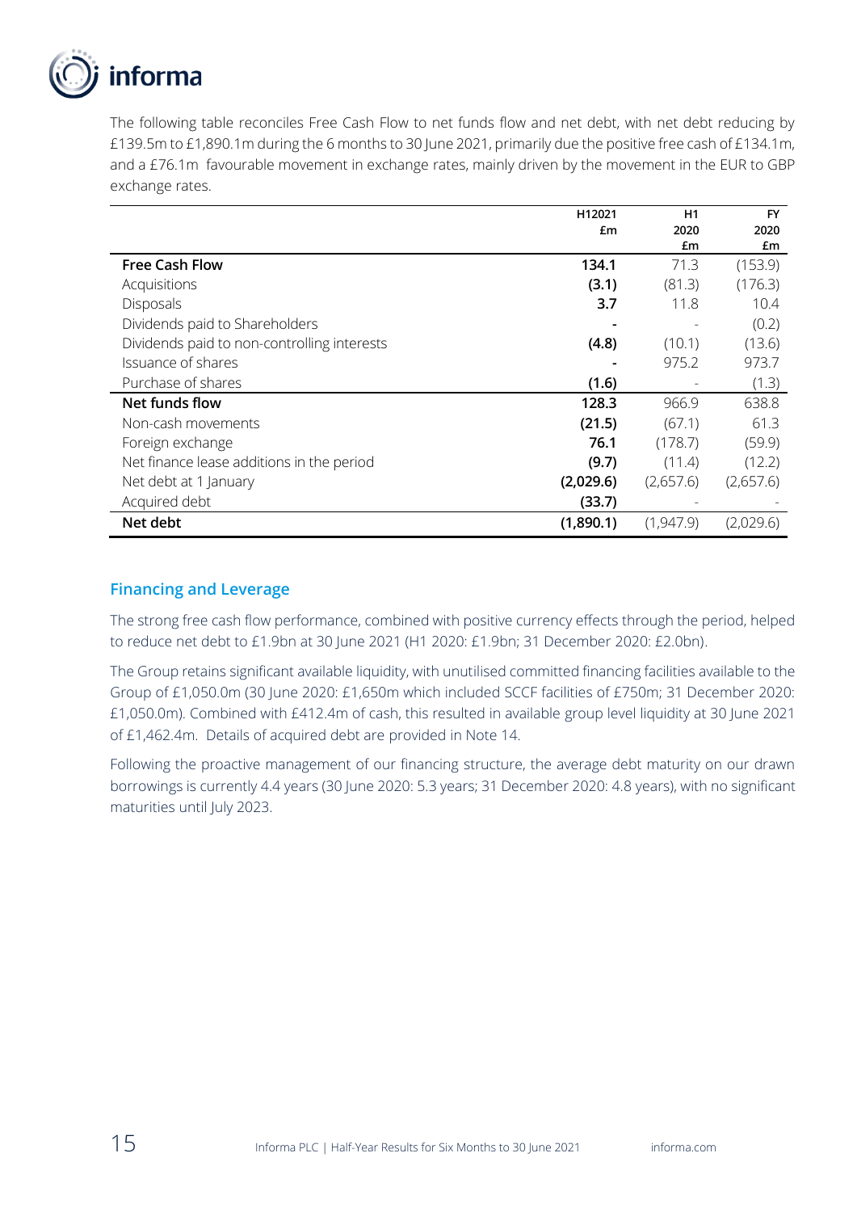The following table reconciles Free Cash Flow to net funds flow and net debt, with net debt reducing by £139.5m to £1,890.1m during the 6 months to 30 June 2021, primarily due the positive free cash of £134.1m, and a £76.1m favourable movement in exchange rates, mainly driven by the movement in the EUR to GBP exchange rates.

| | H12021 £m | H1 2020 £m | FY 2020 £m |
|---|---|---|---|
| **Free Cash Flow** | **134.1** | 71.3 | (153.9) |
| Acquisitions | **(3.1)** | (81.3) | (176.3) |
| Disposals | **3.7** | 11.8 | 10.4 |
| Dividends paid to Shareholders | **-** | - | (0.2) |
| Dividends paid to non-controlling interests | **(4.8)** | (10.1) | (13.6) |
| Issuance of shares | **-** | 975.2 | 973.7 |
| Purchase of shares | **(1.6)** | - | (1.3) |
| **Net funds flow** | **128.3** | 966.9 | 638.8 |
| Non-cash movements | **(21.5)** | (67.1) | 61.3 |
| Foreign exchange | **76.1** | (178.7) | (59.9) |
| Net finance lease additions in the period | **(9.7)** | (11.4) | (12.2) |
| Net debt at 1 January | **(2,029.6)** | (2,657.6) | (2,657.6) |
| Acquired debt | **(33.7)** | - | - |
| **Net debt** | **(1,890.1)** | (1,947.9) | (2,029.6) |

## Financing and Leverage

The strong free cash flow performance, combined with positive currency effects through the period, helped to reduce net debt to £1.9bn at 30 June 2021 (H1 2020: £1.9bn; 31 December 2020: £2.0bn).

The Group retains significant available liquidity, with unutilised committed financing facilities available to the Group of £1,050.0m (30 June 2020: £1,650m which included SCCF facilities of £750m; 31 December 2020: £1,050.0m). Combined with £412.4m of cash, this resulted in available group level liquidity at 30 June 2021 of £1,462.4m. Details of acquired debt are provided in Note 14.

Following the proactive management of our financing structure, the average debt maturity on our drawn borrowings is currently 4.4 years (30 June 2020: 5.3 years; 31 December 2020: 4.8 years), with no significant maturities until July 2023.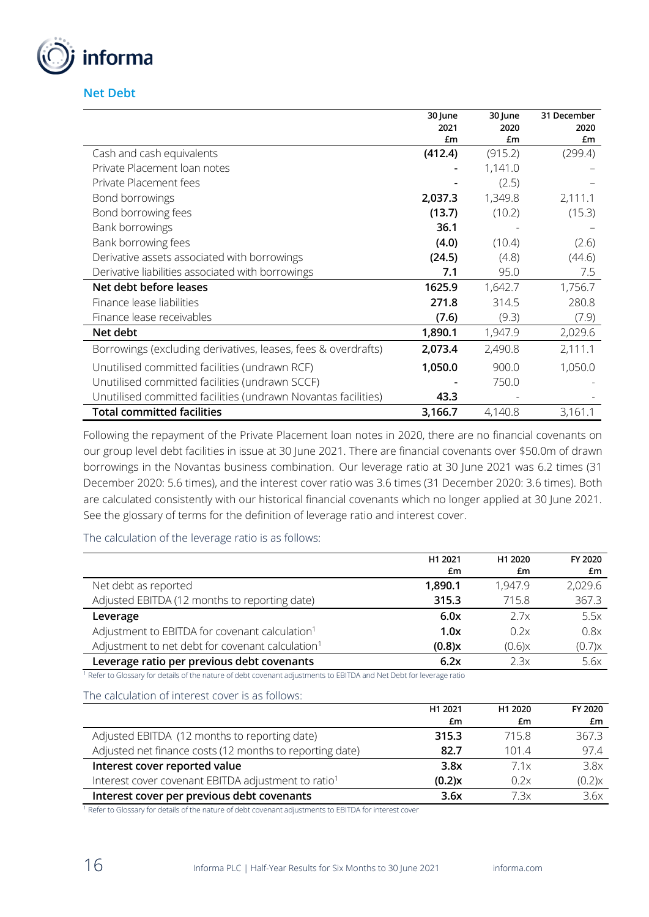## Net Debt

| | 30 June 2021 £m | 30 June 2020 £m | 31 December 2020 £m |
|---|---|---|---|
| Cash and cash equivalents | **(412.4)** | (915.2) | (299.4) |
| Private Placement loan notes | **-** | 1,141.0 | – |
| Private Placement fees | **-** | (2.5) | – |
| Bond borrowings | **2,037.3** | 1,349.8 | 2,111.1 |
| Bond borrowing fees | **(13.7)** | (10.2) | (15.3) |
| Bank borrowings | **36.1** | - | – |
| Bank borrowing fees | **(4.0)** | (10.4) | (2.6) |
| Derivative assets associated with borrowings | **(24.5)** | (4.8) | (44.6) |
| Derivative liabilities associated with borrowings | **7.1** | 95.0 | 7.5 |
| **Net debt before leases** | **1625.9** | 1,642.7 | 1,756.7 |
| Finance lease liabilities | **271.8** | 314.5 | 280.8 |
| Finance lease receivables | **(7.6)** | (9.3) | (7.9) |
| **Net debt** | **1,890.1** | 1,947.9 | 2,029.6 |
| Borrowings (excluding derivatives, leases, fees & overdrafts) | **2,073.4** | 2,490.8 | 2,111.1 |
| Unutilised committed facilities (undrawn RCF) | **1,050.0** | 900.0 | 1,050.0 |
| Unutilised committed facilities (undrawn SCCF) | **-** | 750.0 | - |
| Unutilised committed facilities (undrawn Novantas facilities) | **43.3** | - | - |
| **Total committed facilities** | **3,166.7** | 4,140.8 | 3,161.1 |

Following the repayment of the Private Placement loan notes in 2020, there are no financial covenants on our group level debt facilities in issue at 30 June 2021. There are financial covenants over $50.0m of drawn borrowings in the Novantas business combination. Our leverage ratio at 30 June 2021 was 6.2 times (31 December 2020: 5.6 times), and the interest cover ratio was 3.6 times (31 December 2020: 3.6 times). Both are calculated consistently with our historical financial covenants which no longer applied at 30 June 2021. See the glossary of terms for the definition of leverage ratio and interest cover.

The calculation of the leverage ratio is as follows:

| | H1 2021 £m | H1 2020 £m | FY 2020 £m |
|---|---|---|---|
| Net debt as reported | **1,890.1** | 1,947.9 | 2,029.6 |
| Adjusted EBITDA (12 months to reporting date) | **315.3** | 715.8 | 367.3 |
| **Leverage** | **6.0x** | 2.7x | 5.5x |
| Adjustment to EBITDA for covenant calculation[1] | **1.0x** | 0.2x | 0.8x |
| Adjustment to net debt for covenant calculation[1] | **(0.8)x** | (0.6)x | (0.7)x |
| **Leverage ratio per previous debt covenants** | **6.2x** | 2.3x | 5.6x |

[1] Refer to Glossary for details of the nature of debt covenant adjustments to EBITDA and Net Debt for leverage ratio

The calculation of interest cover is as follows:

| | H1 2021 £m | H1 2020 £m | FY 2020 £m |
|---|---|---|---|
| Adjusted EBITDA (12 months to reporting date) | **315.3** | 715.8 | 367.3 |
| Adjusted net finance costs (12 months to reporting date) | **82.7** | 101.4 | 97.4 |
| **Interest cover reported value** | **3.8x** | 7.1x | 3.8x |
| Interest cover covenant EBITDA adjustment to ratio[1] | **(0.2)x** | 0.2x | (0.2)x |
| **Interest cover per previous debt covenants** | **3.6x** | 7.3x | 3.6x |

[1] Refer to Glossary for details of the nature of debt covenant adjustments to EBITDA for interest cover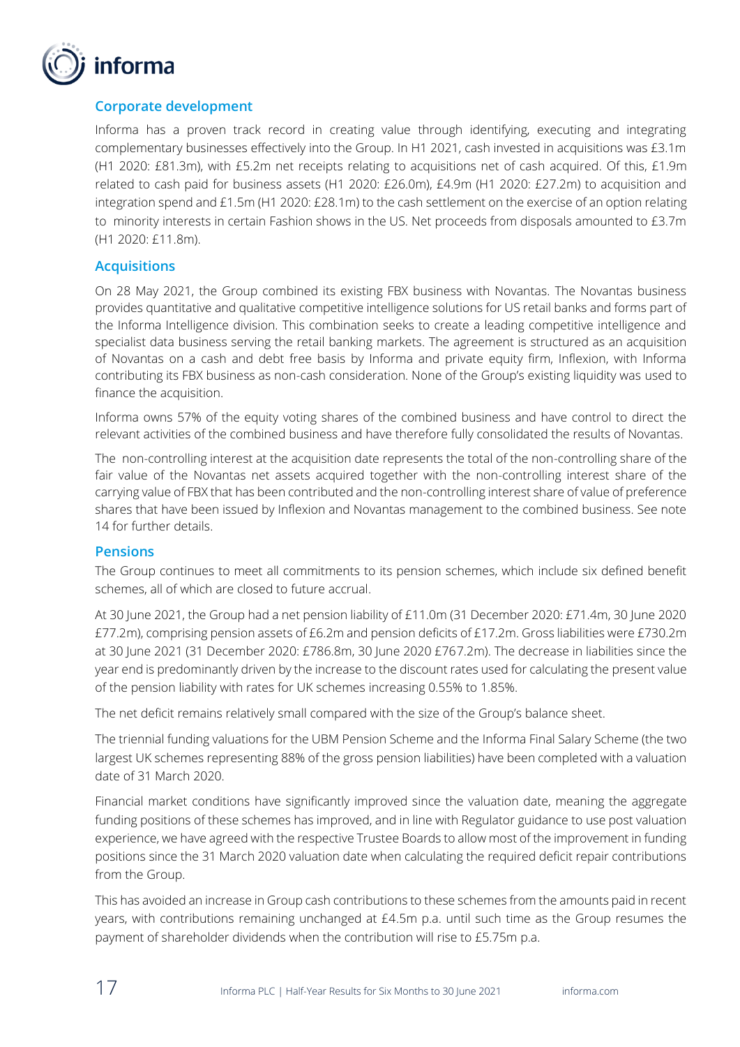## Corporate development

Informa has a proven track record in creating value through identifying, executing and integrating complementary businesses effectively into the Group. In H1 2021, cash invested in acquisitions was £3.1m (H1 2020: £81.3m), with £5.2m net receipts relating to acquisitions net of cash acquired. Of this, £1.9m related to cash paid for business assets (H1 2020: £26.0m), £4.9m (H1 2020: £27.2m) to acquisition and integration spend and £1.5m (H1 2020: £28.1m) to the cash settlement on the exercise of an option relating to minority interests in certain Fashion shows in the US. Net proceeds from disposals amounted to £3.7m (H1 2020: £11.8m).

## Acquisitions

On 28 May 2021, the Group combined its existing FBX business with Novantas. The Novantas business provides quantitative and qualitative competitive intelligence solutions for US retail banks and forms part of the Informa Intelligence division. This combination seeks to create a leading competitive intelligence and specialist data business serving the retail banking markets. The agreement is structured as an acquisition of Novantas on a cash and debt free basis by Informa and private equity firm, Inflexion, with Informa contributing its FBX business as non-cash consideration. None of the Group's existing liquidity was used to finance the acquisition.

Informa owns 57% of the equity voting shares of the combined business and have control to direct the relevant activities of the combined business and have therefore fully consolidated the results of Novantas.

The non-controlling interest at the acquisition date represents the total of the non-controlling share of the fair value of the Novantas net assets acquired together with the non-controlling interest share of the carrying value of FBX that has been contributed and the non-controlling interest share of value of preference shares that have been issued by Inflexion and Novantas management to the combined business. See note 14 for further details.

## Pensions

The Group continues to meet all commitments to its pension schemes, which include six defined benefit schemes, all of which are closed to future accrual.

At 30 June 2021, the Group had a net pension liability of £11.0m (31 December 2020: £71.4m, 30 June 2020 £77.2m), comprising pension assets of £6.2m and pension deficits of £17.2m. Gross liabilities were £730.2m at 30 June 2021 (31 December 2020: £786.8m, 30 June 2020 £767.2m). The decrease in liabilities since the year end is predominantly driven by the increase to the discount rates used for calculating the present value of the pension liability with rates for UK schemes increasing 0.55% to 1.85%.

The net deficit remains relatively small compared with the size of the Group's balance sheet.

The triennial funding valuations for the UBM Pension Scheme and the Informa Final Salary Scheme (the two largest UK schemes representing 88% of the gross pension liabilities) have been completed with a valuation date of 31 March 2020.

Financial market conditions have significantly improved since the valuation date, meaning the aggregate funding positions of these schemes has improved, and in line with Regulator guidance to use post valuation experience, we have agreed with the respective Trustee Boards to allow most of the improvement in funding positions since the 31 March 2020 valuation date when calculating the required deficit repair contributions from the Group.

This has avoided an increase in Group cash contributions to these schemes from the amounts paid in recent years, with contributions remaining unchanged at £4.5m p.a. until such time as the Group resumes the payment of shareholder dividends when the contribution will rise to £5.75m p.a.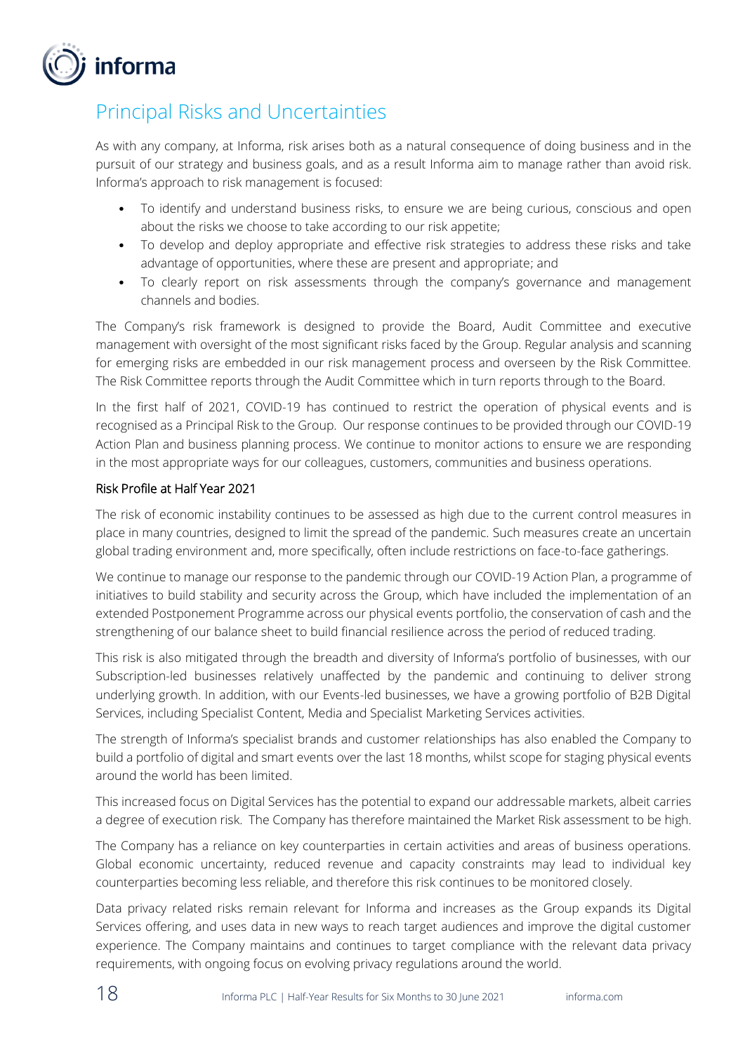# Principal Risks and Uncertainties

As with any company, at Informa, risk arises both as a natural consequence of doing business and in the pursuit of our strategy and business goals, and as a result Informa aim to manage rather than avoid risk. Informa's approach to risk management is focused:

- To identify and understand business risks, to ensure we are being curious, conscious and open about the risks we choose to take according to our risk appetite;
- To develop and deploy appropriate and effective risk strategies to address these risks and take advantage of opportunities, where these are present and appropriate; and
- To clearly report on risk assessments through the company's governance and management channels and bodies.

The Company's risk framework is designed to provide the Board, Audit Committee and executive management with oversight of the most significant risks faced by the Group. Regular analysis and scanning for emerging risks are embedded in our risk management process and overseen by the Risk Committee. The Risk Committee reports through the Audit Committee which in turn reports through to the Board.

In the first half of 2021, COVID-19 has continued to restrict the operation of physical events and is recognised as a Principal Risk to the Group. Our response continues to be provided through our COVID-19 Action Plan and business planning process. We continue to monitor actions to ensure we are responding in the most appropriate ways for our colleagues, customers, communities and business operations.

## Risk Profile at Half Year 2021

The risk of economic instability continues to be assessed as high due to the current control measures in place in many countries, designed to limit the spread of the pandemic. Such measures create an uncertain global trading environment and, more specifically, often include restrictions on face-to-face gatherings.

We continue to manage our response to the pandemic through our COVID-19 Action Plan, a programme of initiatives to build stability and security across the Group, which have included the implementation of an extended Postponement Programme across our physical events portfolio, the conservation of cash and the strengthening of our balance sheet to build financial resilience across the period of reduced trading.

This risk is also mitigated through the breadth and diversity of Informa's portfolio of businesses, with our Subscription-led businesses relatively unaffected by the pandemic and continuing to deliver strong underlying growth. In addition, with our Events-led businesses, we have a growing portfolio of B2B Digital Services, including Specialist Content, Media and Specialist Marketing Services activities.

The strength of Informa's specialist brands and customer relationships has also enabled the Company to build a portfolio of digital and smart events over the last 18 months, whilst scope for staging physical events around the world has been limited.

This increased focus on Digital Services has the potential to expand our addressable markets, albeit carries a degree of execution risk. The Company has therefore maintained the Market Risk assessment to be high.

The Company has a reliance on key counterparties in certain activities and areas of business operations. Global economic uncertainty, reduced revenue and capacity constraints may lead to individual key counterparties becoming less reliable, and therefore this risk continues to be monitored closely.

Data privacy related risks remain relevant for Informa and increases as the Group expands its Digital Services offering, and uses data in new ways to reach target audiences and improve the digital customer experience. The Company maintains and continues to target compliance with the relevant data privacy requirements, with ongoing focus on evolving privacy regulations around the world.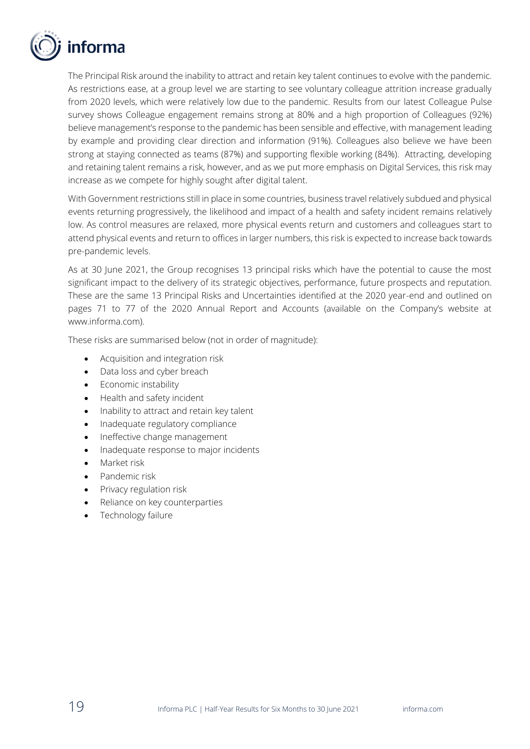The Principal Risk around the inability to attract and retain key talent continues to evolve with the pandemic. As restrictions ease, at a group level we are starting to see voluntary colleague attrition increase gradually from 2020 levels, which were relatively low due to the pandemic. Results from our latest Colleague Pulse survey shows Colleague engagement remains strong at 80% and a high proportion of Colleagues (92%) believe management's response to the pandemic has been sensible and effective, with management leading by example and providing clear direction and information (91%). Colleagues also believe we have been strong at staying connected as teams (87%) and supporting flexible working (84%). Attracting, developing and retaining talent remains a risk, however, and as we put more emphasis on Digital Services, this risk may increase as we compete for highly sought after digital talent.

With Government restrictions still in place in some countries, business travel relatively subdued and physical events returning progressively, the likelihood and impact of a health and safety incident remains relatively low. As control measures are relaxed, more physical events return and customers and colleagues start to attend physical events and return to offices in larger numbers, this risk is expected to increase back towards pre-pandemic levels.

As at 30 June 2021, the Group recognises 13 principal risks which have the potential to cause the most significant impact to the delivery of its strategic objectives, performance, future prospects and reputation. These are the same 13 Principal Risks and Uncertainties identified at the 2020 year-end and outlined on pages 71 to 77 of the 2020 Annual Report and Accounts (available on the Company's website at www.informa.com).

These risks are summarised below (not in order of magnitude):

- Acquisition and integration risk
- Data loss and cyber breach
- Economic instability
- Health and safety incident
- Inability to attract and retain key talent
- Inadequate regulatory compliance
- Ineffective change management
- Inadequate response to major incidents
- Market risk
- Pandemic risk
- Privacy regulation risk
- Reliance on key counterparties
- Technology failure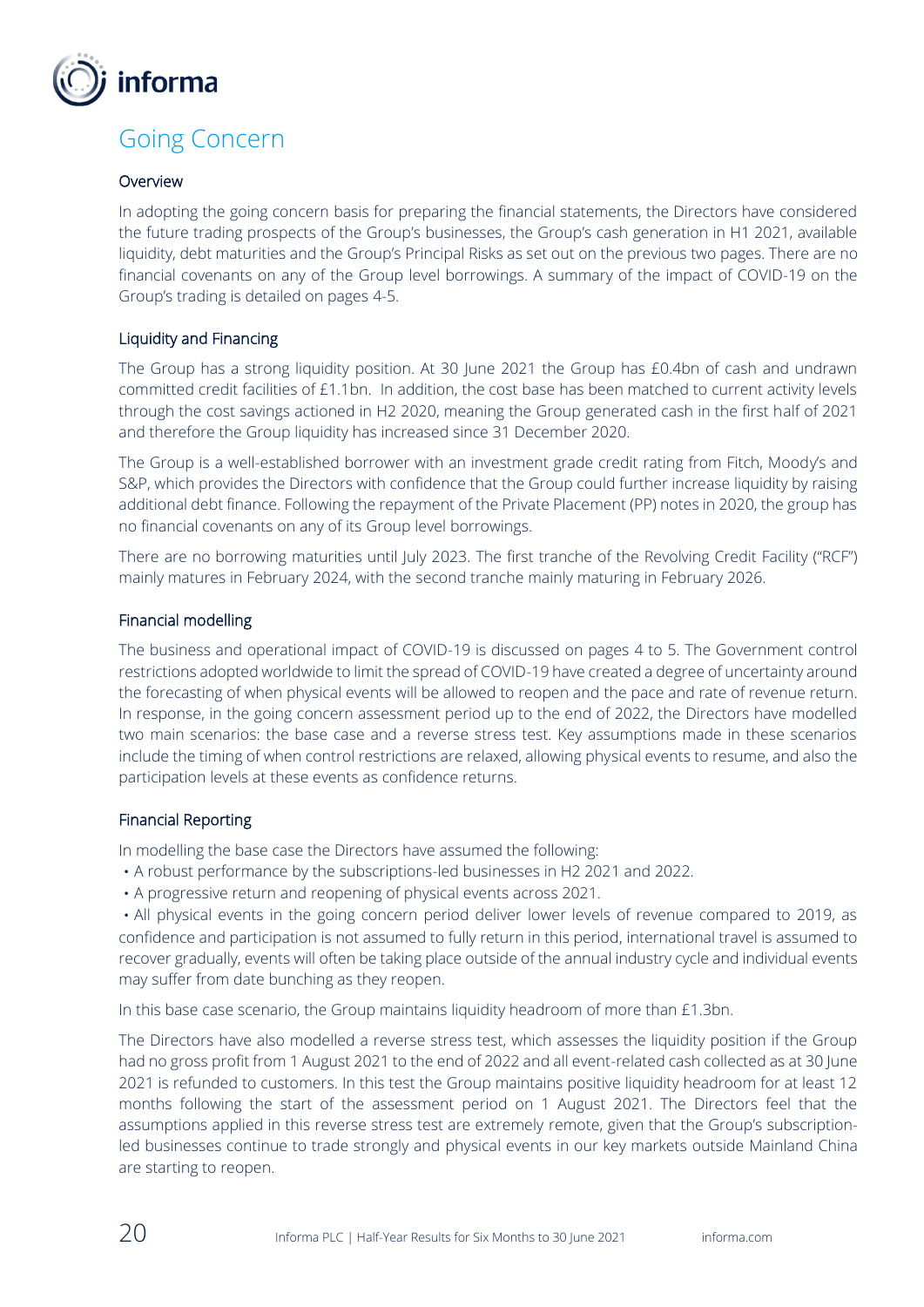# Going Concern

### Overview

In adopting the going concern basis for preparing the financial statements, the Directors have considered the future trading prospects of the Group's businesses, the Group's cash generation in H1 2021, available liquidity, debt maturities and the Group's Principal Risks as set out on the previous two pages. There are no financial covenants on any of the Group level borrowings. A summary of the impact of COVID-19 on the Group's trading is detailed on pages 4-5.

### Liquidity and Financing

The Group has a strong liquidity position. At 30 June 2021 the Group has £0.4bn of cash and undrawn committed credit facilities of £1.1bn. In addition, the cost base has been matched to current activity levels through the cost savings actioned in H2 2020, meaning the Group generated cash in the first half of 2021 and therefore the Group liquidity has increased since 31 December 2020.

The Group is a well-established borrower with an investment grade credit rating from Fitch, Moody's and S&P, which provides the Directors with confidence that the Group could further increase liquidity by raising additional debt finance. Following the repayment of the Private Placement (PP) notes in 2020, the group has no financial covenants on any of its Group level borrowings.

There are no borrowing maturities until July 2023. The first tranche of the Revolving Credit Facility ("RCF") mainly matures in February 2024, with the second tranche mainly maturing in February 2026.

### Financial modelling

The business and operational impact of COVID-19 is discussed on pages 4 to 5. The Government control restrictions adopted worldwide to limit the spread of COVID-19 have created a degree of uncertainty around the forecasting of when physical events will be allowed to reopen and the pace and rate of revenue return. In response, in the going concern assessment period up to the end of 2022, the Directors have modelled two main scenarios: the base case and a reverse stress test. Key assumptions made in these scenarios include the timing of when control restrictions are relaxed, allowing physical events to resume, and also the participation levels at these events as confidence returns.

### Financial Reporting

In modelling the base case the Directors have assumed the following:

- A robust performance by the subscriptions-led businesses in H2 2021 and 2022.
- A progressive return and reopening of physical events across 2021.
- All physical events in the going concern period deliver lower levels of revenue compared to 2019, as confidence and participation is not assumed to fully return in this period, international travel is assumed to recover gradually, events will often be taking place outside of the annual industry cycle and individual events may suffer from date bunching as they reopen.

In this base case scenario, the Group maintains liquidity headroom of more than £1.3bn.

The Directors have also modelled a reverse stress test, which assesses the liquidity position if the Group had no gross profit from 1 August 2021 to the end of 2022 and all event-related cash collected as at 30 June 2021 is refunded to customers. In this test the Group maintains positive liquidity headroom for at least 12 months following the start of the assessment period on 1 August 2021. The Directors feel that the assumptions applied in this reverse stress test are extremely remote, given that the Group's subscription-led businesses continue to trade strongly and physical events in our key markets outside Mainland China are starting to reopen.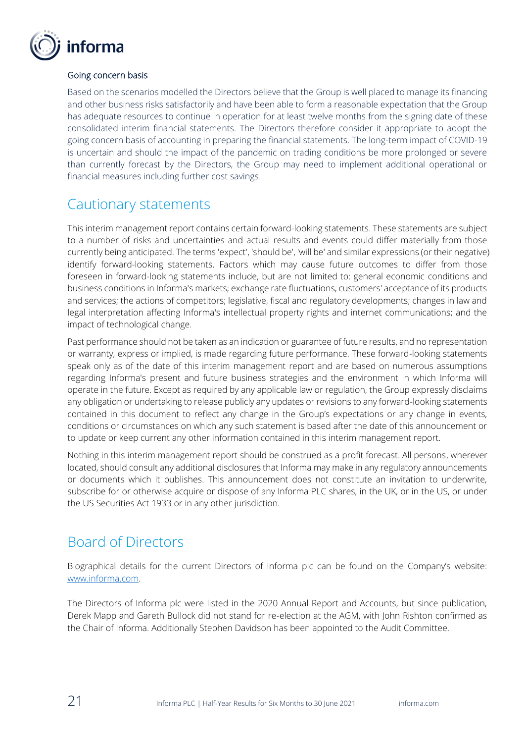### Going concern basis

Based on the scenarios modelled the Directors believe that the Group is well placed to manage its financing and other business risks satisfactorily and have been able to form a reasonable expectation that the Group has adequate resources to continue in operation for at least twelve months from the signing date of these consolidated interim financial statements. The Directors therefore consider it appropriate to adopt the going concern basis of accounting in preparing the financial statements. The long-term impact of COVID-19 is uncertain and should the impact of the pandemic on trading conditions be more prolonged or severe than currently forecast by the Directors, the Group may need to implement additional operational or financial measures including further cost savings.

## Cautionary statements

This interim management report contains certain forward-looking statements. These statements are subject to a number of risks and uncertainties and actual results and events could differ materially from those currently being anticipated. The terms 'expect', 'should be', 'will be' and similar expressions (or their negative) identify forward-looking statements. Factors which may cause future outcomes to differ from those foreseen in forward-looking statements include, but are not limited to: general economic conditions and business conditions in Informa's markets; exchange rate fluctuations, customers' acceptance of its products and services; the actions of competitors; legislative, fiscal and regulatory developments; changes in law and legal interpretation affecting Informa's intellectual property rights and internet communications; and the impact of technological change.

Past performance should not be taken as an indication or guarantee of future results, and no representation or warranty, express or implied, is made regarding future performance. These forward-looking statements speak only as of the date of this interim management report and are based on numerous assumptions regarding Informa's present and future business strategies and the environment in which Informa will operate in the future. Except as required by any applicable law or regulation, the Group expressly disclaims any obligation or undertaking to release publicly any updates or revisions to any forward-looking statements contained in this document to reflect any change in the Group's expectations or any change in events, conditions or circumstances on which any such statement is based after the date of this announcement or to update or keep current any other information contained in this interim management report.

Nothing in this interim management report should be construed as a profit forecast. All persons, wherever located, should consult any additional disclosures that Informa may make in any regulatory announcements or documents which it publishes. This announcement does not constitute an invitation to underwrite, subscribe for or otherwise acquire or dispose of any Informa PLC shares, in the UK, or in the US, or under the US Securities Act 1933 or in any other jurisdiction.

## Board of Directors

Biographical details for the current Directors of Informa plc can be found on the Company's website: [www.informa.com](www.informa.com).

The Directors of Informa plc were listed in the 2020 Annual Report and Accounts, but since publication, Derek Mapp and Gareth Bullock did not stand for re-election at the AGM, with John Rishton confirmed as the Chair of Informa. Additionally Stephen Davidson has been appointed to the Audit Committee.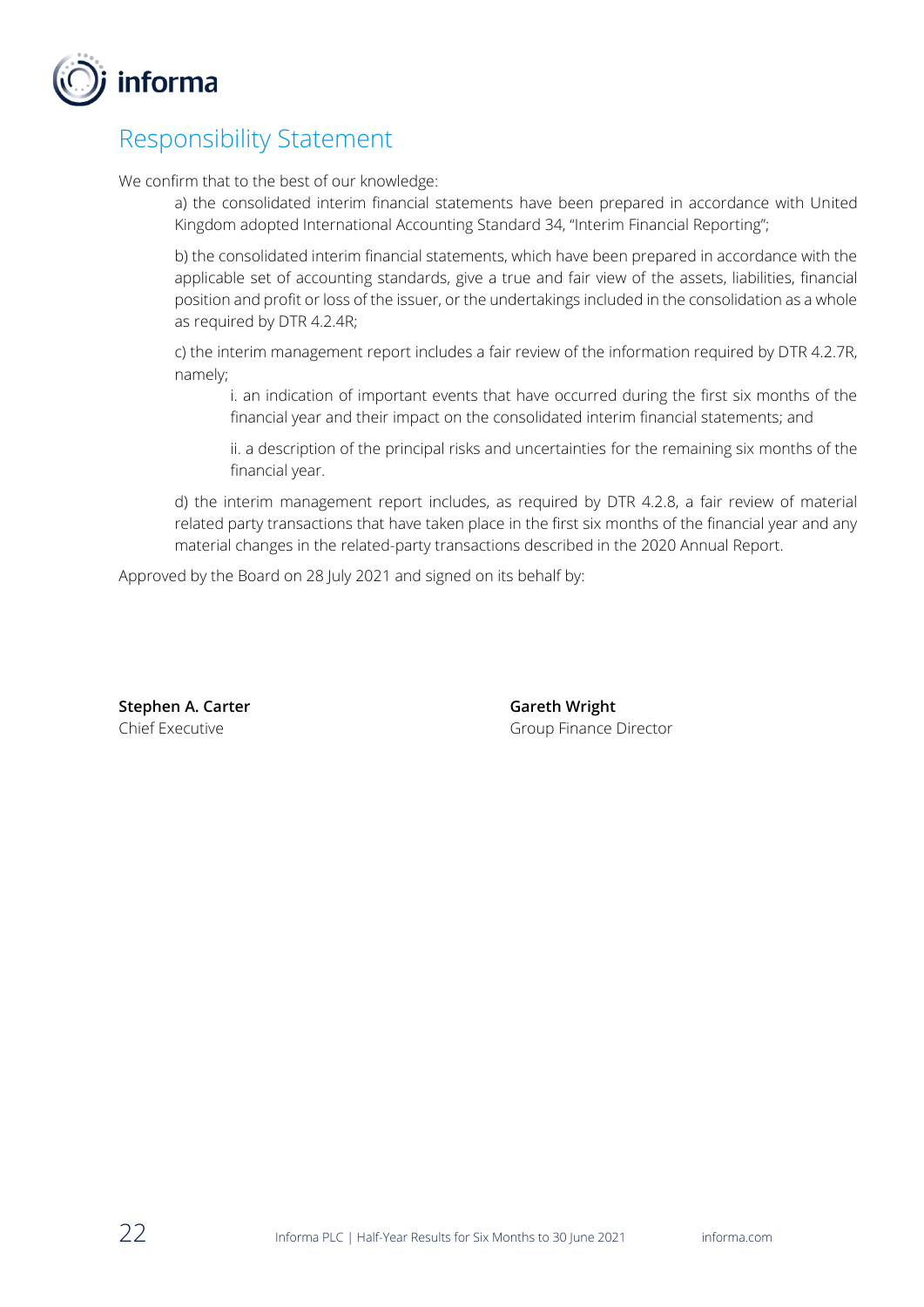# Responsibility Statement

We confirm that to the best of our knowledge:

a) the consolidated interim financial statements have been prepared in accordance with United Kingdom adopted International Accounting Standard 34, "Interim Financial Reporting";

b) the consolidated interim financial statements, which have been prepared in accordance with the applicable set of accounting standards, give a true and fair view of the assets, liabilities, financial position and profit or loss of the issuer, or the undertakings included in the consolidation as a whole as required by DTR 4.2.4R;

c) the interim management report includes a fair review of the information required by DTR 4.2.7R, namely;

i. an indication of important events that have occurred during the first six months of the financial year and their impact on the consolidated interim financial statements; and

ii. a description of the principal risks and uncertainties for the remaining six months of the financial year.

d) the interim management report includes, as required by DTR 4.2.8, a fair review of material related party transactions that have taken place in the first six months of the financial year and any material changes in the related-party transactions described in the 2020 Annual Report.

Approved by the Board on 28 July 2021 and signed on its behalf by:

**Stephen A. Carter**
Chief Executive

**Gareth Wright**
Group Finance Director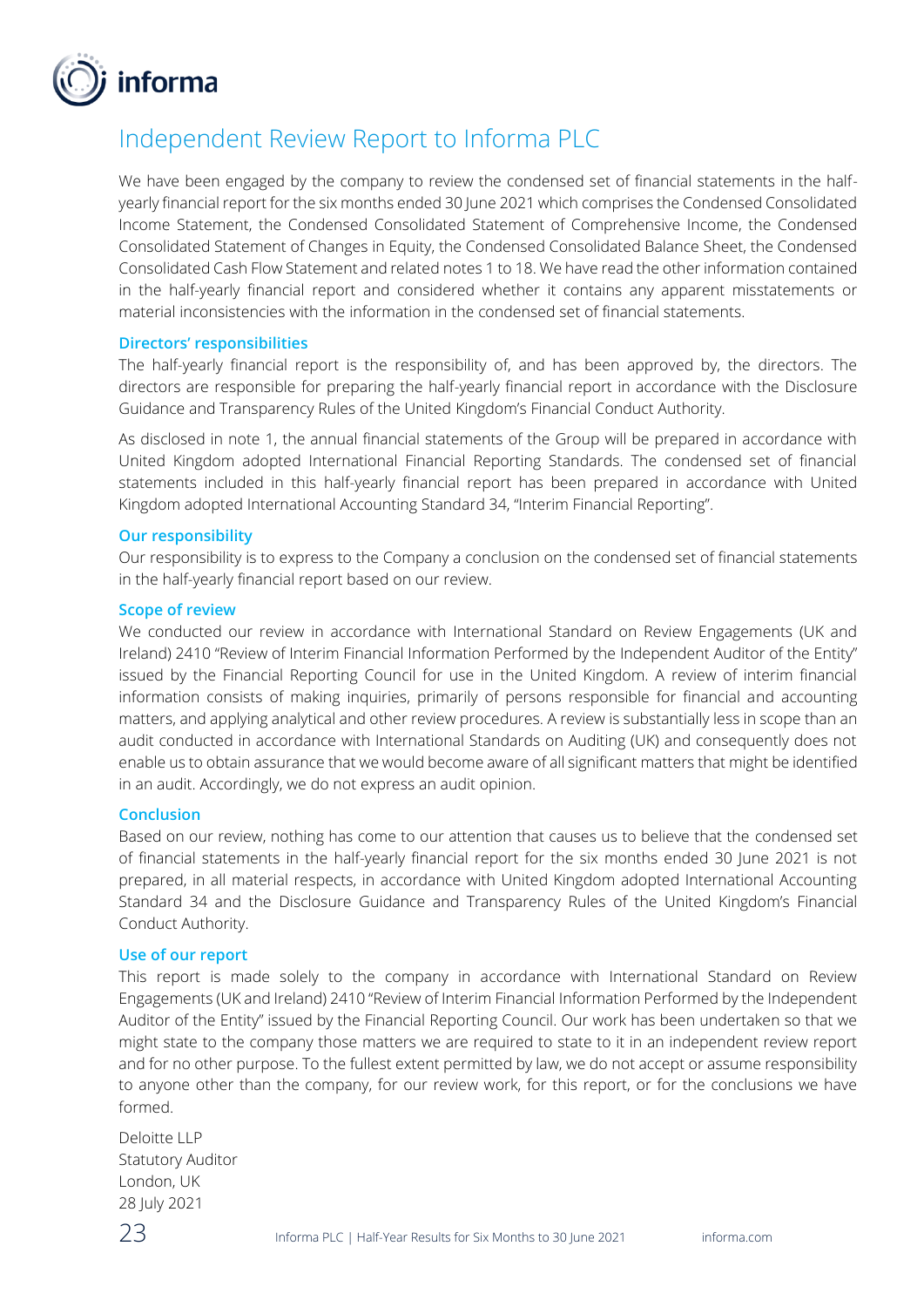# Independent Review Report to Informa PLC

We have been engaged by the company to review the condensed set of financial statements in the half-yearly financial report for the six months ended 30 June 2021 which comprises the Condensed Consolidated Income Statement, the Condensed Consolidated Statement of Comprehensive Income, the Condensed Consolidated Statement of Changes in Equity, the Condensed Consolidated Balance Sheet, the Condensed Consolidated Cash Flow Statement and related notes 1 to 18. We have read the other information contained in the half-yearly financial report and considered whether it contains any apparent misstatements or material inconsistencies with the information in the condensed set of financial statements.

## Directors' responsibilities

The half-yearly financial report is the responsibility of, and has been approved by, the directors. The directors are responsible for preparing the half-yearly financial report in accordance with the Disclosure Guidance and Transparency Rules of the United Kingdom's Financial Conduct Authority.

As disclosed in note 1, the annual financial statements of the Group will be prepared in accordance with United Kingdom adopted International Financial Reporting Standards. The condensed set of financial statements included in this half-yearly financial report has been prepared in accordance with United Kingdom adopted International Accounting Standard 34, "Interim Financial Reporting".

## Our responsibility

Our responsibility is to express to the Company a conclusion on the condensed set of financial statements in the half-yearly financial report based on our review.

## Scope of review

We conducted our review in accordance with International Standard on Review Engagements (UK and Ireland) 2410 "Review of Interim Financial Information Performed by the Independent Auditor of the Entity" issued by the Financial Reporting Council for use in the United Kingdom. A review of interim financial information consists of making inquiries, primarily of persons responsible for financial and accounting matters, and applying analytical and other review procedures. A review is substantially less in scope than an audit conducted in accordance with International Standards on Auditing (UK) and consequently does not enable us to obtain assurance that we would become aware of all significant matters that might be identified in an audit. Accordingly, we do not express an audit opinion.

## Conclusion

Based on our review, nothing has come to our attention that causes us to believe that the condensed set of financial statements in the half-yearly financial report for the six months ended 30 June 2021 is not prepared, in all material respects, in accordance with United Kingdom adopted International Accounting Standard 34 and the Disclosure Guidance and Transparency Rules of the United Kingdom's Financial Conduct Authority.

## Use of our report

This report is made solely to the company in accordance with International Standard on Review Engagements (UK and Ireland) 2410 "Review of Interim Financial Information Performed by the Independent Auditor of the Entity" issued by the Financial Reporting Council. Our work has been undertaken so that we might state to the company those matters we are required to state to it in an independent review report and for no other purpose. To the fullest extent permitted by law, we do not accept or assume responsibility to anyone other than the company, for our review work, for this report, or for the conclusions we have formed.

Deloitte LLP
Statutory Auditor
London, UK
28 July 2021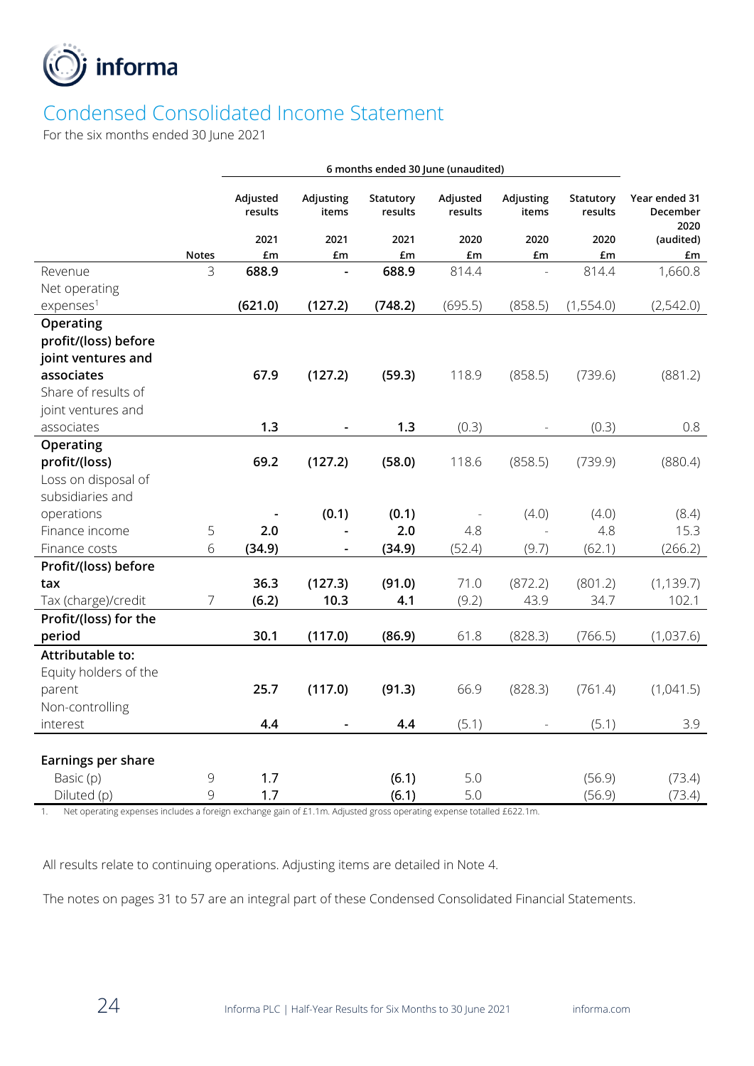# Condensed Consolidated Income Statement

For the six months ended 30 June 2021

| | Notes | 6 months ended 30 June (unaudited) | | | | | | Year ended 31 December 2020 (audited) |
|---|---|---|---|---|---|---|---|---|
| | | Adjusted results 2021 | Adjusting items 2021 | Statutory results 2021 | Adjusted results 2020 | Adjusting items 2020 | Statutory results 2020 | |
| | | £m | £m | £m | £m | £m | £m | £m |
| Revenue | 3 | **688.9** | **-** | **688.9** | 814.4 | - | 814.4 | 1,660.8 |
| Net operating expenses[1] | | **(621.0)** | **(127.2)** | **(748.2)** | (695.5) | (858.5) | (1,554.0) | (2,542.0) |
| **Operating profit/(loss) before joint ventures and associates** | | **67.9** | **(127.2)** | **(59.3)** | 118.9 | (858.5) | (739.6) | (881.2) |
| Share of results of joint ventures and associates | | **1.3** | **-** | **1.3** | (0.3) | - | (0.3) | 0.8 |
| **Operating profit/(loss)** | | **69.2** | **(127.2)** | **(58.0)** | 118.6 | (858.5) | (739.9) | (880.4) |
| Loss on disposal of subsidiaries and operations | | **-** | **(0.1)** | **(0.1)** | - | (4.0) | (4.0) | (8.4) |
| Finance income | 5 | **2.0** | **-** | **2.0** | 4.8 | - | 4.8 | 15.3 |
| Finance costs | 6 | **(34.9)** | **-** | **(34.9)** | (52.4) | (9.7) | (62.1) | (266.2) |
| **Profit/(loss) before tax** | | **36.3** | **(127.3)** | **(91.0)** | 71.0 | (872.2) | (801.2) | (1,139.7) |
| Tax (charge)/credit | 7 | **(6.2)** | **10.3** | **4.1** | (9.2) | 43.9 | 34.7 | 102.1 |
| **Profit/(loss) for the period** | | **30.1** | **(117.0)** | **(86.9)** | 61.8 | (828.3) | (766.5) | (1,037.6) |
| **Attributable to:** | | | | | | | | |
| Equity holders of the parent | | **25.7** | **(117.0)** | **(91.3)** | 66.9 | (828.3) | (761.4) | (1,041.5) |
| Non-controlling interest | | **4.4** | **-** | **4.4** | (5.1) | - | (5.1) | 3.9 |
| | | | | | | | | |
| **Earnings per share** | | | | | | | | |
| Basic (p) | 9 | **1.7** | | **(6.1)** | 5.0 | | (56.9) | (73.4) |
| Diluted (p) | 9 | **1.7** | | **(6.1)** | 5.0 | | (56.9) | (73.4) |

1. Net operating expenses includes a foreign exchange gain of £1.1m. Adjusted gross operating expense totalled £622.1m.

All results relate to continuing operations. Adjusting items are detailed in Note 4.

The notes on pages 31 to 57 are an integral part of these Condensed Consolidated Financial Statements.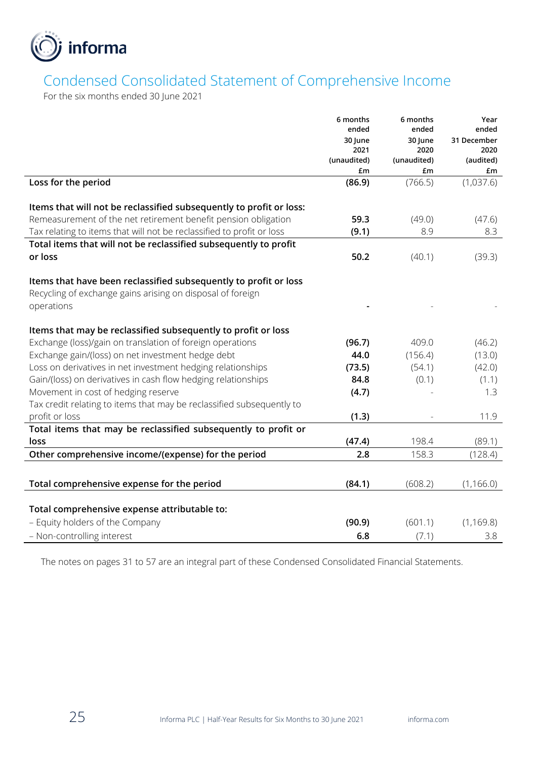# Condensed Consolidated Statement of Comprehensive Income

For the six months ended 30 June 2021

| | 6 months ended 30 June 2021 (unaudited) £m | 6 months ended 30 June 2020 (unaudited) £m | Year ended 31 December 2020 (audited) £m |
|---|---|---|---|
| **Loss for the period** | **(86.9)** | (766.5) | (1,037.6) |
| | | | |
| **Items that will not be reclassified subsequently to profit or loss:** | | | |
| Remeasurement of the net retirement benefit pension obligation | **59.3** | (49.0) | (47.6) |
| Tax relating to items that will not be reclassified to profit or loss | **(9.1)** | 8.9 | 8.3 |
| **Total items that will not be reclassified subsequently to profit or loss** | **50.2** | (40.1) | (39.3) |
| | | | |
| **Items that have been reclassified subsequently to profit or loss** | | | |
| Recycling of exchange gains arising on disposal of foreign operations | **-** | - | - |
| | | | |
| **Items that may be reclassified subsequently to profit or loss** | | | |
| Exchange (loss)/gain on translation of foreign operations | **(96.7)** | 409.0 | (46.2) |
| Exchange gain/(loss) on net investment hedge debt | **44.0** | (156.4) | (13.0) |
| Loss on derivatives in net investment hedging relationships | **(73.5)** | (54.1) | (42.0) |
| Gain/(loss) on derivatives in cash flow hedging relationships | **84.8** | (0.1) | (1.1) |
| Movement in cost of hedging reserve | **(4.7)** | - | 1.3 |
| Tax credit relating to items that may be reclassified subsequently to profit or loss | **(1.3)** | - | 11.9 |
| **Total items that may be reclassified subsequently to profit or loss** | **(47.4)** | 198.4 | (89.1) |
| **Other comprehensive income/(expense) for the period** | **2.8** | 158.3 | (128.4) |
| | | | |
| **Total comprehensive expense for the period** | **(84.1)** | (608.2) | (1,166.0) |
| | | | |
| **Total comprehensive expense attributable to:** | | | |
| – Equity holders of the Company | **(90.9)** | (601.1) | (1,169.8) |
| – Non-controlling interest | **6.8** | (7.1) | 3.8 |

The notes on pages 31 to 57 are an integral part of these Condensed Consolidated Financial Statements.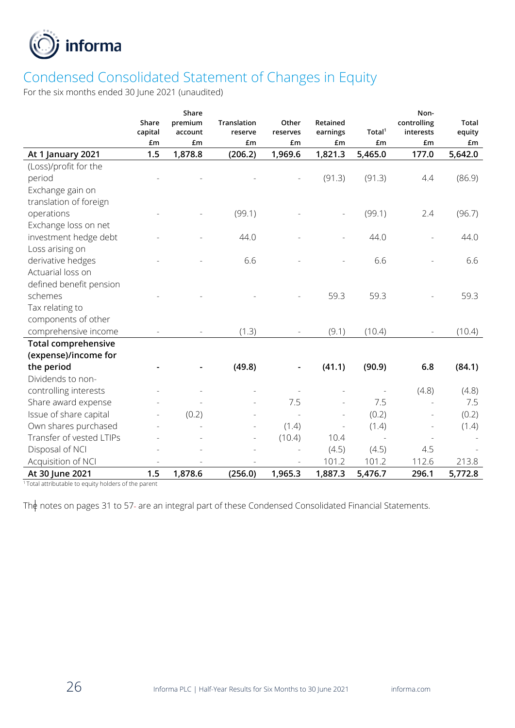# Condensed Consolidated Statement of Changes in Equity

For the six months ended 30 June 2021 (unaudited)

| | Share capital £m | Share premium account £m | Translation reserve £m | Other reserves £m | Retained earnings £m | Total[1] £m | Non-controlling interests £m | Total equity £m |
|---|---|---|---|---|---|---|---|---|
| **At 1 January 2021** | **1.5** | **1,878.8** | **(206.2)** | **1,969.6** | **1,821.3** | **5,465.0** | **177.0** | **5,642.0** |
| (Loss)/profit for the period | - | - | - | - | (91.3) | (91.3) | 4.4 | (86.9) |
| Exchange gain on translation of foreign operations | - | - | (99.1) | - | - | (99.1) | 2.4 | (96.7) |
| Exchange loss on net investment hedge debt | - | - | 44.0 | - | - | 44.0 | - | 44.0 |
| Loss arising on derivative hedges | - | - | 6.6 | - | - | 6.6 | - | 6.6 |
| Actuarial loss on defined benefit pension schemes | - | - | - | - | 59.3 | 59.3 | - | 59.3 |
| Tax relating to components of other comprehensive income | - | - | (1.3) | - | (9.1) | (10.4) | - | (10.4) |
| **Total comprehensive (expense)/income for the period** | **-** | **-** | **(49.8)** | **-** | **(41.1)** | **(90.9)** | **6.8** | **(84.1)** |
| Dividends to non-controlling interests | - | - | - | - | - | - | (4.8) | (4.8) |
| Share award expense | - | - | - | 7.5 | - | 7.5 | - | 7.5 |
| Issue of share capital | - | (0.2) | - | - | - | (0.2) | - | (0.2) |
| Own shares purchased | - | - | - | (1.4) | - | (1.4) | - | (1.4) |
| Transfer of vested LTIPs | - | - | - | (10.4) | 10.4 | - | - | - |
| Disposal of NCI | - | - | - | - | (4.5) | (4.5) | 4.5 | - |
| Acquisition of NCI | - | - | - | - | 101.2 | 101.2 | 112.6 | 213.8 |
| **At 30 June 2021** | **1.5** | **1,878.6** | **(256.0)** | **1,965.3** | **1,887.3** | **5,476.7** | **296.1** | **5,772.8** |

[1] Total attributable to equity holders of the parent

The notes on pages 31 to 57 are an integral part of these Condensed Consolidated Financial Statements.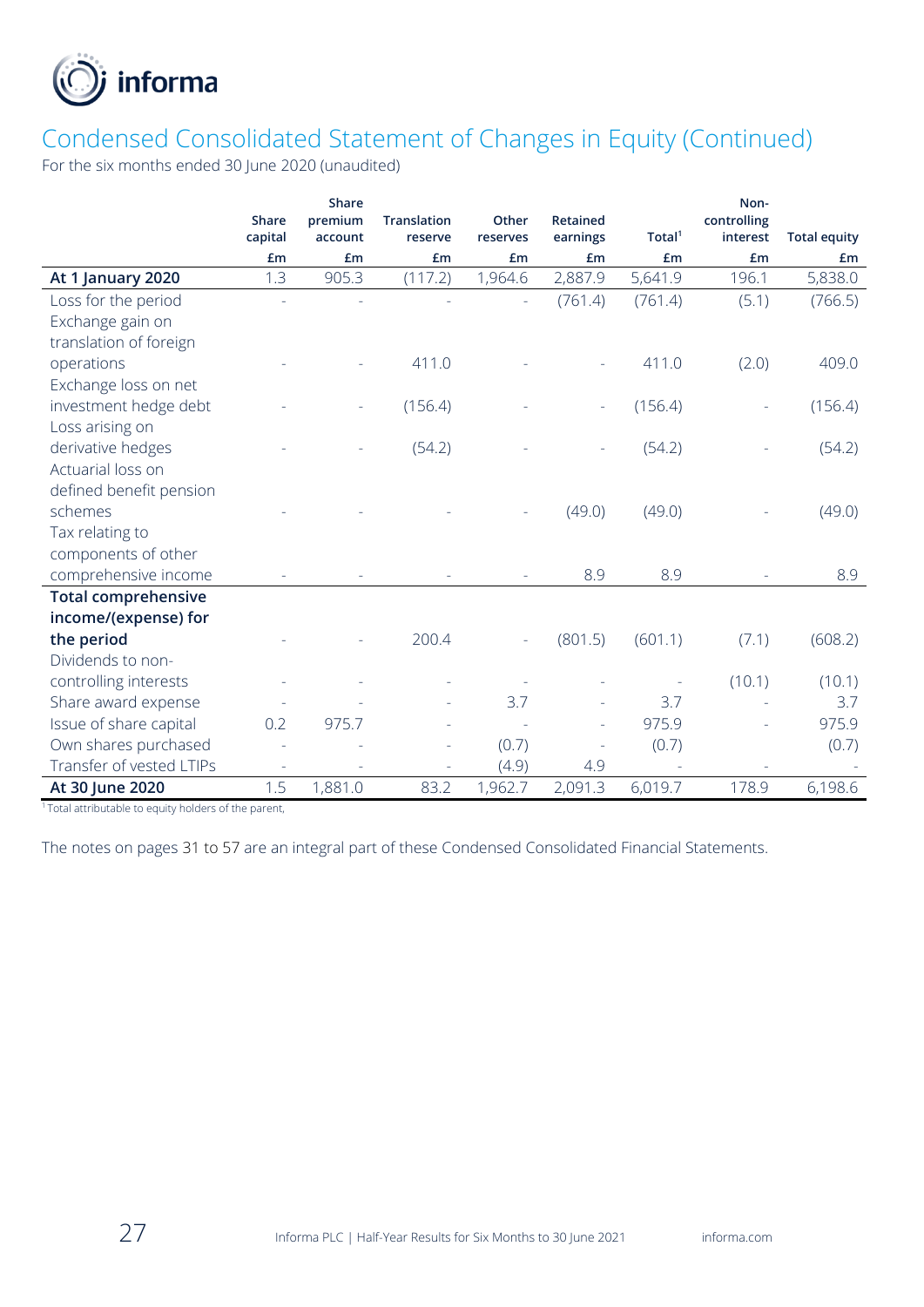# Condensed Consolidated Statement of Changes in Equity (Continued)

For the six months ended 30 June 2020 (unaudited)

| | Share capital | Share premium account | Translation reserve | Other reserves | Retained earnings | Total[1] | Non-controlling interest | Total equity |
|---|---|---|---|---|---|---|---|---|
| | £m | £m | £m | £m | £m | £m | £m | £m |
| **At 1 January 2020** | 1.3 | 905.3 | (117.2) | 1,964.6 | 2,887.9 | 5,641.9 | 196.1 | 5,838.0 |
| Loss for the period | - | - | - | - | (761.4) | (761.4) | (5.1) | (766.5) |
| Exchange gain on translation of foreign operations | - | - | 411.0 | - | - | 411.0 | (2.0) | 409.0 |
| Exchange loss on net investment hedge debt | - | - | (156.4) | - | - | (156.4) | - | (156.4) |
| Loss arising on derivative hedges | - | - | (54.2) | - | - | (54.2) | - | (54.2) |
| Actuarial loss on defined benefit pension schemes | - | - | - | - | (49.0) | (49.0) | - | (49.0) |
| Tax relating to components of other comprehensive income | - | - | - | - | 8.9 | 8.9 | - | 8.9 |
| **Total comprehensive income/(expense) for the period** | - | - | 200.4 | - | (801.5) | (601.1) | (7.1) | (608.2) |
| Dividends to non-controlling interests | - | - | - | - | - | - | (10.1) | (10.1) |
| Share award expense | - | - | - | 3.7 | - | 3.7 | - | 3.7 |
| Issue of share capital | 0.2 | 975.7 | - | - | - | 975.9 | - | 975.9 |
| Own shares purchased | - | - | - | (0.7) | - | (0.7) | | (0.7) |
| Transfer of vested LTIPs | - | - | - | (4.9) | 4.9 | - | - | - |
| **At 30 June 2020** | 1.5 | 1,881.0 | 83.2 | 1,962.7 | 2,091.3 | 6,019.7 | 178.9 | 6,198.6 |

[1] Total attributable to equity holders of the parent,

The notes on pages 31 to 57 are an integral part of these Condensed Consolidated Financial Statements.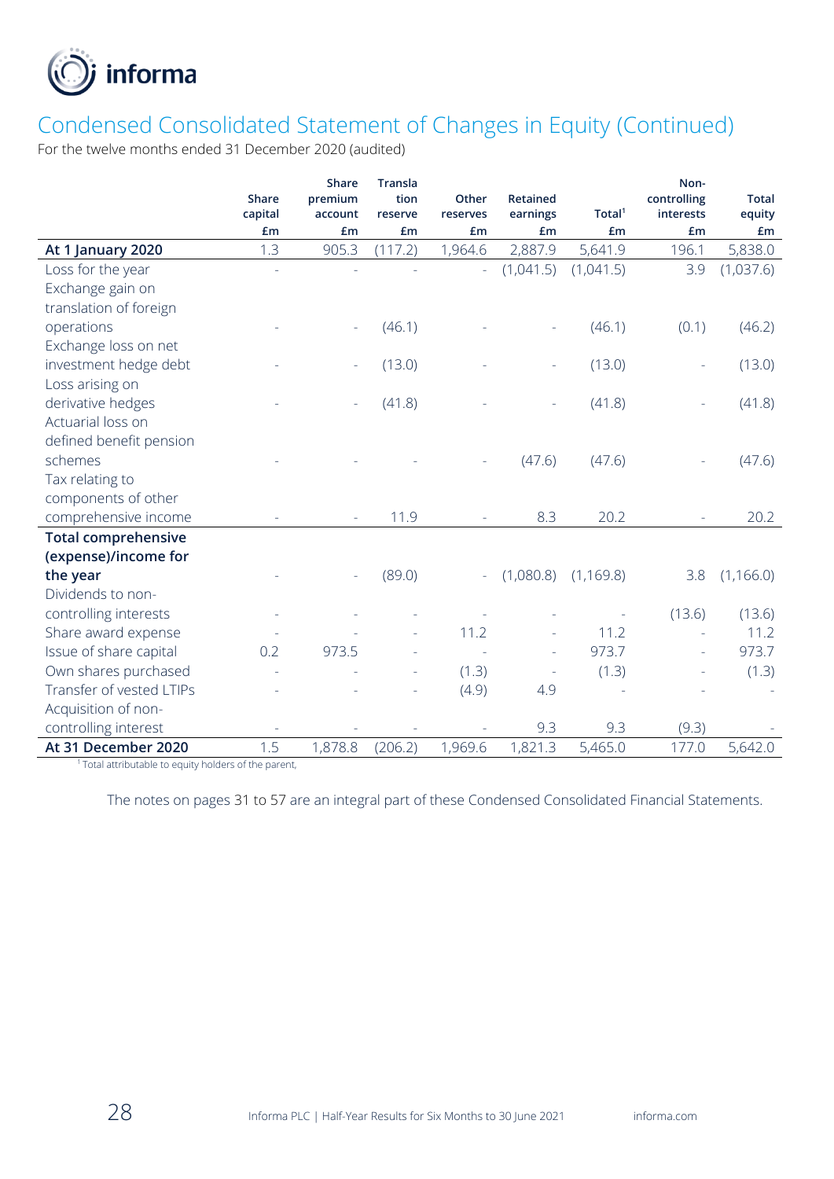# Condensed Consolidated Statement of Changes in Equity (Continued)

For the twelve months ended 31 December 2020 (audited)

| | Share capital £m | Share premium account £m | Translation reserve £m | Other reserves £m | Retained earnings £m | Total[1] £m | Non-controlling interests £m | Total equity £m |
|---|---|---|---|---|---|---|---|---|
| **At 1 January 2020** | 1.3 | 905.3 | (117.2) | 1,964.6 | 2,887.9 | 5,641.9 | 196.1 | 5,838.0 |
| Loss for the year | - | - | - | - | (1,041.5) | (1,041.5) | 3.9 | (1,037.6) |
| Exchange gain on translation of foreign operations | - | - | (46.1) | - | - | (46.1) | (0.1) | (46.2) |
| Exchange loss on net investment hedge debt | - | - | (13.0) | - | - | (13.0) | - | (13.0) |
| Loss arising on derivative hedges | - | - | (41.8) | - | - | (41.8) | - | (41.8) |
| Actuarial loss on defined benefit pension schemes | - | - | - | - | (47.6) | (47.6) | - | (47.6) |
| Tax relating to components of other comprehensive income | - | - | 11.9 | - | 8.3 | 20.2 | - | 20.2 |
| **Total comprehensive (expense)/income for the year** | - | - | (89.0) | - | (1,080.8) | (1,169.8) | 3.8 | (1,166.0) |
| Dividends to non-controlling interests | - | - | - | - | - | - | (13.6) | (13.6) |
| Share award expense | - | - | - | 11.2 | - | 11.2 | - | 11.2 |
| Issue of share capital | 0.2 | 973.5 | - | - | - | 973.7 | - | 973.7 |
| Own shares purchased | - | - | - | (1.3) | - | (1.3) | - | (1.3) |
| Transfer of vested LTIPs | - | - | - | (4.9) | 4.9 | - | - | - |
| Acquisition of non-controlling interest | - | - | - | - | 9.3 | 9.3 | (9.3) | - |
| **At 31 December 2020** | 1.5 | 1,878.8 | (206.2) | 1,969.6 | 1,821.3 | 5,465.0 | 177.0 | 5,642.0 |

[1] Total attributable to equity holders of the parent,

The notes on pages 31 to 57 are an integral part of these Condensed Consolidated Financial Statements.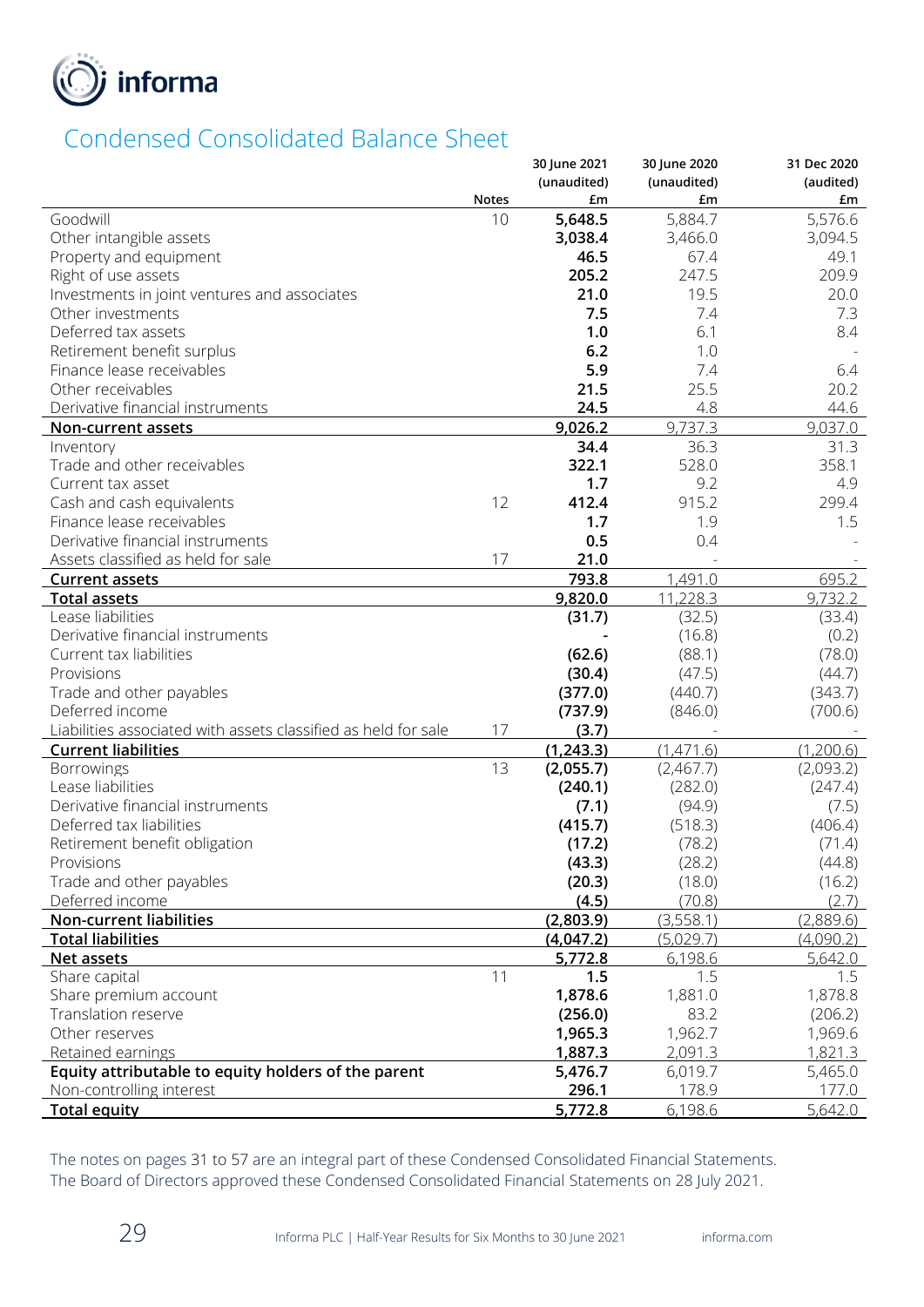## Condensed Consolidated Balance Sheet

| | Notes | 30 June 2021 (unaudited) £m | 30 June 2020 (unaudited) £m | 31 Dec 2020 (audited) £m |
|---|---|---|---|---|
| Goodwill | 10 | **5,648.5** | 5,884.7 | 5,576.6 |
| Other intangible assets | | **3,038.4** | 3,466.0 | 3,094.5 |
| Property and equipment | | **46.5** | 67.4 | 49.1 |
| Right of use assets | | **205.2** | 247.5 | 209.9 |
| Investments in joint ventures and associates | | **21.0** | 19.5 | 20.0 |
| Other investments | | **7.5** | 7.4 | 7.3 |
| Deferred tax assets | | **1.0** | 6.1 | 8.4 |
| Retirement benefit surplus | | **6.2** | 1.0 | - |
| Finance lease receivables | | **5.9** | 7.4 | 6.4 |
| Other receivables | | **21.5** | 25.5 | 20.2 |
| Derivative financial instruments | | **24.5** | 4.8 | 44.6 |
| **Non-current assets** | | **9,026.2** | 9,737.3 | 9,037.0 |
| Inventory | | **34.4** | 36.3 | 31.3 |
| Trade and other receivables | | **322.1** | 528.0 | 358.1 |
| Current tax asset | | **1.7** | 9.2 | 4.9 |
| Cash and cash equivalents | 12 | **412.4** | 915.2 | 299.4 |
| Finance lease receivables | | **1.7** | 1.9 | 1.5 |
| Derivative financial instruments | | **0.5** | 0.4 | - |
| Assets classified as held for sale | 17 | **21.0** | - | - |
| **Current assets** | | **793.8** | 1,491.0 | 695.2 |
| **Total assets** | | **9,820.0** | 11,228.3 | 9,732.2 |
| Lease liabilities | | **(31.7)** | (32.5) | (33.4) |
| Derivative financial instruments | | **-** | (16.8) | (0.2) |
| Current tax liabilities | | **(62.6)** | (88.1) | (78.0) |
| Provisions | | **(30.4)** | (47.5) | (44.7) |
| Trade and other payables | | **(377.0)** | (440.7) | (343.7) |
| Deferred income | | **(737.9)** | (846.0) | (700.6) |
| Liabilities associated with assets classified as held for sale | 17 | **(3.7)** | - | - |
| **Current liabilities** | | **(1,243.3)** | (1,471.6) | (1,200.6) |
| Borrowings | 13 | **(2,055.7)** | (2,467.7) | (2,093.2) |
| Lease liabilities | | **(240.1)** | (282.0) | (247.4) |
| Derivative financial instruments | | **(7.1)** | (94.9) | (7.5) |
| Deferred tax liabilities | | **(415.7)** | (518.3) | (406.4) |
| Retirement benefit obligation | | **(17.2)** | (78.2) | (71.4) |
| Provisions | | **(43.3)** | (28.2) | (44.8) |
| Trade and other payables | | **(20.3)** | (18.0) | (16.2) |
| Deferred income | | **(4.5)** | (70.8) | (2.7) |
| **Non-current liabilities** | | **(2,803.9)** | (3,558.1) | (2,889.6) |
| **Total liabilities** | | **(4,047.2)** | (5,029.7) | (4,090.2) |
| **Net assets** | | **5,772.8** | 6,198.6 | 5,642.0 |
| Share capital | 11 | **1.5** | 1.5 | 1.5 |
| Share premium account | | **1,878.6** | 1,881.0 | 1,878.8 |
| Translation reserve | | **(256.0)** | 83.2 | (206.2) |
| Other reserves | | **1,965.3** | 1,962.7 | 1,969.6 |
| Retained earnings | | **1,887.3** | 2,091.3 | 1,821.3 |
| **Equity attributable to equity holders of the parent** | | **5,476.7** | 6,019.7 | 5,465.0 |
| Non-controlling interest | | **296.1** | 178.9 | 177.0 |
| **Total equity** | | **5,772.8** | 6,198.6 | 5,642.0 |

The notes on pages 31 to 57 are an integral part of these Condensed Consolidated Financial Statements.
The Board of Directors approved these Condensed Consolidated Financial Statements on 28 July 2021.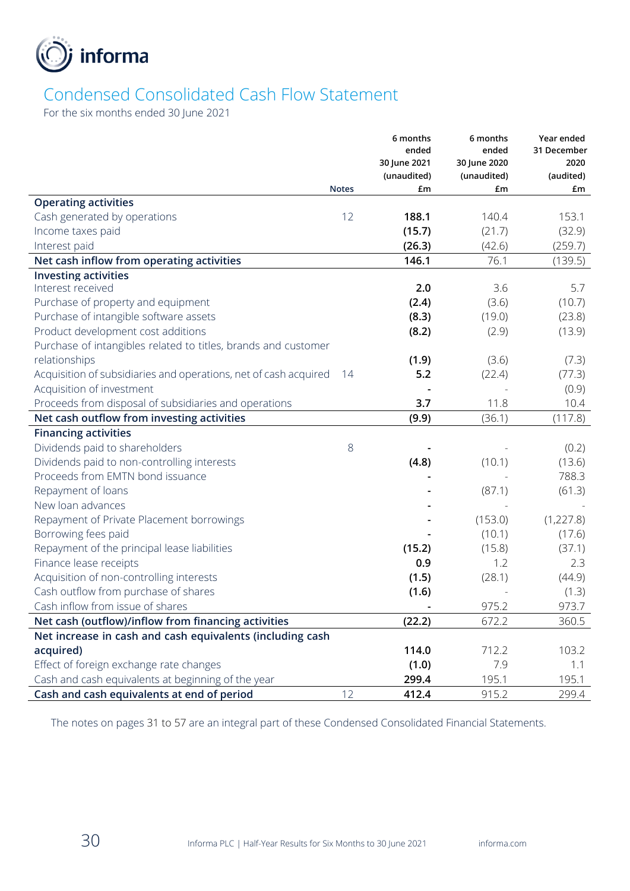# Condensed Consolidated Cash Flow Statement

For the six months ended 30 June 2021

| | Notes | 6 months ended 30 June 2021 (unaudited) £m | 6 months ended 30 June 2020 (unaudited) £m | Year ended 31 December 2020 (audited) £m |
|---|---|---|---|---|
| **Operating activities** | | | | |
| Cash generated by operations | 12 | **188.1** | 140.4 | 153.1 |
| Income taxes paid | | **(15.7)** | (21.7) | (32.9) |
| Interest paid | | **(26.3)** | (42.6) | (259.7) |
| **Net cash inflow from operating activities** | | **146.1** | 76.1 | (139.5) |
| **Investing activities** | | | | |
| Interest received | | **2.0** | 3.6 | 5.7 |
| Purchase of property and equipment | | **(2.4)** | (3.6) | (10.7) |
| Purchase of intangible software assets | | **(8.3)** | (19.0) | (23.8) |
| Product development cost additions | | **(8.2)** | (2.9) | (13.9) |
| Purchase of intangibles related to titles, brands and customer relationships | | **(1.9)** | (3.6) | (7.3) |
| Acquisition of subsidiaries and operations, net of cash acquired | 14 | **5.2** | (22.4) | (77.3) |
| Acquisition of investment | | **-** | - | (0.9) |
| Proceeds from disposal of subsidiaries and operations | | **3.7** | 11.8 | 10.4 |
| **Net cash outflow from investing activities** | | **(9.9)** | (36.1) | (117.8) |
| **Financing activities** | | | | |
| Dividends paid to shareholders | 8 | **-** | - | (0.2) |
| Dividends paid to non-controlling interests | | **(4.8)** | (10.1) | (13.6) |
| Proceeds from EMTN bond issuance | | **-** | - | 788.3 |
| Repayment of loans | | **-** | (87.1) | (61.3) |
| New loan advances | | **-** | - | - |
| Repayment of Private Placement borrowings | | **-** | (153.0) | (1,227.8) |
| Borrowing fees paid | | **-** | (10.1) | (17.6) |
| Repayment of the principal lease liabilities | | **(15.2)** | (15.8) | (37.1) |
| Finance lease receipts | | **0.9** | 1.2 | 2.3 |
| Acquisition of non-controlling interests | | **(1.5)** | (28.1) | (44.9) |
| Cash outflow from purchase of shares | | **(1.6)** | - | (1.3) |
| Cash inflow from issue of shares | | **-** | 975.2 | 973.7 |
| **Net cash (outflow)/inflow from financing activities** | | **(22.2)** | 672.2 | 360.5 |
| **Net increase in cash and cash equivalents (including cash acquired)** | | **114.0** | 712.2 | 103.2 |
| Effect of foreign exchange rate changes | | **(1.0)** | 7.9 | 1.1 |
| Cash and cash equivalents at beginning of the year | | **299.4** | 195.1 | 195.1 |
| **Cash and cash equivalents at end of period** | 12 | **412.4** | 915.2 | 299.4 |

The notes on pages 31 to 57 are an integral part of these Condensed Consolidated Financial Statements.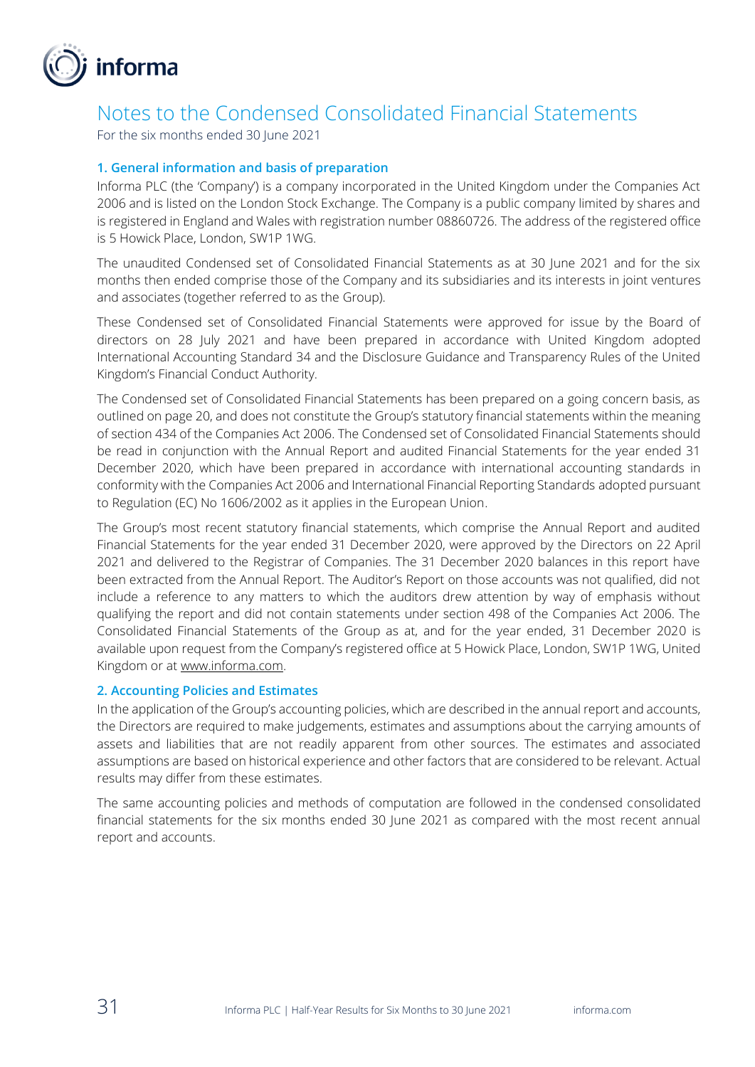# Notes to the Condensed Consolidated Financial Statements

For the six months ended 30 June 2021

## 1. General information and basis of preparation

Informa PLC (the 'Company') is a company incorporated in the United Kingdom under the Companies Act 2006 and is listed on the London Stock Exchange. The Company is a public company limited by shares and is registered in England and Wales with registration number 08860726. The address of the registered office is 5 Howick Place, London, SW1P 1WG.

The unaudited Condensed set of Consolidated Financial Statements as at 30 June 2021 and for the six months then ended comprise those of the Company and its subsidiaries and its interests in joint ventures and associates (together referred to as the Group).

These Condensed set of Consolidated Financial Statements were approved for issue by the Board of directors on 28 July 2021 and have been prepared in accordance with United Kingdom adopted International Accounting Standard 34 and the Disclosure Guidance and Transparency Rules of the United Kingdom's Financial Conduct Authority.

The Condensed set of Consolidated Financial Statements has been prepared on a going concern basis, as outlined on page 20, and does not constitute the Group's statutory financial statements within the meaning of section 434 of the Companies Act 2006. The Condensed set of Consolidated Financial Statements should be read in conjunction with the Annual Report and audited Financial Statements for the year ended 31 December 2020, which have been prepared in accordance with international accounting standards in conformity with the Companies Act 2006 and International Financial Reporting Standards adopted pursuant to Regulation (EC) No 1606/2002 as it applies in the European Union.

The Group's most recent statutory financial statements, which comprise the Annual Report and audited Financial Statements for the year ended 31 December 2020, were approved by the Directors on 22 April 2021 and delivered to the Registrar of Companies. The 31 December 2020 balances in this report have been extracted from the Annual Report. The Auditor's Report on those accounts was not qualified, did not include a reference to any matters to which the auditors drew attention by way of emphasis without qualifying the report and did not contain statements under section 498 of the Companies Act 2006. The Consolidated Financial Statements of the Group as at, and for the year ended, 31 December 2020 is available upon request from the Company's registered office at 5 Howick Place, London, SW1P 1WG, United Kingdom or at www.informa.com.

## 2. Accounting Policies and Estimates

In the application of the Group's accounting policies, which are described in the annual report and accounts, the Directors are required to make judgements, estimates and assumptions about the carrying amounts of assets and liabilities that are not readily apparent from other sources. The estimates and associated assumptions are based on historical experience and other factors that are considered to be relevant. Actual results may differ from these estimates.

The same accounting policies and methods of computation are followed in the condensed consolidated financial statements for the six months ended 30 June 2021 as compared with the most recent annual report and accounts.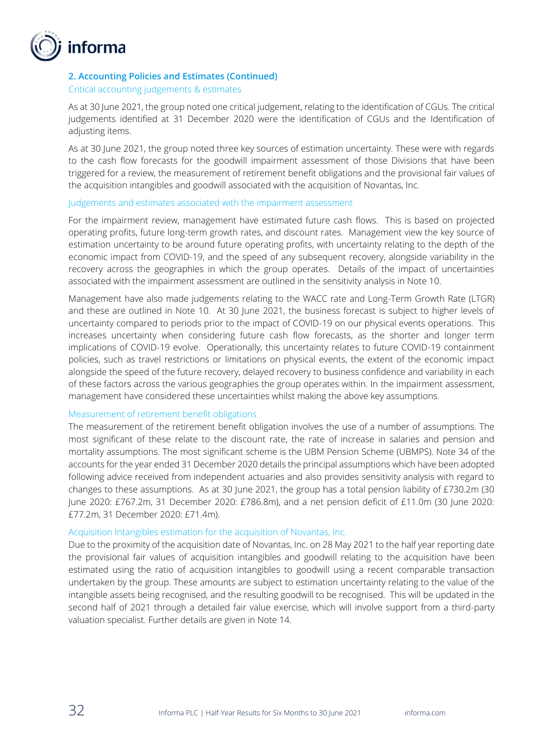## 2. Accounting Policies and Estimates (Continued)

### Critical accounting judgements & estimates

As at 30 June 2021, the group noted one critical judgement, relating to the identification of CGUs. The critical judgements identified at 31 December 2020 were the identification of CGUs and the Identification of adjusting items.

As at 30 June 2021, the group noted three key sources of estimation uncertainty. These were with regards to the cash flow forecasts for the goodwill impairment assessment of those Divisions that have been triggered for a review, the measurement of retirement benefit obligations and the provisional fair values of the acquisition intangibles and goodwill associated with the acquisition of Novantas, Inc.

### Judgements and estimates associated with the impairment assessment

For the impairment review, management have estimated future cash flows. This is based on projected operating profits, future long-term growth rates, and discount rates. Management view the key source of estimation uncertainty to be around future operating profits, with uncertainty relating to the depth of the economic impact from COVID-19, and the speed of any subsequent recovery, alongside variability in the recovery across the geographies in which the group operates. Details of the impact of uncertainties associated with the impairment assessment are outlined in the sensitivity analysis in Note 10.

Management have also made judgements relating to the WACC rate and Long-Term Growth Rate (LTGR) and these are outlined in Note 10. At 30 June 2021, the business forecast is subject to higher levels of uncertainty compared to periods prior to the impact of COVID-19 on our physical events operations. This increases uncertainty when considering future cash flow forecasts, as the shorter and longer term implications of COVID-19 evolve. Operationally, this uncertainty relates to future COVID-19 containment policies, such as travel restrictions or limitations on physical events, the extent of the economic impact alongside the speed of the future recovery, delayed recovery to business confidence and variability in each of these factors across the various geographies the group operates within. In the impairment assessment, management have considered these uncertainties whilst making the above key assumptions.

### Measurement of retirement benefit obligations

The measurement of the retirement benefit obligation involves the use of a number of assumptions. The most significant of these relate to the discount rate, the rate of increase in salaries and pension and mortality assumptions. The most significant scheme is the UBM Pension Scheme (UBMPS). Note 34 of the accounts for the year ended 31 December 2020 details the principal assumptions which have been adopted following advice received from independent actuaries and also provides sensitivity analysis with regard to changes to these assumptions. As at 30 June 2021, the group has a total pension liability of £730.2m (30 June 2020: £767.2m, 31 December 2020: £786.8m), and a net pension deficit of £11.0m (30 June 2020: £77.2m, 31 December 2020: £71.4m).

### Acquisition Intangibles estimation for the acquisition of Novantas, Inc.

Due to the proximity of the acquisition date of Novantas, Inc. on 28 May 2021 to the half year reporting date the provisional fair values of acquisition intangibles and goodwill relating to the acquisition have been estimated using the ratio of acquisition intangibles to goodwill using a recent comparable transaction undertaken by the group. These amounts are subject to estimation uncertainty relating to the value of the intangible assets being recognised, and the resulting goodwill to be recognised. This will be updated in the second half of 2021 through a detailed fair value exercise, which will involve support from a third-party valuation specialist. Further details are given in Note 14.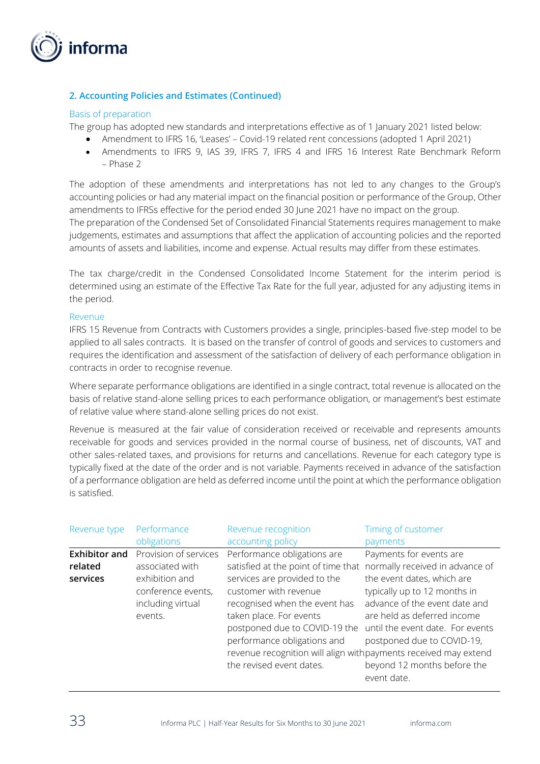## 2. Accounting Policies and Estimates (Continued)

### Basis of preparation

The group has adopted new standards and interpretations effective as of 1 January 2021 listed below:

- Amendment to IFRS 16, 'Leases' – Covid-19 related rent concessions (adopted 1 April 2021)
- Amendments to IFRS 9, IAS 39, IFRS 7, IFRS 4 and IFRS 16 Interest Rate Benchmark Reform – Phase 2

The adoption of these amendments and interpretations has not led to any changes to the Group's accounting policies or had any material impact on the financial position or performance of the Group. Other amendments to IFRSs effective for the period ended 30 June 2021 have no impact on the group.

The preparation of the Condensed Set of Consolidated Financial Statements requires management to make judgements, estimates and assumptions that affect the application of accounting policies and the reported amounts of assets and liabilities, income and expense. Actual results may differ from these estimates.

The tax charge/credit in the Condensed Consolidated Income Statement for the interim period is determined using an estimate of the Effective Tax Rate for the full year, adjusted for any adjusting items in the period.

### Revenue

IFRS 15 Revenue from Contracts with Customers provides a single, principles-based five-step model to be applied to all sales contracts. It is based on the transfer of control of goods and services to customers and requires the identification and assessment of the satisfaction of delivery of each performance obligation in contracts in order to recognise revenue.

Where separate performance obligations are identified in a single contract, total revenue is allocated on the basis of relative stand-alone selling prices to each performance obligation, or management's best estimate of relative value where stand-alone selling prices do not exist.

Revenue is measured at the fair value of consideration received or receivable and represents amounts receivable for goods and services provided in the normal course of business, net of discounts, VAT and other sales-related taxes, and provisions for returns and cancellations. Revenue for each category type is typically fixed at the date of the order and is not variable. Payments received in advance of the satisfaction of a performance obligation are held as deferred income until the point at which the performance obligation is satisfied.

| Revenue type | Performance obligations | Revenue recognition accounting policy | Timing of customer payments |
|---|---|---|---|
| **Exhibitor and related services** | Provision of services associated with exhibition and conference events, including virtual events. | Performance obligations are satisfied at the point of time that services are provided to the customer with revenue recognised when the event has taken place. For events postponed due to COVID-19 the performance obligations and revenue recognition will align with the revised event dates. | Payments for events are normally received in advance of the event dates, which are typically up to 12 months in advance of the event date and are held as deferred income until the event date. For events postponed due to COVID-19, payments received may extend beyond 12 months before the event date. |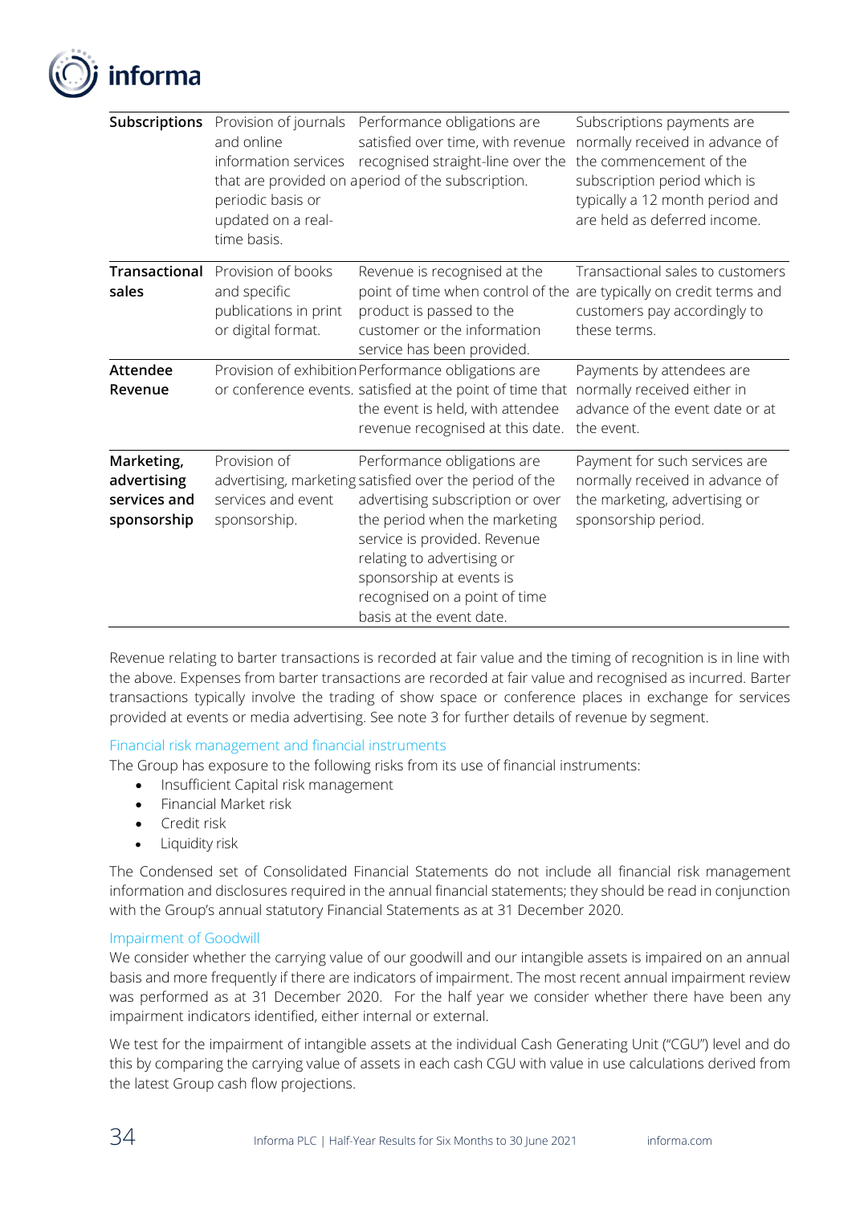| | | | |
|---|---|---|---|
| **Subscriptions** | Provision of journals and online information services that are provided on a periodic basis or updated on a real-time basis. | Performance obligations are satisfied over time, with revenue recognised straight-line over the period of the subscription. | Subscriptions payments are normally received in advance of the commencement of the subscription period which is typically a 12 month period and are held as deferred income. |
| **Transactional sales** | Provision of books and specific publications in print or digital format. | Revenue is recognised at the point of time when control of the product is passed to the customer or the information service has been provided. | Transactional sales to customers are typically on credit terms and customers pay accordingly to these terms. |
| **Attendee Revenue** | Provision of exhibition or conference events. | Performance obligations are satisfied at the point of time that the event is held, with attendee revenue recognised at this date. | Payments by attendees are normally received either in advance of the event date or at the event. |
| **Marketing, advertising services and sponsorship** | Provision of advertising, marketing services and event sponsorship. | Performance obligations are satisfied over the period of the advertising subscription or over the period when the marketing service is provided. Revenue relating to advertising or sponsorship at events is recognised on a point of time basis at the event date. | Payment for such services are normally received in advance of the marketing, advertising or sponsorship period. |

Revenue relating to barter transactions is recorded at fair value and the timing of recognition is in line with the above. Expenses from barter transactions are recorded at fair value and recognised as incurred. Barter transactions typically involve the trading of show space or conference places in exchange for services provided at events or media advertising. See note 3 for further details of revenue by segment.

### Financial risk management and financial instruments

The Group has exposure to the following risks from its use of financial instruments:

- Insufficient Capital risk management
- Financial Market risk
- Credit risk
- Liquidity risk

The Condensed set of Consolidated Financial Statements do not include all financial risk management information and disclosures required in the annual financial statements; they should be read in conjunction with the Group's annual statutory Financial Statements as at 31 December 2020.

### Impairment of Goodwill

We consider whether the carrying value of our goodwill and our intangible assets is impaired on an annual basis and more frequently if there are indicators of impairment. The most recent annual impairment review was performed as at 31 December 2020. For the half year we consider whether there have been any impairment indicators identified, either internal or external.

We test for the impairment of intangible assets at the individual Cash Generating Unit ("CGU") level and do this by comparing the carrying value of assets in each cash CGU with value in use calculations derived from the latest Group cash flow projections.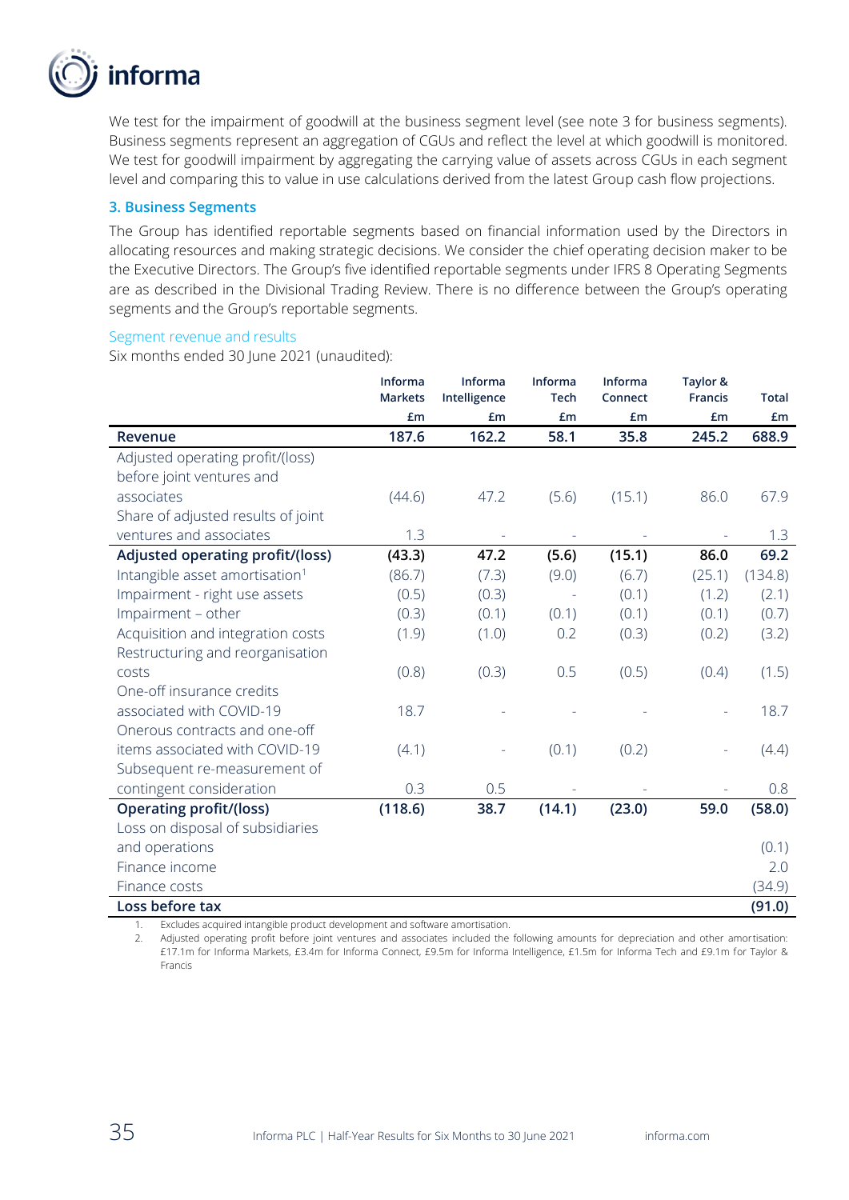We test for the impairment of goodwill at the business segment level (see note 3 for business segments). Business segments represent an aggregation of CGUs and reflect the level at which goodwill is monitored. We test for goodwill impairment by aggregating the carrying value of assets across CGUs in each segment level and comparing this to value in use calculations derived from the latest Group cash flow projections.

## 3. Business Segments

The Group has identified reportable segments based on financial information used by the Directors in allocating resources and making strategic decisions. We consider the chief operating decision maker to be the Executive Directors. The Group's five identified reportable segments under IFRS 8 Operating Segments are as described in the Divisional Trading Review. There is no difference between the Group's operating segments and the Group's reportable segments.

### Segment revenue and results

Six months ended 30 June 2021 (unaudited):

| | Informa Markets £m | Informa Intelligence £m | Informa Tech £m | Informa Connect £m | Taylor & Francis £m | Total £m |
|---|---|---|---|---|---|---|
| **Revenue** | **187.6** | **162.2** | **58.1** | **35.8** | **245.2** | **688.9** |
| Adjusted operating profit/(loss) before joint ventures and associates | (44.6) | 47.2 | (5.6) | (15.1) | 86.0 | 67.9 |
| Share of adjusted results of joint ventures and associates | 1.3 | - | - | - | - | 1.3 |
| **Adjusted operating profit/(loss)** | **(43.3)** | **47.2** | **(5.6)** | **(15.1)** | **86.0** | **69.2** |
| Intangible asset amortisation[1] | (86.7) | (7.3) | (9.0) | (6.7) | (25.1) | (134.8) |
| Impairment - right use assets | (0.5) | (0.3) | - | (0.1) | (1.2) | (2.1) |
| Impairment – other | (0.3) | (0.1) | (0.1) | (0.1) | (0.1) | (0.7) |
| Acquisition and integration costs | (1.9) | (1.0) | 0.2 | (0.3) | (0.2) | (3.2) |
| Restructuring and reorganisation costs | (0.8) | (0.3) | 0.5 | (0.5) | (0.4) | (1.5) |
| One-off insurance credits associated with COVID-19 | 18.7 | - | - | - | - | 18.7 |
| Onerous contracts and one-off items associated with COVID-19 | (4.1) | - | (0.1) | (0.2) | - | (4.4) |
| Subsequent re-measurement of contingent consideration | 0.3 | 0.5 | - | - | - | 0.8 |
| **Operating profit/(loss)** | **(118.6)** | **38.7** | **(14.1)** | **(23.0)** | **59.0** | **(58.0)** |
| Loss on disposal of subsidiaries and operations | | | | | | (0.1) |
| Finance income | | | | | | 2.0 |
| Finance costs | | | | | | (34.9) |
| **Loss before tax** | | | | | | **(91.0)** |

1. Excludes acquired intangible product development and software amortisation.
2. Adjusted operating profit before joint ventures and associates included the following amounts for depreciation and other amortisation: £17.1m for Informa Markets, £3.4m for Informa Connect, £9.5m for Informa Intelligence, £1.5m for Informa Tech and £9.1m for Taylor & Francis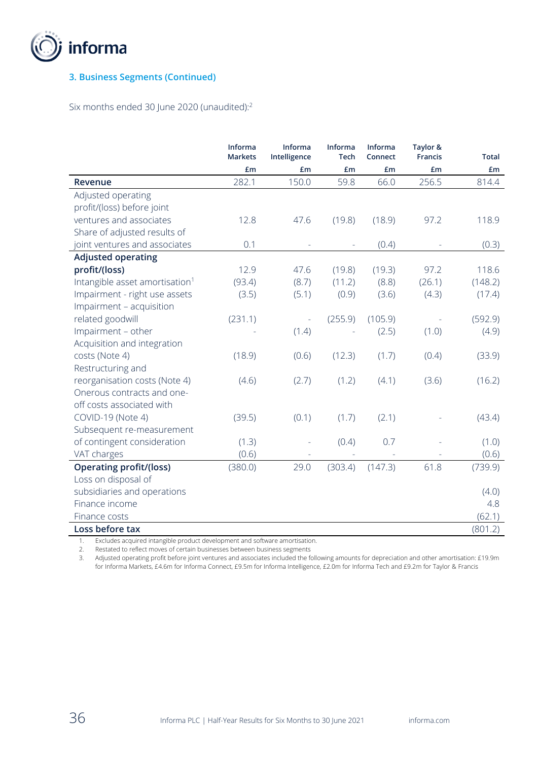### 3. Business Segments (Continued)

Six months ended 30 June 2020 (unaudited):[2]

| | Informa Markets | Informa Intelligence | Informa Tech | Informa Connect | Taylor & Francis | Total |
|---|---|---|---|---|---|---|
| | £m | £m | £m | £m | £m | £m |
| **Revenue** | 282.1 | 150.0 | 59.8 | 66.0 | 256.5 | 814.4 |
| Adjusted operating profit/(loss) before joint ventures and associates | 12.8 | 47.6 | (19.8) | (18.9) | 97.2 | 118.9 |
| Share of adjusted results of joint ventures and associates | 0.1 | - | - | (0.4) | - | (0.3) |
| **Adjusted operating profit/(loss)** | 12.9 | 47.6 | (19.8) | (19.3) | 97.2 | 118.6 |
| Intangible asset amortisation[1] | (93.4) | (8.7) | (11.2) | (8.8) | (26.1) | (148.2) |
| Impairment - right use assets | (3.5) | (5.1) | (0.9) | (3.6) | (4.3) | (17.4) |
| Impairment – acquisition related goodwill | (231.1) | - | (255.9) | (105.9) | - | (592.9) |
| Impairment – other | - | (1.4) | - | (2.5) | (1.0) | (4.9) |
| Acquisition and integration costs (Note 4) | (18.9) | (0.6) | (12.3) | (1.7) | (0.4) | (33.9) |
| Restructuring and reorganisation costs (Note 4) | (4.6) | (2.7) | (1.2) | (4.1) | (3.6) | (16.2) |
| Onerous contracts and one-off costs associated with COVID-19 (Note 4) | (39.5) | (0.1) | (1.7) | (2.1) | - | (43.4) |
| Subsequent re-measurement of contingent consideration | (1.3) | - | (0.4) | 0.7 | - | (1.0) |
| VAT charges | (0.6) | - | - | - | - | (0.6) |
| **Operating profit/(loss)** | (380.0) | 29.0 | (303.4) | (147.3) | 61.8 | (739.9) |
| Loss on disposal of subsidiaries and operations | | | | | | (4.0) |
| Finance income | | | | | | 4.8 |
| Finance costs | | | | | | (62.1) |
| **Loss before tax** | | | | | | (801.2) |

1. Excludes acquired intangible product development and software amortisation.
2. Restated to reflect moves of certain businesses between business segments
3. Adjusted operating profit before joint ventures and associates included the following amounts for depreciation and other amortisation: £19.9m for Informa Markets, £4.6m for Informa Connect, £9.5m for Informa Intelligence, £2.0m for Informa Tech and £9.2m for Taylor & Francis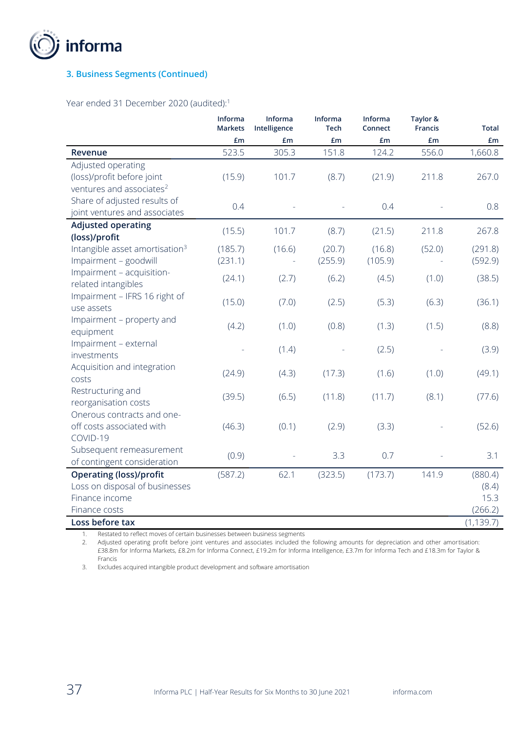### 3. Business Segments (Continued)

Year ended 31 December 2020 (audited):[1]

| | Informa Markets | Informa Intelligence | Informa Tech | Informa Connect | Taylor & Francis | Total |
|---|---|---|---|---|---|---|
| | £m | £m | £m | £m | £m | £m |
| **Revenue** | 523.5 | 305.3 | 151.8 | 124.2 | 556.0 | 1,660.8 |
| Adjusted operating (loss)/profit before joint ventures and associates[2] | (15.9) | 101.7 | (8.7) | (21.9) | 211.8 | 267.0 |
| Share of adjusted results of joint ventures and associates | 0.4 | - | - | 0.4 | - | 0.8 |
| **Adjusted operating (loss)/profit** | (15.5) | 101.7 | (8.7) | (21.5) | 211.8 | 267.8 |
| Intangible asset amortisation[3] | (185.7) | (16.6) | (20.7) | (16.8) | (52.0) | (291.8) |
| Impairment – goodwill | (231.1) | - | (255.9) | (105.9) | - | (592.9) |
| Impairment – acquisition-related intangibles | (24.1) | (2.7) | (6.2) | (4.5) | (1.0) | (38.5) |
| Impairment – IFRS 16 right of use assets | (15.0) | (7.0) | (2.5) | (5.3) | (6.3) | (36.1) |
| Impairment – property and equipment | (4.2) | (1.0) | (0.8) | (1.3) | (1.5) | (8.8) |
| Impairment – external investments | - | (1.4) | - | (2.5) | - | (3.9) |
| Acquisition and integration costs | (24.9) | (4.3) | (17.3) | (1.6) | (1.0) | (49.1) |
| Restructuring and reorganisation costs | (39.5) | (6.5) | (11.8) | (11.7) | (8.1) | (77.6) |
| Onerous contracts and one-off costs associated with COVID-19 | (46.3) | (0.1) | (2.9) | (3.3) | - | (52.6) |
| Subsequent remeasurement of contingent consideration | (0.9) | - | 3.3 | 0.7 | - | 3.1 |
| **Operating (loss)/profit** | (587.2) | 62.1 | (323.5) | (173.7) | 141.9 | (880.4) |
| Loss on disposal of businesses | | | | | | (8.4) |
| Finance income | | | | | | 15.3 |
| Finance costs | | | | | | (266.2) |
| **Loss before tax** | | | | | | (1,139.7) |

1. Restated to reflect moves of certain businesses between business segments
2. Adjusted operating profit before joint ventures and associates included the following amounts for depreciation and other amortisation: £38.8m for Informa Markets, £8.2m for Informa Connect, £19.2m for Informa Intelligence, £3.7m for Informa Tech and £18.3m for Taylor & Francis
3. Excludes acquired intangible product development and software amortisation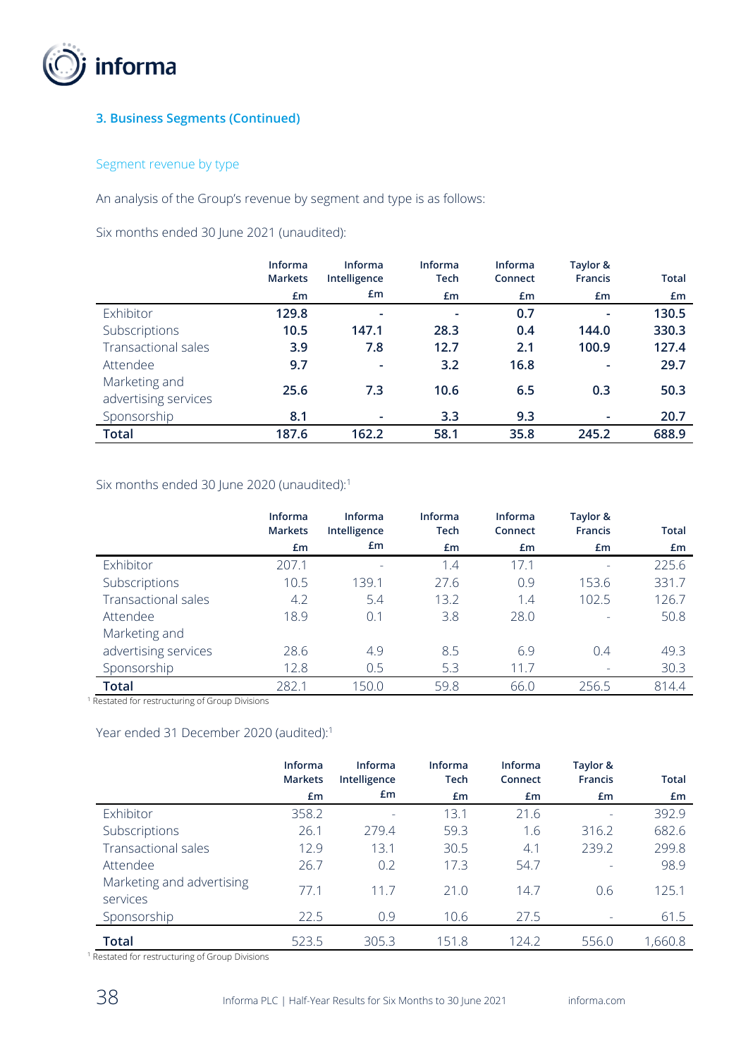## 3. Business Segments (Continued)

### Segment revenue by type

An analysis of the Group's revenue by segment and type is as follows:

Six months ended 30 June 2021 (unaudited):

| | Informa Markets £m | Informa Intelligence £m | Informa Tech £m | Informa Connect £m | Taylor & Francis £m | Total £m |
|---|---|---|---|---|---|---|
| Exhibitor | **129.8** | **-** | **-** | **0.7** | **-** | **130.5** |
| Subscriptions | **10.5** | **147.1** | **28.3** | **0.4** | **144.0** | **330.3** |
| Transactional sales | **3.9** | **7.8** | **12.7** | **2.1** | **100.9** | **127.4** |
| Attendee | **9.7** | **-** | **3.2** | **16.8** | **-** | **29.7** |
| Marketing and advertising services | **25.6** | **7.3** | **10.6** | **6.5** | **0.3** | **50.3** |
| Sponsorship | **8.1** | **-** | **3.3** | **9.3** | **-** | **20.7** |
| **Total** | **187.6** | **162.2** | **58.1** | **35.8** | **245.2** | **688.9** |

Six months ended 30 June 2020 (unaudited):[1]

| | Informa Markets £m | Informa Intelligence £m | Informa Tech £m | Informa Connect £m | Taylor & Francis £m | Total £m |
|---|---|---|---|---|---|---|
| Exhibitor | 207.1 | - | 1.4 | 17.1 | - | 225.6 |
| Subscriptions | 10.5 | 139.1 | 27.6 | 0.9 | 153.6 | 331.7 |
| Transactional sales | 4.2 | 5.4 | 13.2 | 1.4 | 102.5 | 126.7 |
| Attendee | 18.9 | 0.1 | 3.8 | 28.0 | - | 50.8 |
| Marketing and advertising services | 28.6 | 4.9 | 8.5 | 6.9 | 0.4 | 49.3 |
| Sponsorship | 12.8 | 0.5 | 5.3 | 11.7 | - | 30.3 |
| **Total** | 282.1 | 150.0 | 59.8 | 66.0 | 256.5 | 814.4 |

[1] Restated for restructuring of Group Divisions

Year ended 31 December 2020 (audited):[1]

| | Informa Markets £m | Informa Intelligence £m | Informa Tech £m | Informa Connect £m | Taylor & Francis £m | Total £m |
|---|---|---|---|---|---|---|
| Exhibitor | 358.2 | - | 13.1 | 21.6 | - | 392.9 |
| Subscriptions | 26.1 | 279.4 | 59.3 | 1.6 | 316.2 | 682.6 |
| Transactional sales | 12.9 | 13.1 | 30.5 | 4.1 | 239.2 | 299.8 |
| Attendee | 26.7 | 0.2 | 17.3 | 54.7 | - | 98.9 |
| Marketing and advertising services | 77.1 | 11.7 | 21.0 | 14.7 | 0.6 | 125.1 |
| Sponsorship | 22.5 | 0.9 | 10.6 | 27.5 | - | 61.5 |
| **Total** | 523.5 | 305.3 | 151.8 | 124.2 | 556.0 | 1,660.8 |

[1] Restated for restructuring of Group Divisions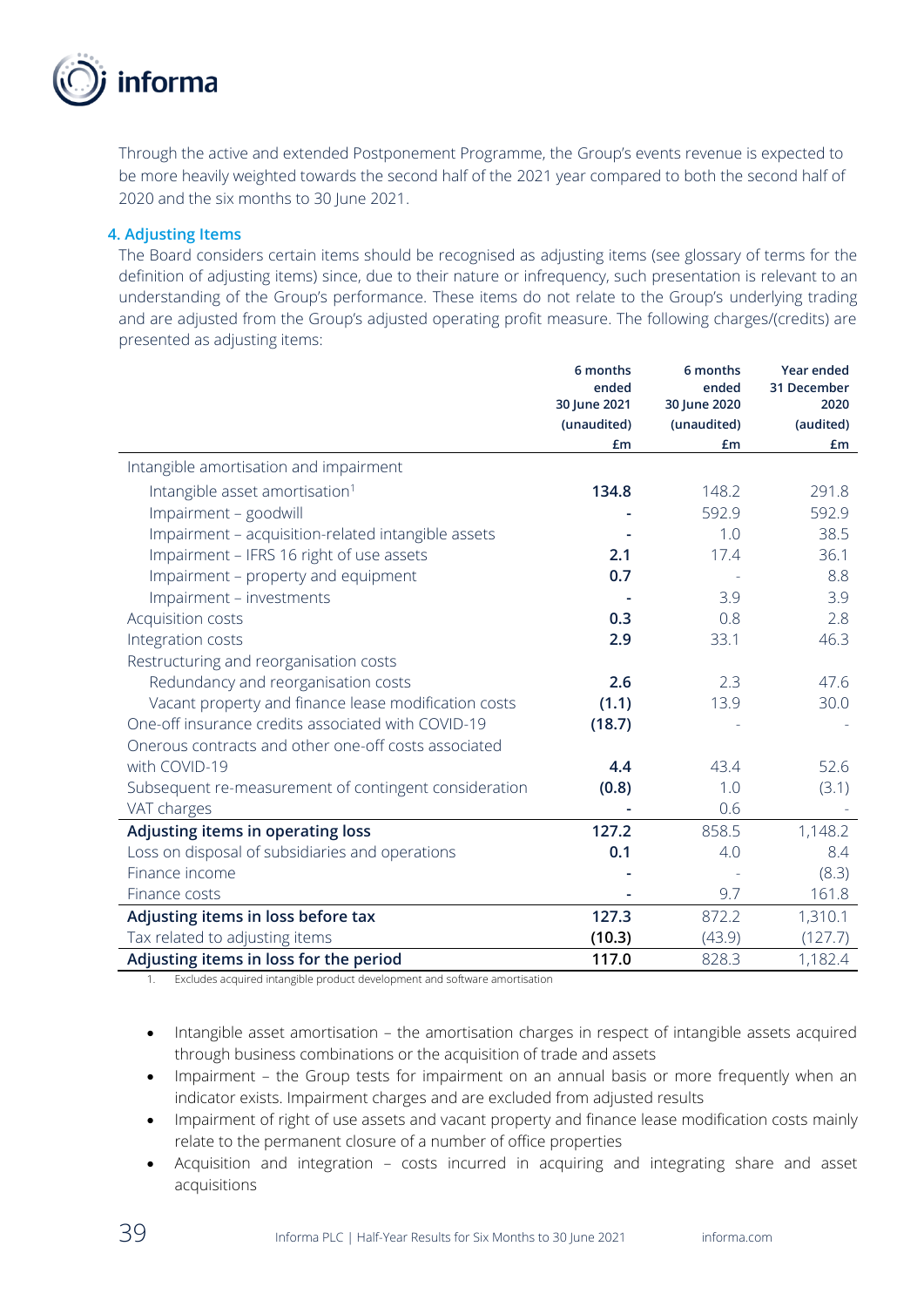Through the active and extended Postponement Programme, the Group's events revenue is expected to be more heavily weighted towards the second half of the 2021 year compared to both the second half of 2020 and the six months to 30 June 2021.

### 4. Adjusting Items

The Board considers certain items should be recognised as adjusting items (see glossary of terms for the definition of adjusting items) since, due to their nature or infrequency, such presentation is relevant to an understanding of the Group's performance. These items do not relate to the Group's underlying trading and are adjusted from the Group's adjusted operating profit measure. The following charges/(credits) are presented as adjusting items:

| | 6 months ended 30 June 2021 (unaudited) £m | 6 months ended 30 June 2020 (unaudited) £m | Year ended 31 December 2020 (audited) £m |
|---|---|---|---|
| Intangible amortisation and impairment | | | |
| Intangible asset amortisation[1] | **134.8** | 148.2 | 291.8 |
| Impairment – goodwill | **-** | 592.9 | 592.9 |
| Impairment – acquisition-related intangible assets | **-** | 1.0 | 38.5 |
| Impairment – IFRS 16 right of use assets | **2.1** | 17.4 | 36.1 |
| Impairment – property and equipment | **0.7** | - | 8.8 |
| Impairment – investments | **-** | 3.9 | 3.9 |
| Acquisition costs | **0.3** | 0.8 | 2.8 |
| Integration costs | **2.9** | 33.1 | 46.3 |
| Restructuring and reorganisation costs | | | |
| Redundancy and reorganisation costs | **2.6** | 2.3 | 47.6 |
| Vacant property and finance lease modification costs | **(1.1)** | 13.9 | 30.0 |
| One-off insurance credits associated with COVID-19 | **(18.7)** | - | - |
| Onerous contracts and other one-off costs associated with COVID-19 | **4.4** | 43.4 | 52.6 |
| Subsequent re-measurement of contingent consideration | **(0.8)** | 1.0 | (3.1) |
| VAT charges | **-** | 0.6 | - |
| **Adjusting items in operating loss** | **127.2** | 858.5 | 1,148.2 |
| Loss on disposal of subsidiaries and operations | **0.1** | 4.0 | 8.4 |
| Finance income | **-** | - | (8.3) |
| Finance costs | **-** | 9.7 | 161.8 |
| **Adjusting items in loss before tax** | **127.3** | 872.2 | 1,310.1 |
| Tax related to adjusting items | **(10.3)** | (43.9) | (127.7) |
| **Adjusting items in loss for the period** | **117.0** | 828.3 | 1,182.4 |

1. Excludes acquired intangible product development and software amortisation

- Intangible asset amortisation – the amortisation charges in respect of intangible assets acquired through business combinations or the acquisition of trade and assets
- Impairment – the Group tests for impairment on an annual basis or more frequently when an indicator exists. Impairment charges and are excluded from adjusted results
- Impairment of right of use assets and vacant property and finance lease modification costs mainly relate to the permanent closure of a number of office properties
- Acquisition and integration – costs incurred in acquiring and integrating share and asset acquisitions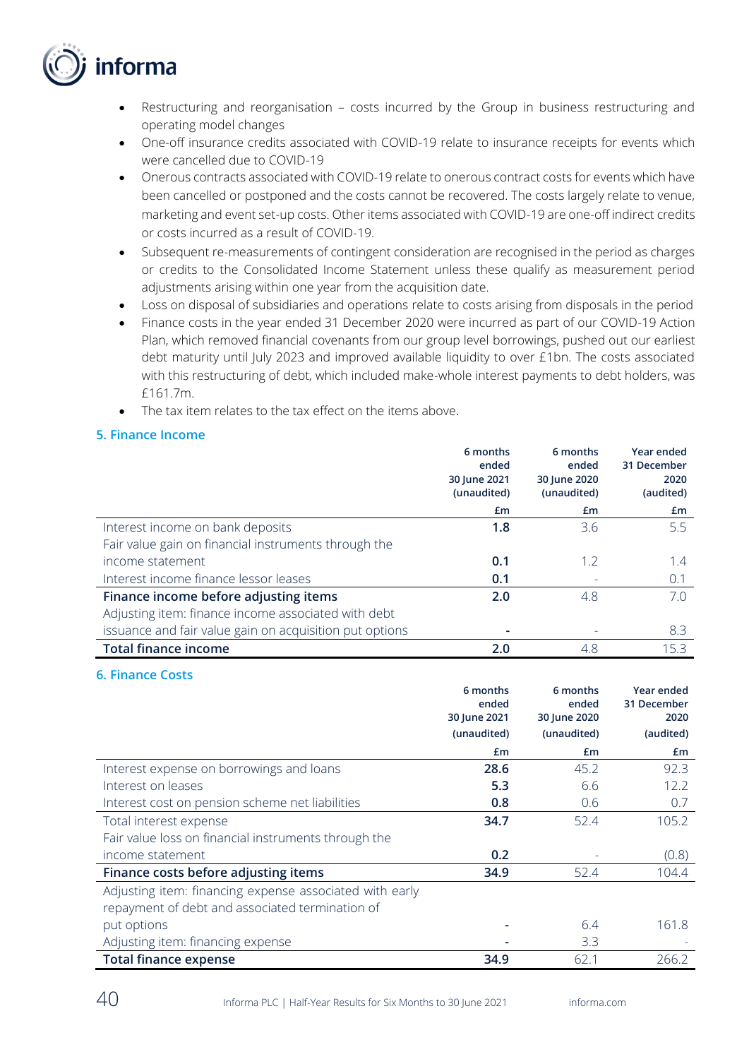- Restructuring and reorganisation – costs incurred by the Group in business restructuring and operating model changes
- One-off insurance credits associated with COVID-19 relate to insurance receipts for events which were cancelled due to COVID-19
- Onerous contracts associated with COVID-19 relate to onerous contract costs for events which have been cancelled or postponed and the costs cannot be recovered. The costs largely relate to venue, marketing and event set-up costs. Other items associated with COVID-19 are one-off indirect credits or costs incurred as a result of COVID-19.
- Subsequent re-measurements of contingent consideration are recognised in the period as charges or credits to the Consolidated Income Statement unless these qualify as measurement period adjustments arising within one year from the acquisition date.
- Loss on disposal of subsidiaries and operations relate to costs arising from disposals in the period
- Finance costs in the year ended 31 December 2020 were incurred as part of our COVID-19 Action Plan, which removed financial covenants from our group level borrowings, pushed out our earliest debt maturity until July 2023 and improved available liquidity to over £1bn. The costs associated with this restructuring of debt, which included make-whole interest payments to debt holders, was £161.7m.
- The tax item relates to the tax effect on the items above.

## 5. Finance Income

| | 6 months ended 30 June 2021 (unaudited) | 6 months ended 30 June 2020 (unaudited) | Year ended 31 December 2020 (audited) |
|---|---|---|---|
| | £m | £m | £m |
| Interest income on bank deposits | **1.8** | 3.6 | 5.5 |
| Fair value gain on financial instruments through the income statement | **0.1** | 1.2 | 1.4 |
| Interest income finance lessor leases | **0.1** | - | 0.1 |
| **Finance income before adjusting items** | **2.0** | 4.8 | 7.0 |
| Adjusting item: finance income associated with debt issuance and fair value gain on acquisition put options | **-** | - | 8.3 |
| **Total finance income** | **2.0** | 4.8 | 15.3 |

## 6. Finance Costs

| | 6 months ended 30 June 2021 (unaudited) | 6 months ended 30 June 2020 (unaudited) | Year ended 31 December 2020 (audited) |
|---|---|---|---|
| | £m | £m | £m |
| Interest expense on borrowings and loans | **28.6** | 45.2 | 92.3 |
| Interest on leases | **5.3** | 6.6 | 12.2 |
| Interest cost on pension scheme net liabilities | **0.8** | 0.6 | 0.7 |
| Total interest expense | **34.7** | 52.4 | 105.2 |
| Fair value loss on financial instruments through the income statement | **0.2** | - | (0.8) |
| **Finance costs before adjusting items** | **34.9** | 52.4 | 104.4 |
| Adjusting item: financing expense associated with early repayment of debt and associated termination of put options | **-** | 6.4 | 161.8 |
| Adjusting item: financing expense | **-** | 3.3 | - |
| **Total finance expense** | **34.9** | 62.1 | 266.2 |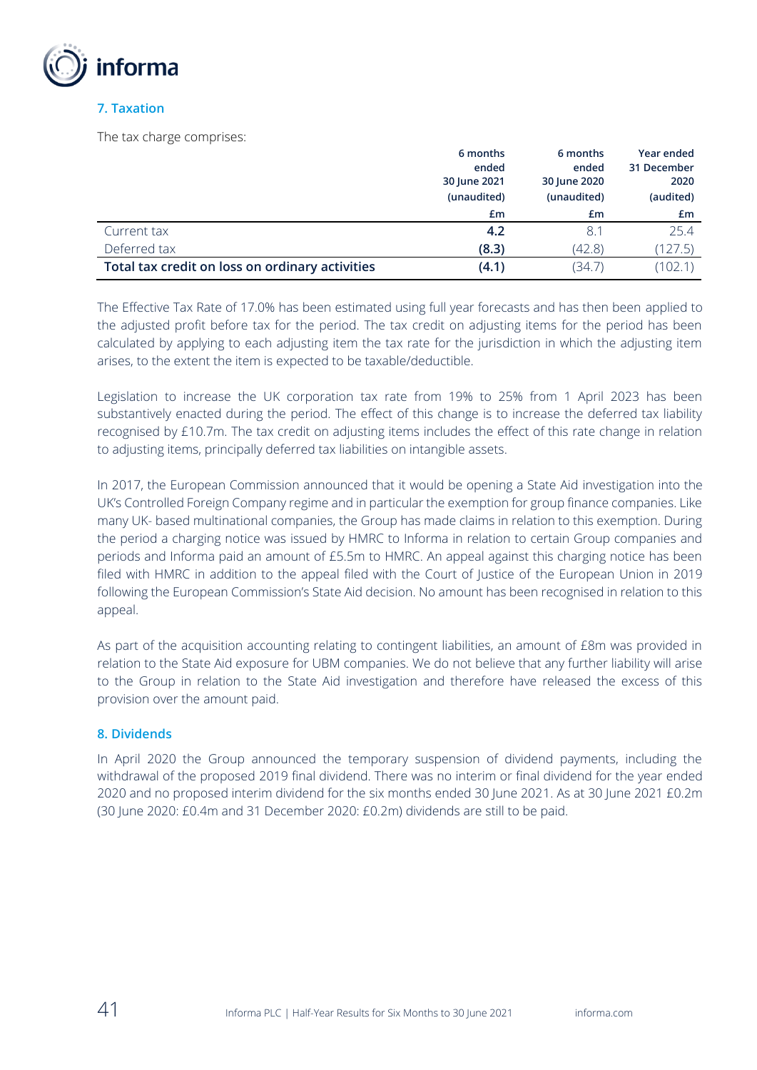## 7. Taxation

The tax charge comprises:

| | 6 months ended 30 June 2021 (unaudited) | 6 months ended 30 June 2020 (unaudited) | Year ended 31 December 2020 (audited) |
|---|---|---|---|
| | £m | £m | £m |
| Current tax | **4.2** | 8.1 | 25.4 |
| Deferred tax | **(8.3)** | (42.8) | (127.5) |
| **Total tax credit on loss on ordinary activities** | **(4.1)** | (34.7) | (102.1) |

The Effective Tax Rate of 17.0% has been estimated using full year forecasts and has then been applied to the adjusted profit before tax for the period. The tax credit on adjusting items for the period has been calculated by applying to each adjusting item the tax rate for the jurisdiction in which the adjusting item arises, to the extent the item is expected to be taxable/deductible.

Legislation to increase the UK corporation tax rate from 19% to 25% from 1 April 2023 has been substantively enacted during the period. The effect of this change is to increase the deferred tax liability recognised by £10.7m. The tax credit on adjusting items includes the effect of this rate change in relation to adjusting items, principally deferred tax liabilities on intangible assets.

In 2017, the European Commission announced that it would be opening a State Aid investigation into the UK's Controlled Foreign Company regime and in particular the exemption for group finance companies. Like many UK- based multinational companies, the Group has made claims in relation to this exemption. During the period a charging notice was issued by HMRC to Informa in relation to certain Group companies and periods and Informa paid an amount of £5.5m to HMRC. An appeal against this charging notice has been filed with HMRC in addition to the appeal filed with the Court of Justice of the European Union in 2019 following the European Commission's State Aid decision. No amount has been recognised in relation to this appeal.

As part of the acquisition accounting relating to contingent liabilities, an amount of £8m was provided in relation to the State Aid exposure for UBM companies. We do not believe that any further liability will arise to the Group in relation to the State Aid investigation and therefore have released the excess of this provision over the amount paid.

## 8. Dividends

In April 2020 the Group announced the temporary suspension of dividend payments, including the withdrawal of the proposed 2019 final dividend. There was no interim or final dividend for the year ended 2020 and no proposed interim dividend for the six months ended 30 June 2021. As at 30 June 2021 £0.2m (30 June 2020: £0.4m and 31 December 2020: £0.2m) dividends are still to be paid.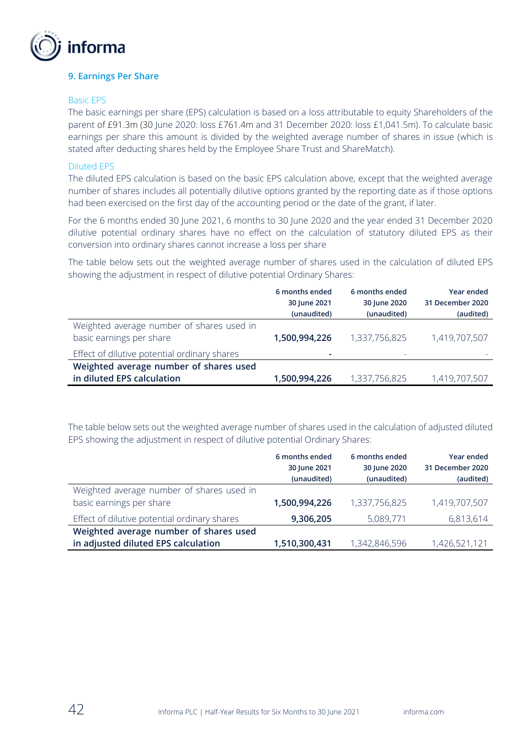## 9. Earnings Per Share

### Basic EPS

The basic earnings per share (EPS) calculation is based on a loss attributable to equity Shareholders of the parent of £91.3m (30 June 2020: loss £761.4m and 31 December 2020: loss £1,041.5m). To calculate basic earnings per share this amount is divided by the weighted average number of shares in issue (which is stated after deducting shares held by the Employee Share Trust and ShareMatch).

### Diluted EPS

The diluted EPS calculation is based on the basic EPS calculation above, except that the weighted average number of shares includes all potentially dilutive options granted by the reporting date as if those options had been exercised on the first day of the accounting period or the date of the grant, if later.

For the 6 months ended 30 June 2021, 6 months to 30 June 2020 and the year ended 31 December 2020 dilutive potential ordinary shares have no effect on the calculation of statutory diluted EPS as their conversion into ordinary shares cannot increase a loss per share

The table below sets out the weighted average number of shares used in the calculation of diluted EPS showing the adjustment in respect of dilutive potential Ordinary Shares:

| | 6 months ended 30 June 2021 (unaudited) | 6 months ended 30 June 2020 (unaudited) | Year ended 31 December 2020 (audited) |
|---|---|---|---|
| Weighted average number of shares used in basic earnings per share | **1,500,994,226** | 1,337,756,825 | 1,419,707,507 |
| Effect of dilutive potential ordinary shares | **-** | - | - |
| **Weighted average number of shares used in diluted EPS calculation** | **1,500,994,226** | 1,337,756,825 | 1,419,707,507 |

The table below sets out the weighted average number of shares used in the calculation of adjusted diluted EPS showing the adjustment in respect of dilutive potential Ordinary Shares:

| | 6 months ended 30 June 2021 (unaudited) | 6 months ended 30 June 2020 (unaudited) | Year ended 31 December 2020 (audited) |
|---|---|---|---|
| Weighted average number of shares used in basic earnings per share | **1,500,994,226** | 1,337,756,825 | 1,419,707,507 |
| Effect of dilutive potential ordinary shares | **9,306,205** | 5,089,771 | 6,813,614 |
| **Weighted average number of shares used in adjusted diluted EPS calculation** | **1,510,300,431** | 1,342,846,596 | 1,426,521,121 |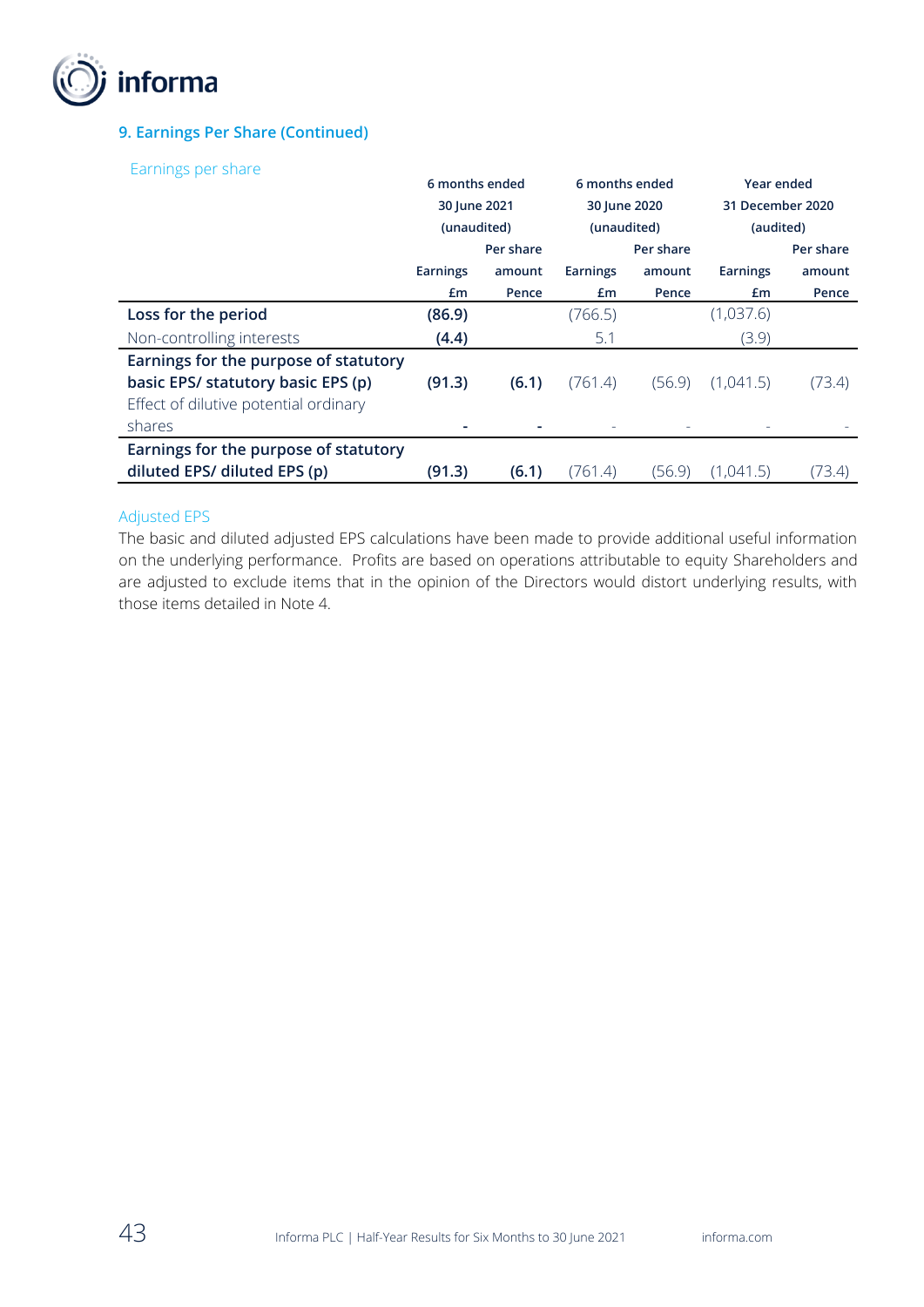## 9. Earnings Per Share (Continued)

Earnings per share

| | 6 months ended 30 June 2021 (unaudited) | | 6 months ended 30 June 2020 (unaudited) | | Year ended 31 December 2020 (audited) | |
|---|---|---|---|---|---|---|
| | Earnings £m | Per share amount Pence | Earnings £m | Per share amount Pence | Earnings £m | Per share amount Pence |
| **Loss for the period** | **(86.9)** | | (766.5) | | (1,037.6) | |
| Non-controlling interests | **(4.4)** | | 5.1 | | (3.9) | |
| **Earnings for the purpose of statutory basic EPS/ statutory basic EPS (p)** | **(91.3)** | **(6.1)** | (761.4) | (56.9) | (1,041.5) | (73.4) |
| Effect of dilutive potential ordinary shares | **-** | **-** | - | - | - | - |
| **Earnings for the purpose of statutory diluted EPS/ diluted EPS (p)** | **(91.3)** | **(6.1)** | (761.4) | (56.9) | (1,041.5) | (73.4) |

Adjusted EPS

The basic and diluted adjusted EPS calculations have been made to provide additional useful information on the underlying performance. Profits are based on operations attributable to equity Shareholders and are adjusted to exclude items that in the opinion of the Directors would distort underlying results, with those items detailed in Note 4.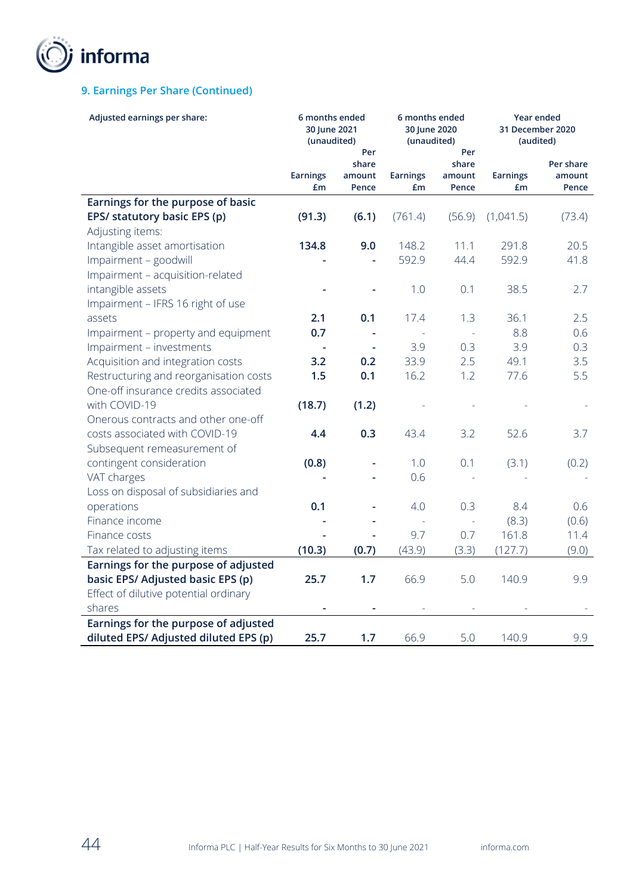## 9. Earnings Per Share (Continued)

| Adjusted earnings per share: | 6 months ended 30 June 2021 (unaudited) | | 6 months ended 30 June 2020 (unaudited) | | Year ended 31 December 2020 (audited) | |
|---|---|---|---|---|---|---|
| | Earnings £m | Per share amount Pence | Earnings £m | Per share amount Pence | Earnings £m | Per share amount Pence |
| **Earnings for the purpose of basic EPS/ statutory basic EPS (p)** | **(91.3)** | **(6.1)** | (761.4) | (56.9) | (1,041.5) | (73.4) |
| Adjusting items: | | | | | | |
| Intangible asset amortisation | **134.8** | **9.0** | 148.2 | 11.1 | 291.8 | 20.5 |
| Impairment – goodwill | **-** | **-** | 592.9 | 44.4 | 592.9 | 41.8 |
| Impairment – acquisition-related intangible assets | **-** | **-** | 1.0 | 0.1 | 38.5 | 2.7 |
| Impairment – IFRS 16 right of use assets | **2.1** | **0.1** | 17.4 | 1.3 | 36.1 | 2.5 |
| Impairment – property and equipment | **0.7** | **-** | - | - | 8.8 | 0.6 |
| Impairment – investments | **-** | **-** | 3.9 | 0.3 | 3.9 | 0.3 |
| Acquisition and integration costs | **3.2** | **0.2** | 33.9 | 2.5 | 49.1 | 3.5 |
| Restructuring and reorganisation costs | **1.5** | **0.1** | 16.2 | 1.2 | 77.6 | 5.5 |
| One-off insurance credits associated with COVID-19 | **(18.7)** | **(1.2)** | - | - | - | - |
| Onerous contracts and other one-off costs associated with COVID-19 | **4.4** | **0.3** | 43.4 | 3.2 | 52.6 | 3.7 |
| Subsequent remeasurement of contingent consideration | **(0.8)** | **-** | 1.0 | 0.1 | (3.1) | (0.2) |
| VAT charges | **-** | **-** | 0.6 | - | - | - |
| Loss on disposal of subsidiaries and operations | **0.1** | **-** | 4.0 | 0.3 | 8.4 | 0.6 |
| Finance income | **-** | **-** | - | - | (8.3) | (0.6) |
| Finance costs | **-** | **-** | 9.7 | 0.7 | 161.8 | 11.4 |
| Tax related to adjusting items | **(10.3)** | **(0.7)** | (43.9) | (3.3) | (127.7) | (9.0) |
| **Earnings for the purpose of adjusted basic EPS/ Adjusted basic EPS (p)** | **25.7** | **1.7** | 66.9 | 5.0 | 140.9 | 9.9 |
| Effect of dilutive potential ordinary shares | **-** | **-** | - | - | - | - |
| **Earnings for the purpose of adjusted diluted EPS/ Adjusted diluted EPS (p)** | **25.7** | **1.7** | 66.9 | 5.0 | 140.9 | 9.9 |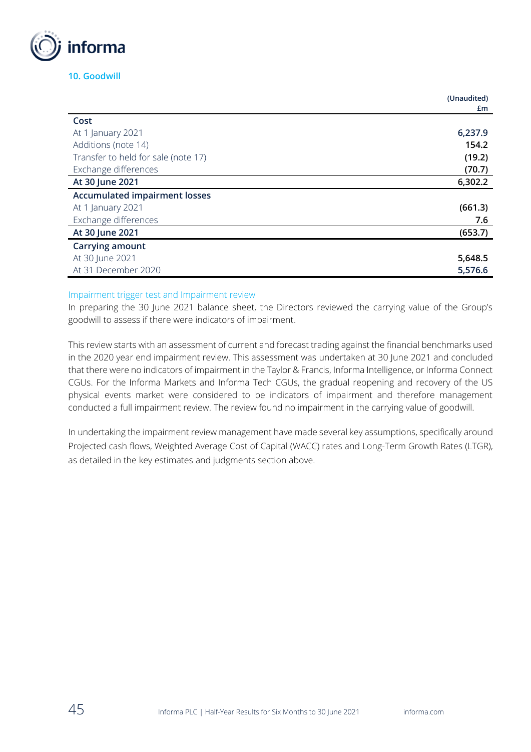## 10. Goodwill

| | (Unaudited) £m |
|---|---|
| **Cost** | |
| At 1 January 2021 | **6,237.9** |
| Additions (note 14) | **154.2** |
| Transfer to held for sale (note 17) | **(19.2)** |
| Exchange differences | **(70.7)** |
| **At 30 June 2021** | **6,302.2** |
| **Accumulated impairment losses** | |
| At 1 January 2021 | **(661.3)** |
| Exchange differences | **7.6** |
| **At 30 June 2021** | **(653.7)** |
| **Carrying amount** | |
| At 30 June 2021 | **5,648.5** |
| At 31 December 2020 | **5,576.6** |

### Impairment trigger test and Impairment review

In preparing the 30 June 2021 balance sheet, the Directors reviewed the carrying value of the Group's goodwill to assess if there were indicators of impairment.

This review starts with an assessment of current and forecast trading against the financial benchmarks used in the 2020 year end impairment review. This assessment was undertaken at 30 June 2021 and concluded that there were no indicators of impairment in the Taylor & Francis, Informa Intelligence, or Informa Connect CGUs. For the Informa Markets and Informa Tech CGUs, the gradual reopening and recovery of the US physical events market were considered to be indicators of impairment and therefore management conducted a full impairment review. The review found no impairment in the carrying value of goodwill.

In undertaking the impairment review management have made several key assumptions, specifically around Projected cash flows, Weighted Average Cost of Capital (WACC) rates and Long-Term Growth Rates (LTGR), as detailed in the key estimates and judgments section above.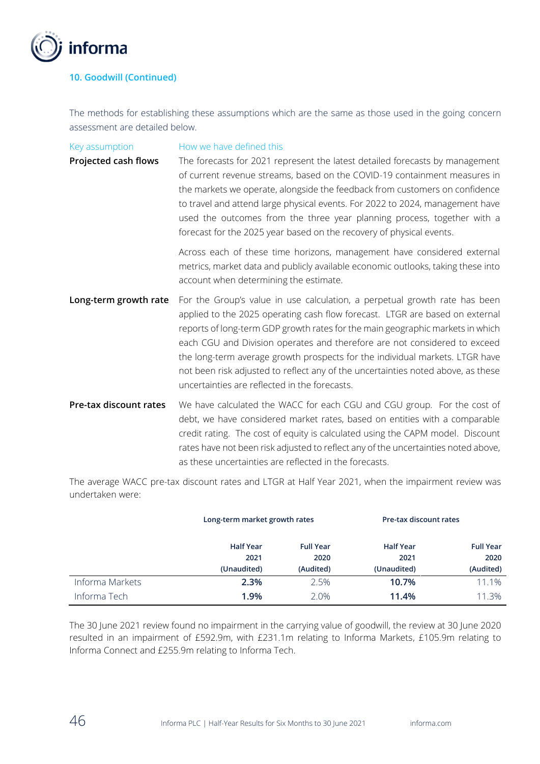## 10. Goodwill (Continued)

The methods for establishing these assumptions which are the same as those used in the going concern assessment are detailed below.

| Key assumption | How we have defined this |
|---|---|
| **Projected cash flows** | The forecasts for 2021 represent the latest detailed forecasts by management of current revenue streams, based on the COVID-19 containment measures in the markets we operate, alongside the feedback from customers on confidence to travel and attend large physical events. For 2022 to 2024, management have used the outcomes from the three year planning process, together with a forecast for the 2025 year based on the recovery of physical events. Across each of these time horizons, management have considered external metrics, market data and publicly available economic outlooks, taking these into account when determining the estimate. |
| **Long-term growth rate** | For the Group's value in use calculation, a perpetual growth rate has been applied to the 2025 operating cash flow forecast. LTGR are based on external reports of long-term GDP growth rates for the main geographic markets in which each CGU and Division operates and therefore are not considered to exceed the long-term average growth prospects for the individual markets. LTGR have not been risk adjusted to reflect any of the uncertainties noted above, as these uncertainties are reflected in the forecasts. |
| **Pre-tax discount rates** | We have calculated the WACC for each CGU and CGU group. For the cost of debt, we have considered market rates, based on entities with a comparable credit rating. The cost of equity is calculated using the CAPM model. Discount rates have not been risk adjusted to reflect any of the uncertainties noted above, as these uncertainties are reflected in the forecasts. |

The average WACC pre-tax discount rates and LTGR at Half Year 2021, when the impairment review was undertaken were:

| | Long-term market growth rates | | Pre-tax discount rates | |
|---|---|---|---|---|
| | Half Year 2021 (Unaudited) | Full Year 2020 (Audited) | Half Year 2021 (Unaudited) | Full Year 2020 (Audited) |
| Informa Markets | **2.3%** | 2.5% | **10.7%** | 11.1% |
| Informa Tech | **1.9%** | 2.0% | **11.4%** | 11.3% |

The 30 June 2021 review found no impairment in the carrying value of goodwill, the review at 30 June 2020 resulted in an impairment of £592.9m, with £231.1m relating to Informa Markets, £105.9m relating to Informa Connect and £255.9m relating to Informa Tech.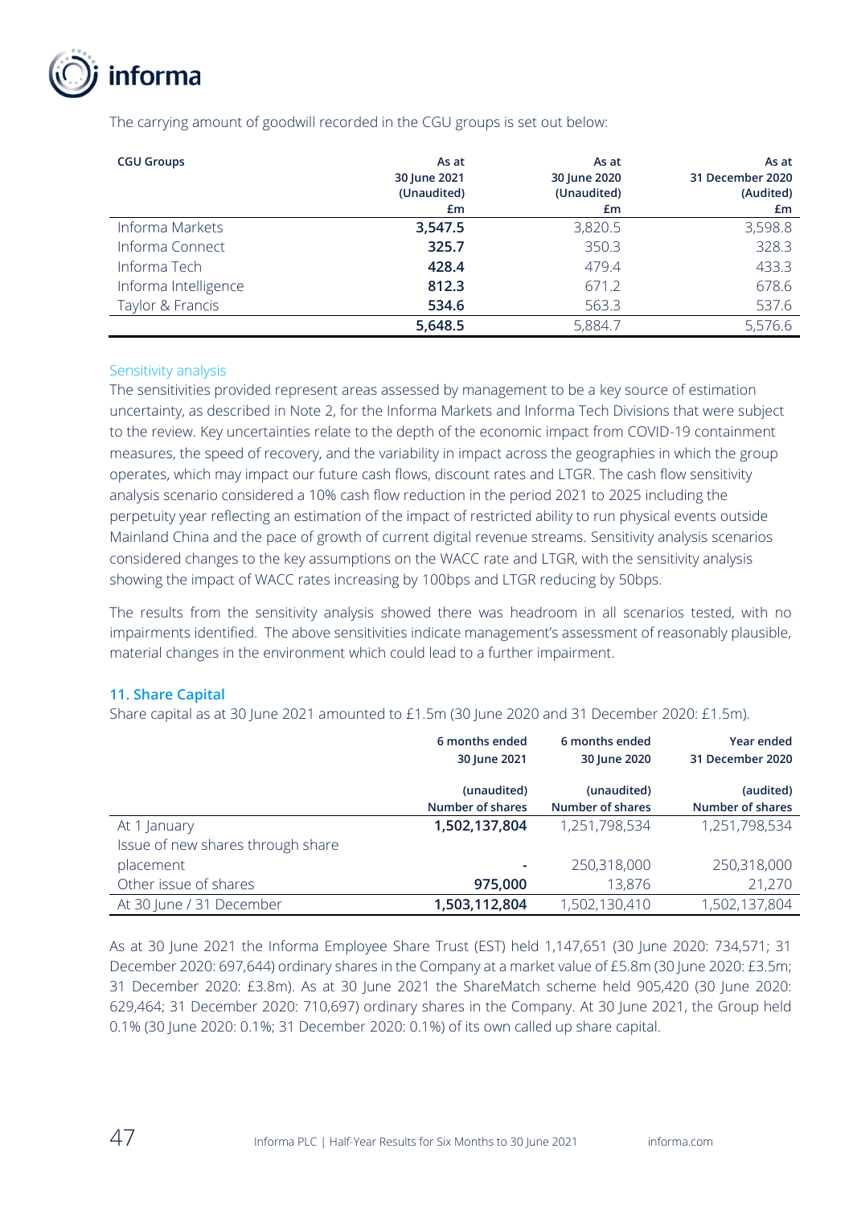The carrying amount of goodwill recorded in the CGU groups is set out below:

| CGU Groups | As at 30 June 2021 (Unaudited) £m | As at 30 June 2020 (Unaudited) £m | As at 31 December 2020 (Audited) £m |
|---|---|---|---|
| Informa Markets | **3,547.5** | 3,820.5 | 3,598.8 |
| Informa Connect | **325.7** | 350.3 | 328.3 |
| Informa Tech | **428.4** | 479.4 | 433.3 |
| Informa Intelligence | **812.3** | 671.2 | 678.6 |
| Taylor & Francis | **534.6** | 563.3 | 537.6 |
| | **5,648.5** | 5,884.7 | 5,576.6 |

### Sensitivity analysis

The sensitivities provided represent areas assessed by management to be a key source of estimation uncertainty, as described in Note 2, for the Informa Markets and Informa Tech Divisions that were subject to the review. Key uncertainties relate to the depth of the economic impact from COVID-19 containment measures, the speed of recovery, and the variability in impact across the geographies in which the group operates, which may impact our future cash flows, discount rates and LTGR. The cash flow sensitivity analysis scenario considered a 10% cash flow reduction in the period 2021 to 2025 including the perpetuity year reflecting an estimation of the impact of restricted ability to run physical events outside Mainland China and the pace of growth of current digital revenue streams. Sensitivity analysis scenarios considered changes to the key assumptions on the WACC rate and LTGR, with the sensitivity analysis showing the impact of WACC rates increasing by 100bps and LTGR reducing by 50bps.

The results from the sensitivity analysis showed there was headroom in all scenarios tested, with no impairments identified. The above sensitivities indicate management's assessment of reasonably plausible, material changes in the environment which could lead to a further impairment.

## 11. Share Capital

Share capital as at 30 June 2021 amounted to £1.5m (30 June 2020 and 31 December 2020: £1.5m).

| | 6 months ended 30 June 2021 (unaudited) Number of shares | 6 months ended 30 June 2020 (unaudited) Number of shares | Year ended 31 December 2020 (audited) Number of shares |
|---|---|---|---|
| At 1 January | **1,502,137,804** | 1,251,798,534 | 1,251,798,534 |
| Issue of new shares through share placement | **-** | 250,318,000 | 250,318,000 |
| Other issue of shares | **975,000** | 13,876 | 21,270 |
| At 30 June / 31 December | **1,503,112,804** | 1,502,130,410 | 1,502,137,804 |

As at 30 June 2021 the Informa Employee Share Trust (EST) held 1,147,651 (30 June 2020: 734,571; 31 December 2020: 697,644) ordinary shares in the Company at a market value of £5.8m (30 June 2020: £3.5m; 31 December 2020: £3.8m). As at 30 June 2021 the ShareMatch scheme held 905,420 (30 June 2020: 629,464; 31 December 2020: 710,697) ordinary shares in the Company. At 30 June 2021, the Group held 0.1% (30 June 2020: 0.1%; 31 December 2020: 0.1%) of its own called up share capital.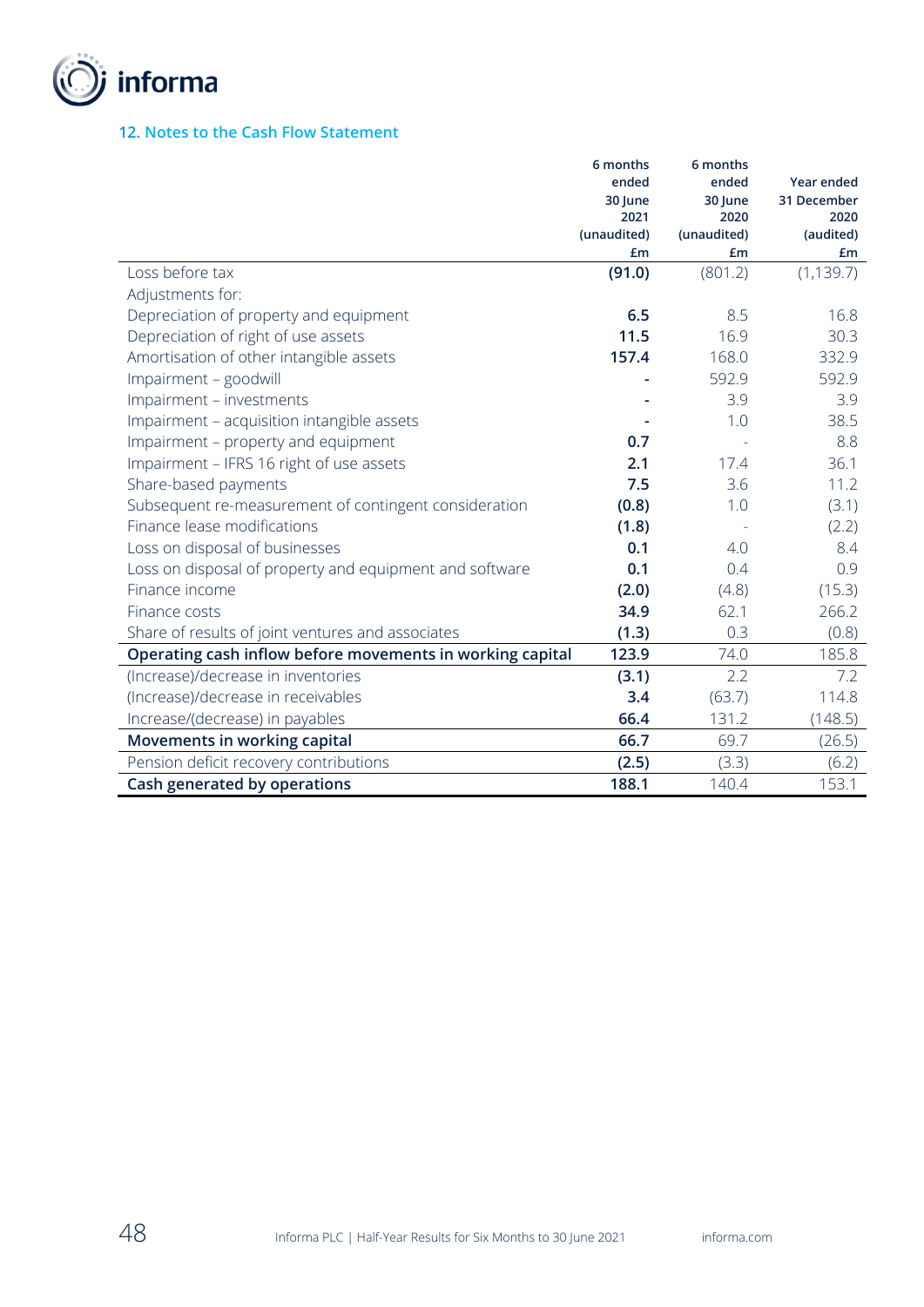## 12. Notes to the Cash Flow Statement

| | 6 months ended 30 June 2021 (unaudited) £m | 6 months ended 30 June 2020 (unaudited) £m | Year ended 31 December 2020 (audited) £m |
|---|---|---|---|
| Loss before tax | **(91.0)** | (801.2) | (1,139.7) |
| Adjustments for: | | | |
| Depreciation of property and equipment | **6.5** | 8.5 | 16.8 |
| Depreciation of right of use assets | **11.5** | 16.9 | 30.3 |
| Amortisation of other intangible assets | **157.4** | 168.0 | 332.9 |
| Impairment – goodwill | **-** | 592.9 | 592.9 |
| Impairment – investments | **-** | 3.9 | 3.9 |
| Impairment – acquisition intangible assets | **-** | 1.0 | 38.5 |
| Impairment – property and equipment | **0.7** | - | 8.8 |
| Impairment – IFRS 16 right of use assets | **2.1** | 17.4 | 36.1 |
| Share-based payments | **7.5** | 3.6 | 11.2 |
| Subsequent re-measurement of contingent consideration | **(0.8)** | 1.0 | (3.1) |
| Finance lease modifications | **(1.8)** | - | (2.2) |
| Loss on disposal of businesses | **0.1** | 4.0 | 8.4 |
| Loss on disposal of property and equipment and software | **0.1** | 0.4 | 0.9 |
| Finance income | **(2.0)** | (4.8) | (15.3) |
| Finance costs | **34.9** | 62.1 | 266.2 |
| Share of results of joint ventures and associates | **(1.3)** | 0.3 | (0.8) |
| **Operating cash inflow before movements in working capital** | **123.9** | 74.0 | 185.8 |
| (Increase)/decrease in inventories | **(3.1)** | 2.2 | 7.2 |
| (Increase)/decrease in receivables | **3.4** | (63.7) | 114.8 |
| Increase/(decrease) in payables | **66.4** | 131.2 | (148.5) |
| **Movements in working capital** | **66.7** | 69.7 | (26.5) |
| Pension deficit recovery contributions | **(2.5)** | (3.3) | (6.2) |
| **Cash generated by operations** | **188.1** | 140.4 | 153.1 |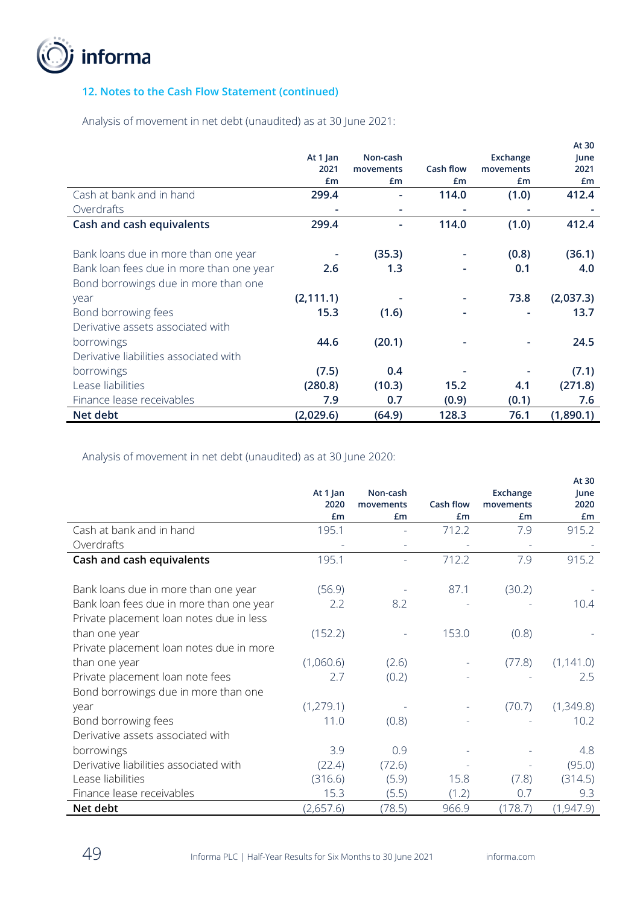### 12. Notes to the Cash Flow Statement (continued)

Analysis of movement in net debt (unaudited) as at 30 June 2021:

| | At 1 Jan 2021 £m | Non-cash movements £m | Cash flow £m | Exchange movements £m | At 30 June 2021 £m |
|---|---|---|---|---|---|
| Cash at bank and in hand | **299.4** | **-** | **114.0** | **(1.0)** | **412.4** |
| Overdrafts | **-** | **-** | **-** | **-** | **-** |
| **Cash and cash equivalents** | **299.4** | **-** | **114.0** | **(1.0)** | **412.4** |
| Bank loans due in more than one year | **-** | **(35.3)** | **-** | **(0.8)** | **(36.1)** |
| Bank loan fees due in more than one year | **2.6** | **1.3** | **-** | **0.1** | **4.0** |
| Bond borrowings due in more than one year | **(2,111.1)** | **-** | **-** | **73.8** | **(2,037.3)** |
| Bond borrowing fees | **15.3** | **(1.6)** | **-** | **-** | **13.7** |
| Derivative assets associated with borrowings | **44.6** | **(20.1)** | **-** | **-** | **24.5** |
| Derivative liabilities associated with borrowings | **(7.5)** | **0.4** | **-** | **-** | **(7.1)** |
| Lease liabilities | **(280.8)** | **(10.3)** | **15.2** | **4.1** | **(271.8)** |
| Finance lease receivables | **7.9** | **0.7** | **(0.9)** | **(0.1)** | **7.6** |
| **Net debt** | **(2,029.6)** | **(64.9)** | **128.3** | **76.1** | **(1,890.1)** |

Analysis of movement in net debt (unaudited) as at 30 June 2020:

| | At 1 Jan 2020 £m | Non-cash movements £m | Cash flow £m | Exchange movements £m | At 30 June 2020 £m |
|---|---|---|---|---|---|
| Cash at bank and in hand | 195.1 | - | 712.2 | 7.9 | 915.2 |
| Overdrafts | - | - | - | - | - |
| **Cash and cash equivalents** | 195.1 | - | 712.2 | 7.9 | 915.2 |
| Bank loans due in more than one year | (56.9) | - | 87.1 | (30.2) | - |
| Bank loan fees due in more than one year | 2.2 | 8.2 | - | - | 10.4 |
| Private placement loan notes due in less than one year | (152.2) | - | 153.0 | (0.8) | - |
| Private placement loan notes due in more than one year | (1,060.6) | (2.6) | - | (77.8) | (1,141.0) |
| Private placement loan note fees | 2.7 | (0.2) | - | - | 2.5 |
| Bond borrowings due in more than one year | (1,279.1) | - | - | (70.7) | (1,349.8) |
| Bond borrowing fees | 11.0 | (0.8) | - | - | 10.2 |
| Derivative assets associated with borrowings | 3.9 | 0.9 | - | - | 4.8 |
| Derivative liabilities associated with | (22.4) | (72.6) | - | - | (95.0) |
| Lease liabilities | (316.6) | (5.9) | 15.8 | (7.8) | (314.5) |
| Finance lease receivables | 15.3 | (5.5) | (1.2) | 0.7 | 9.3 |
| **Net debt** | (2,657.6) | (78.5) | 966.9 | (178.7) | (1,947.9) |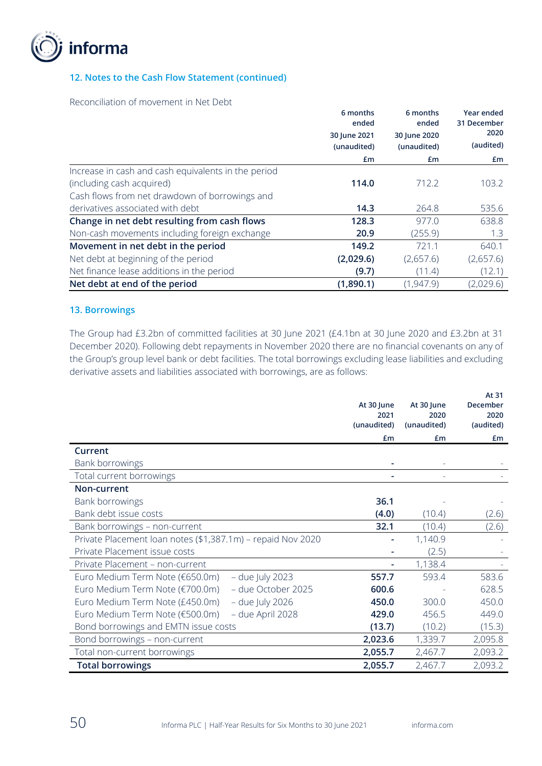## 12. Notes to the Cash Flow Statement (continued)

Reconciliation of movement in Net Debt

| | 6 months ended 30 June 2021 (unaudited) | 6 months ended 30 June 2020 (unaudited) | Year ended 31 December 2020 (audited) |
|---|---|---|---|
| | £m | £m | £m |
| Increase in cash and cash equivalents in the period (including cash acquired) | **114.0** | 712.2 | 103.2 |
| Cash flows from net drawdown of borrowings and derivatives associated with debt | **14.3** | 264.8 | 535.6 |
| **Change in net debt resulting from cash flows** | **128.3** | 977.0 | 638.8 |
| Non-cash movements including foreign exchange | **20.9** | (255.9) | 1.3 |
| **Movement in net debt in the period** | **149.2** | 721.1 | 640.1 |
| Net debt at beginning of the period | **(2,029.6)** | (2,657.6) | (2,657.6) |
| Net finance lease additions in the period | **(9.7)** | (11.4) | (12.1) |
| **Net debt at end of the period** | **(1,890.1)** | (1,947.9) | (2,029.6) |

## 13. Borrowings

The Group had £3.2bn of committed facilities at 30 June 2021 (£4.1bn at 30 June 2020 and £3.2bn at 31 December 2020). Following debt repayments in November 2020 there are no financial covenants on any of the Group's group level bank or debt facilities. The total borrowings excluding lease liabilities and excluding derivative assets and liabilities associated with borrowings, are as follows:

| | | At 30 June 2021 (unaudited) | At 30 June 2020 (unaudited) | At 31 December 2020 (audited) |
|---|---|---|---|---|
| | | £m | £m | £m |
| **Current** | | | | |
| Bank borrowings | | **-** | - | - |
| Total current borrowings | | **-** | - | - |
| **Non-current** | | | | |
| Bank borrowings | | **36.1** | - | - |
| Bank debt issue costs | | **(4.0)** | (10.4) | (2.6) |
| Bank borrowings – non-current | | **32.1** | (10.4) | (2.6) |
| Private Placement loan notes ($1,387.1m) – repaid Nov 2020 | | **-** | 1,140.9 | - |
| Private Placement issue costs | | **-** | (2.5) | - |
| Private Placement – non-current | | **-** | 1,138.4 | - |
| Euro Medium Term Note (€650.0m) | – due July 2023 | **557.7** | 593.4 | 583.6 |
| Euro Medium Term Note (€700.0m) | – due October 2025 | **600.6** | - | 628.5 |
| Euro Medium Term Note (£450.0m) | – due July 2026 | **450.0** | 300.0 | 450.0 |
| Euro Medium Term Note (€500.0m) | – due April 2028 | **429.0** | 456.5 | 449.0 |
| Bond borrowings and EMTN issue costs | | **(13.7)** | (10.2) | (15.3) |
| Bond borrowings – non-current | | **2,023.6** | 1,339.7 | 2,095.8 |
| Total non-current borrowings | | **2,055.7** | 2,467.7 | 2,093.2 |
| **Total borrowings** | | **2,055.7** | 2,467.7 | 2,093.2 |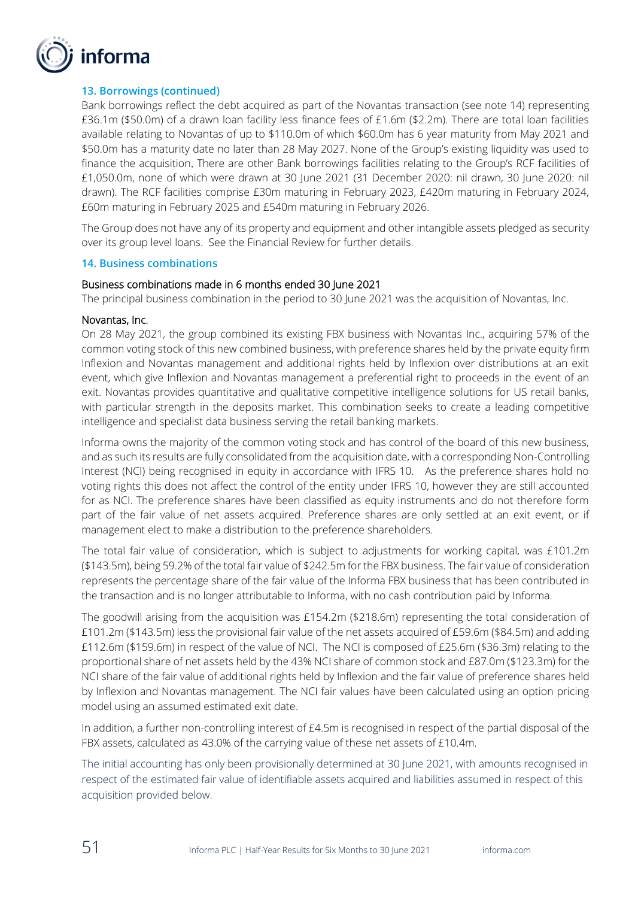### 13. Borrowings (continued)

Bank borrowings reflect the debt acquired as part of the Novantas transaction (see note 14) representing £36.1m ($50.0m) of a drawn loan facility less finance fees of £1.6m ($2.2m). There are total loan facilities available relating to Novantas of up to $110.0m of which $60.0m has 6 year maturity from May 2021 and $50.0m has a maturity date no later than 28 May 2027. None of the Group's existing liquidity was used to finance the acquisition. There are other Bank borrowings facilities relating to the Group's RCF facilities of £1,050.0m, none of which were drawn at 30 June 2021 (31 December 2020: nil drawn, 30 June 2020: nil drawn). The RCF facilities comprise £30m maturing in February 2023, £420m maturing in February 2024, £60m maturing in February 2025 and £540m maturing in February 2026.

The Group does not have any of its property and equipment and other intangible assets pledged as security over its group level loans. See the Financial Review for further details.

### 14. Business combinations

#### Business combinations made in 6 months ended 30 June 2021

The principal business combination in the period to 30 June 2021 was the acquisition of Novantas, Inc.

#### Novantas, Inc.

On 28 May 2021, the group combined its existing FBX business with Novantas Inc., acquiring 57% of the common voting stock of this new combined business, with preference shares held by the private equity firm Inflexion and Novantas management and additional rights held by Inflexion over distributions at an exit event, which give Inflexion and Novantas management a preferential right to proceeds in the event of an exit. Novantas provides quantitative and qualitative competitive intelligence solutions for US retail banks, with particular strength in the deposits market. This combination seeks to create a leading competitive intelligence and specialist data business serving the retail banking markets.

Informa owns the majority of the common voting stock and has control of the board of this new business, and as such its results are fully consolidated from the acquisition date, with a corresponding Non-Controlling Interest (NCI) being recognised in equity in accordance with IFRS 10. As the preference shares hold no voting rights this does not affect the control of the entity under IFRS 10, however they are still accounted for as NCI. The preference shares have been classified as equity instruments and do not therefore form part of the fair value of net assets acquired. Preference shares are only settled at an exit event, or if management elect to make a distribution to the preference shareholders.

The total fair value of consideration, which is subject to adjustments for working capital, was £101.2m ($143.5m), being 59.2% of the total fair value of $242.5m for the FBX business. The fair value of consideration represents the percentage share of the fair value of the Informa FBX business that has been contributed in the transaction and is no longer attributable to Informa, with no cash contribution paid by Informa.

The goodwill arising from the acquisition was £154.2m ($218.6m) representing the total consideration of £101.2m ($143.5m) less the provisional fair value of the net assets acquired of £59.6m ($84.5m) and adding £112.6m ($159.6m) in respect of the value of NCI. The NCI is composed of £25.6m ($36.3m) relating to the proportional share of net assets held by the 43% NCI share of common stock and £87.0m ($123.3m) for the NCI share of the fair value of additional rights held by Inflexion and the fair value of preference shares held by Inflexion and Novantas management. The NCI fair values have been calculated using an option pricing model using an assumed estimated exit date.

In addition, a further non-controlling interest of £4.5m is recognised in respect of the partial disposal of the FBX assets, calculated as 43.0% of the carrying value of these net assets of £10.4m.

The initial accounting has only been provisionally determined at 30 June 2021, with amounts recognised in respect of the estimated fair value of identifiable assets acquired and liabilities assumed in respect of this acquisition provided below.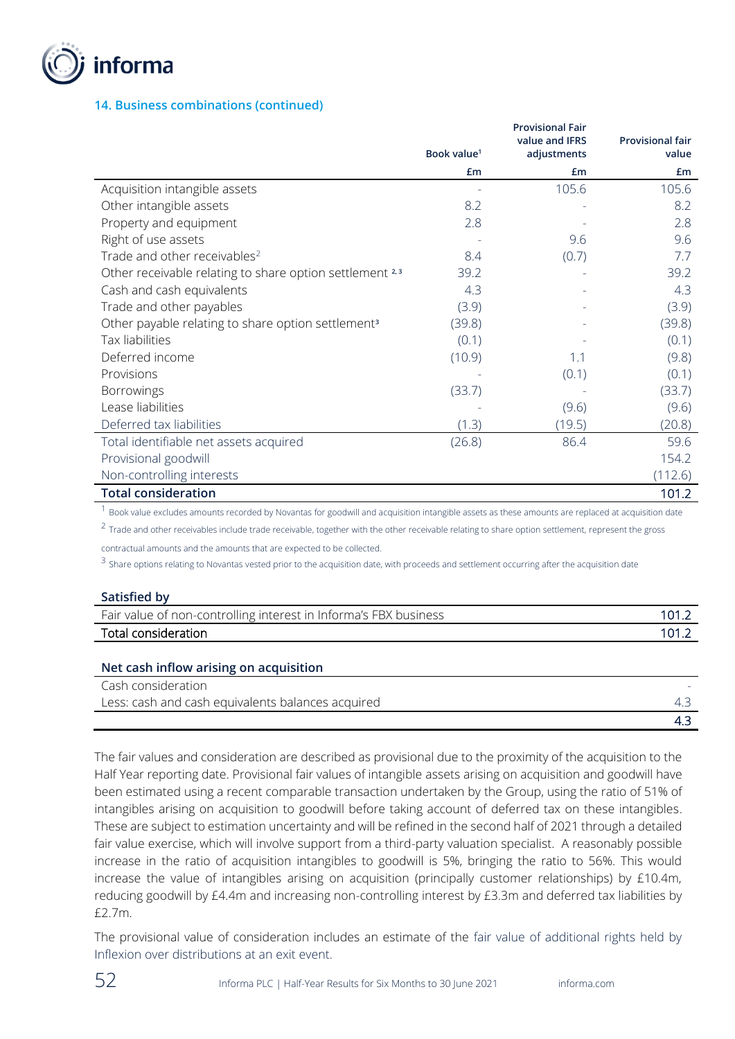### 14. Business combinations (continued)

| | Book value[1] | Provisional Fair value and IFRS adjustments | Provisional fair value |
|---|---|---|---|
| | £m | £m | £m |
| Acquisition intangible assets | - | 105.6 | 105.6 |
| Other intangible assets | 8.2 | - | 8.2 |
| Property and equipment | 2.8 | - | 2.8 |
| Right of use assets | - | 9.6 | 9.6 |
| Trade and other receivables[2] | 8.4 | (0.7) | 7.7 |
| Other receivable relating to share option settlement [2, 3] | 39.2 | - | 39.2 |
| Cash and cash equivalents | 4.3 | - | 4.3 |
| Trade and other payables | (3.9) | - | (3.9) |
| Other payable relating to share option settlement[3] | (39.8) | - | (39.8) |
| Tax liabilities | (0.1) | - | (0.1) |
| Deferred income | (10.9) | 1.1 | (9.8) |
| Provisions | - | (0.1) | (0.1) |
| Borrowings | (33.7) | - | (33.7) |
| Lease liabilities | - | (9.6) | (9.6) |
| Deferred tax liabilities | (1.3) | (19.5) | (20.8) |
| Total identifiable net assets acquired | (26.8) | 86.4 | 59.6 |
| Provisional goodwill | | | 154.2 |
| Non-controlling interests | | | (112.6) |
| **Total consideration** | | | **101.2** |

[1] Book value excludes amounts recorded by Novantas for goodwill and acquisition intangible assets as these amounts are replaced at acquisition date

[2] Trade and other receivables include trade receivable, together with the other receivable relating to share option settlement, represent the gross contractual amounts and the amounts that are expected to be collected.

[3] Share options relating to Novantas vested prior to the acquisition date, with proceeds and settlement occurring after the acquisition date

| **Satisfied by** | |
|---|---|
| Fair value of non-controlling interest in Informa's FBX business | 101.2 |
| Total consideration | 101.2 |

| **Net cash inflow arising on acquisition** | |
|---|---|
| Cash consideration | - |
| Less: cash and cash equivalents balances acquired | 4.3 |
| | 4.3 |

The fair values and consideration are described as provisional due to the proximity of the acquisition to the Half Year reporting date. Provisional fair values of intangible assets arising on acquisition and goodwill have been estimated using a recent comparable transaction undertaken by the Group, using the ratio of 51% of intangibles arising on acquisition to goodwill before taking account of deferred tax on these intangibles. These are subject to estimation uncertainty and will be refined in the second half of 2021 through a detailed fair value exercise, which will involve support from a third-party valuation specialist. A reasonably possible increase in the ratio of acquisition intangibles to goodwill is 5%, bringing the ratio to 56%. This would increase the value of intangibles arising on acquisition (principally customer relationships) by £10.4m, reducing goodwill by £4.4m and increasing non-controlling interest by £3.3m and deferred tax liabilities by £2.7m.

The provisional value of consideration includes an estimate of the fair value of additional rights held by Inflexion over distributions at an exit event.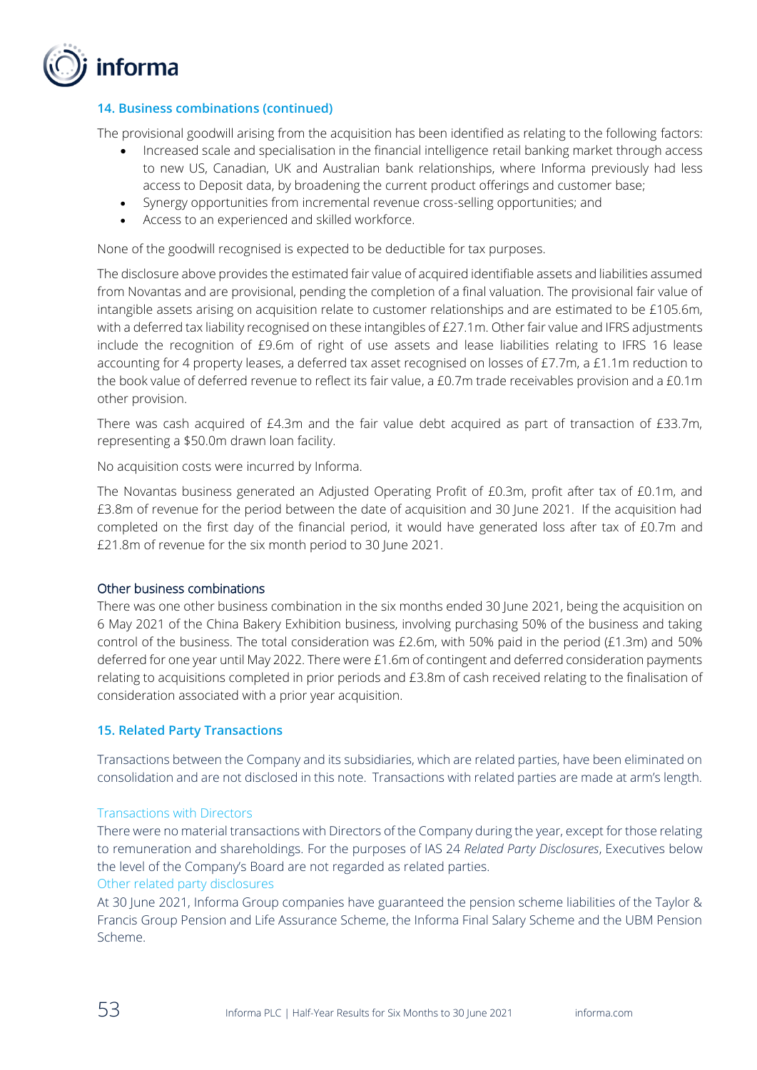## 14. Business combinations (continued)

The provisional goodwill arising from the acquisition has been identified as relating to the following factors:

- Increased scale and specialisation in the financial intelligence retail banking market through access to new US, Canadian, UK and Australian bank relationships, where Informa previously had less access to Deposit data, by broadening the current product offerings and customer base;
- Synergy opportunities from incremental revenue cross-selling opportunities; and
- Access to an experienced and skilled workforce.

None of the goodwill recognised is expected to be deductible for tax purposes.

The disclosure above provides the estimated fair value of acquired identifiable assets and liabilities assumed from Novantas and are provisional, pending the completion of a final valuation. The provisional fair value of intangible assets arising on acquisition relate to customer relationships and are estimated to be £105.6m, with a deferred tax liability recognised on these intangibles of £27.1m. Other fair value and IFRS adjustments include the recognition of £9.6m of right of use assets and lease liabilities relating to IFRS 16 lease accounting for 4 property leases, a deferred tax asset recognised on losses of £7.7m, a £1.1m reduction to the book value of deferred revenue to reflect its fair value, a £0.7m trade receivables provision and a £0.1m other provision.

There was cash acquired of £4.3m and the fair value debt acquired as part of transaction of £33.7m, representing a $50.0m drawn loan facility.

No acquisition costs were incurred by Informa.

The Novantas business generated an Adjusted Operating Profit of £0.3m, profit after tax of £0.1m, and £3.8m of revenue for the period between the date of acquisition and 30 June 2021. If the acquisition had completed on the first day of the financial period, it would have generated loss after tax of £0.7m and £21.8m of revenue for the six month period to 30 June 2021.

### Other business combinations

There was one other business combination in the six months ended 30 June 2021, being the acquisition on 6 May 2021 of the China Bakery Exhibition business, involving purchasing 50% of the business and taking control of the business. The total consideration was £2.6m, with 50% paid in the period (£1.3m) and 50% deferred for one year until May 2022. There were £1.6m of contingent and deferred consideration payments relating to acquisitions completed in prior periods and £3.8m of cash received relating to the finalisation of consideration associated with a prior year acquisition.

## 15. Related Party Transactions

Transactions between the Company and its subsidiaries, which are related parties, have been eliminated on consolidation and are not disclosed in this note. Transactions with related parties are made at arm's length.

### Transactions with Directors

There were no material transactions with Directors of the Company during the year, except for those relating to remuneration and shareholdings. For the purposes of IAS 24 *Related Party Disclosures*, Executives below the level of the Company's Board are not regarded as related parties.

### Other related party disclosures

At 30 June 2021, Informa Group companies have guaranteed the pension scheme liabilities of the Taylor & Francis Group Pension and Life Assurance Scheme, the Informa Final Salary Scheme and the UBM Pension Scheme.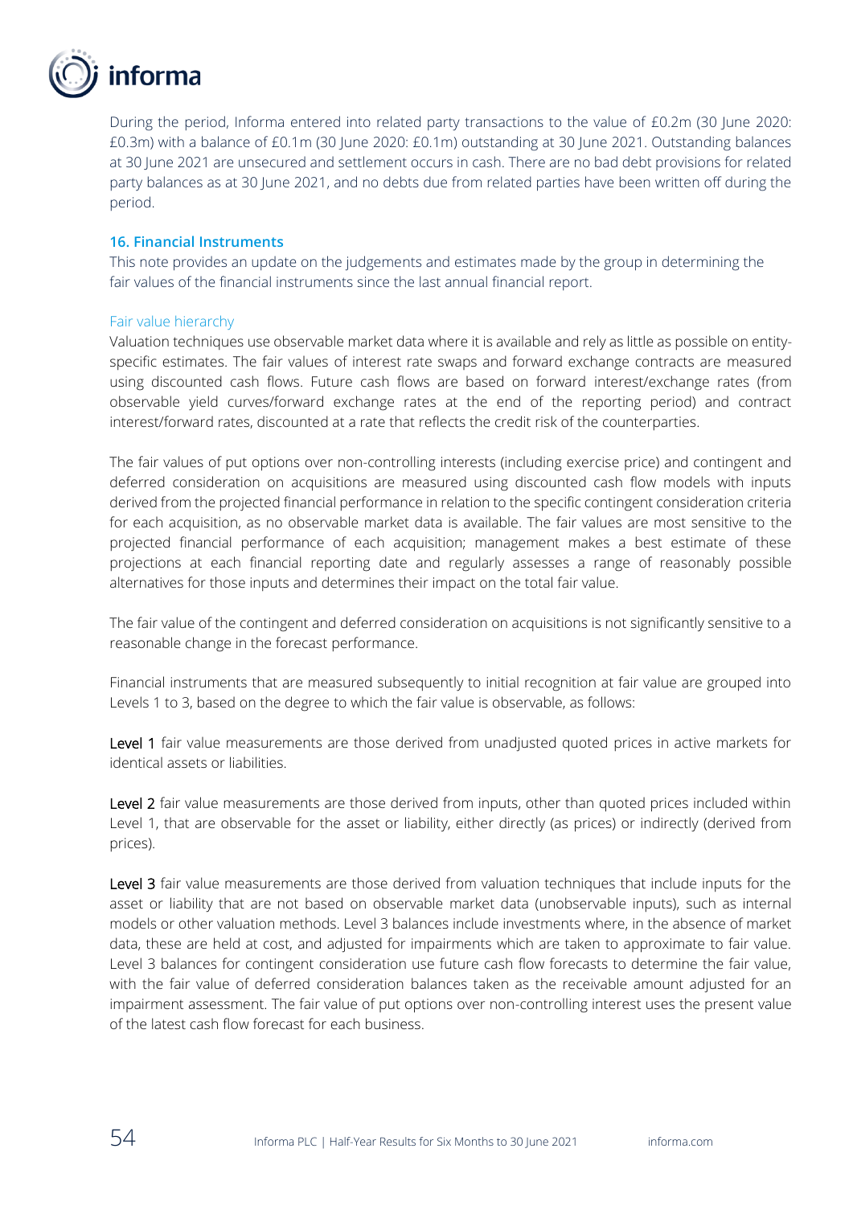During the period, Informa entered into related party transactions to the value of £0.2m (30 June 2020: £0.3m) with a balance of £0.1m (30 June 2020: £0.1m) outstanding at 30 June 2021. Outstanding balances at 30 June 2021 are unsecured and settlement occurs in cash. There are no bad debt provisions for related party balances as at 30 June 2021, and no debts due from related parties have been written off during the period.

## 16. Financial Instruments

This note provides an update on the judgements and estimates made by the group in determining the fair values of the financial instruments since the last annual financial report.

### Fair value hierarchy

Valuation techniques use observable market data where it is available and rely as little as possible on entity-specific estimates. The fair values of interest rate swaps and forward exchange contracts are measured using discounted cash flows. Future cash flows are based on forward interest/exchange rates (from observable yield curves/forward exchange rates at the end of the reporting period) and contract interest/forward rates, discounted at a rate that reflects the credit risk of the counterparties.

The fair values of put options over non-controlling interests (including exercise price) and contingent and deferred consideration on acquisitions are measured using discounted cash flow models with inputs derived from the projected financial performance in relation to the specific contingent consideration criteria for each acquisition, as no observable market data is available. The fair values are most sensitive to the projected financial performance of each acquisition; management makes a best estimate of these projections at each financial reporting date and regularly assesses a range of reasonably possible alternatives for those inputs and determines their impact on the total fair value.

The fair value of the contingent and deferred consideration on acquisitions is not significantly sensitive to a reasonable change in the forecast performance.

Financial instruments that are measured subsequently to initial recognition at fair value are grouped into Levels 1 to 3, based on the degree to which the fair value is observable, as follows:

Level 1 fair value measurements are those derived from unadjusted quoted prices in active markets for identical assets or liabilities.

Level 2 fair value measurements are those derived from inputs, other than quoted prices included within Level 1, that are observable for the asset or liability, either directly (as prices) or indirectly (derived from prices).

Level 3 fair value measurements are those derived from valuation techniques that include inputs for the asset or liability that are not based on observable market data (unobservable inputs), such as internal models or other valuation methods. Level 3 balances include investments where, in the absence of market data, these are held at cost, and adjusted for impairments which are taken to approximate to fair value. Level 3 balances for contingent consideration use future cash flow forecasts to determine the fair value, with the fair value of deferred consideration balances taken as the receivable amount adjusted for an impairment assessment. The fair value of put options over non-controlling interest uses the present value of the latest cash flow forecast for each business.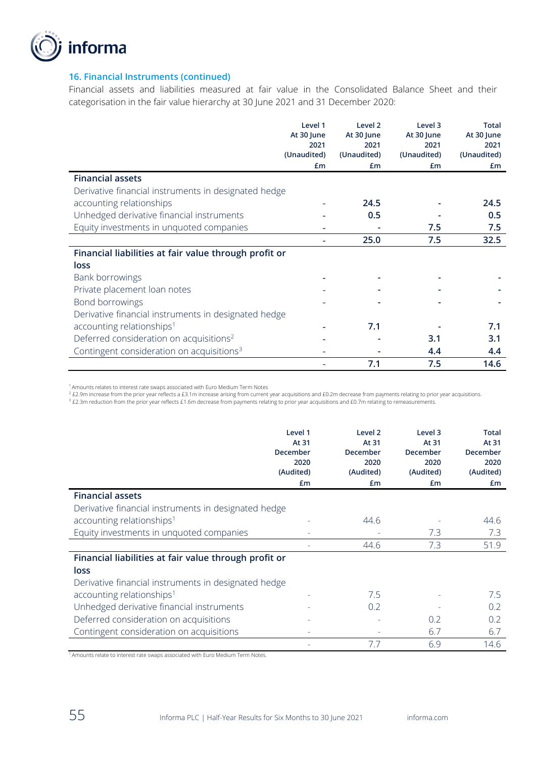### 16. Financial Instruments (continued)

Financial assets and liabilities measured at fair value in the Consolidated Balance Sheet and their categorisation in the fair value hierarchy at 30 June 2021 and 31 December 2020:

| | Level 1 At 30 June 2021 (Unaudited) £m | Level 2 At 30 June 2021 (Unaudited) £m | Level 3 At 30 June 2021 (Unaudited) £m | Total At 30 June 2021 (Unaudited) £m |
|---|---|---|---|---|
| **Financial assets** | | | | |
| Derivative financial instruments in designated hedge accounting relationships | - | **24.5** | - | **24.5** |
| Unhedged derivative financial instruments | - | **0.5** | - | **0.5** |
| Equity investments in unquoted companies | - | - | **7.5** | **7.5** |
| | - | **25.0** | **7.5** | **32.5** |
| **Financial liabilities at fair value through profit or loss** | | | | |
| Bank borrowings | - | - | - | - |
| Private placement loan notes | - | - | - | - |
| Bond borrowings | - | - | - | - |
| Derivative financial instruments in designated hedge accounting relationships[1] | - | **7.1** | - | **7.1** |
| Deferred consideration on acquisitions[2] | - | - | **3.1** | **3.1** |
| Contingent consideration on acquisitions[3] | - | - | **4.4** | **4.4** |
| | - | **7.1** | **7.5** | **14.6** |

[1] Amounts relates to interest rate swaps associated with Euro Medium Term Notes

[2] £2.9m increase from the prior year reflects a £3.1m increase arising from current year acquisitions and £0.2m decrease from payments relating to prior year acquisitions.

[3] £2.3m reduction from the prior year reflects £1.6m decrease from payments relating to prior year acquisitions and £0.7m relating to remeasurements.

| | Level 1 At 31 December 2020 (Audited) £m | Level 2 At 31 December 2020 (Audited) £m | Level 3 At 31 December 2020 (Audited) £m | Total At 31 December 2020 (Audited) £m |
|---|---|---|---|---|
| **Financial assets** | | | | |
| Derivative financial instruments in designated hedge accounting relationships[1] | - | 44.6 | - | 44.6 |
| Equity investments in unquoted companies | - | - | 7.3 | 7.3 |
| | - | 44.6 | 7.3 | 51.9 |
| **Financial liabilities at fair value through profit or loss** | | | | |
| Derivative financial instruments in designated hedge accounting relationships[1] | - | 7.5 | - | 7.5 |
| Unhedged derivative financial instruments | - | 0.2 | - | 0.2 |
| Deferred consideration on acquisitions | - | - | 0.2 | 0.2 |
| Contingent consideration on acquisitions | - | - | 6.7 | 6.7 |
| | - | 7.7 | 6.9 | 14.6 |

[1] Amounts relate to interest rate swaps associated with Euro Medium Term Notes.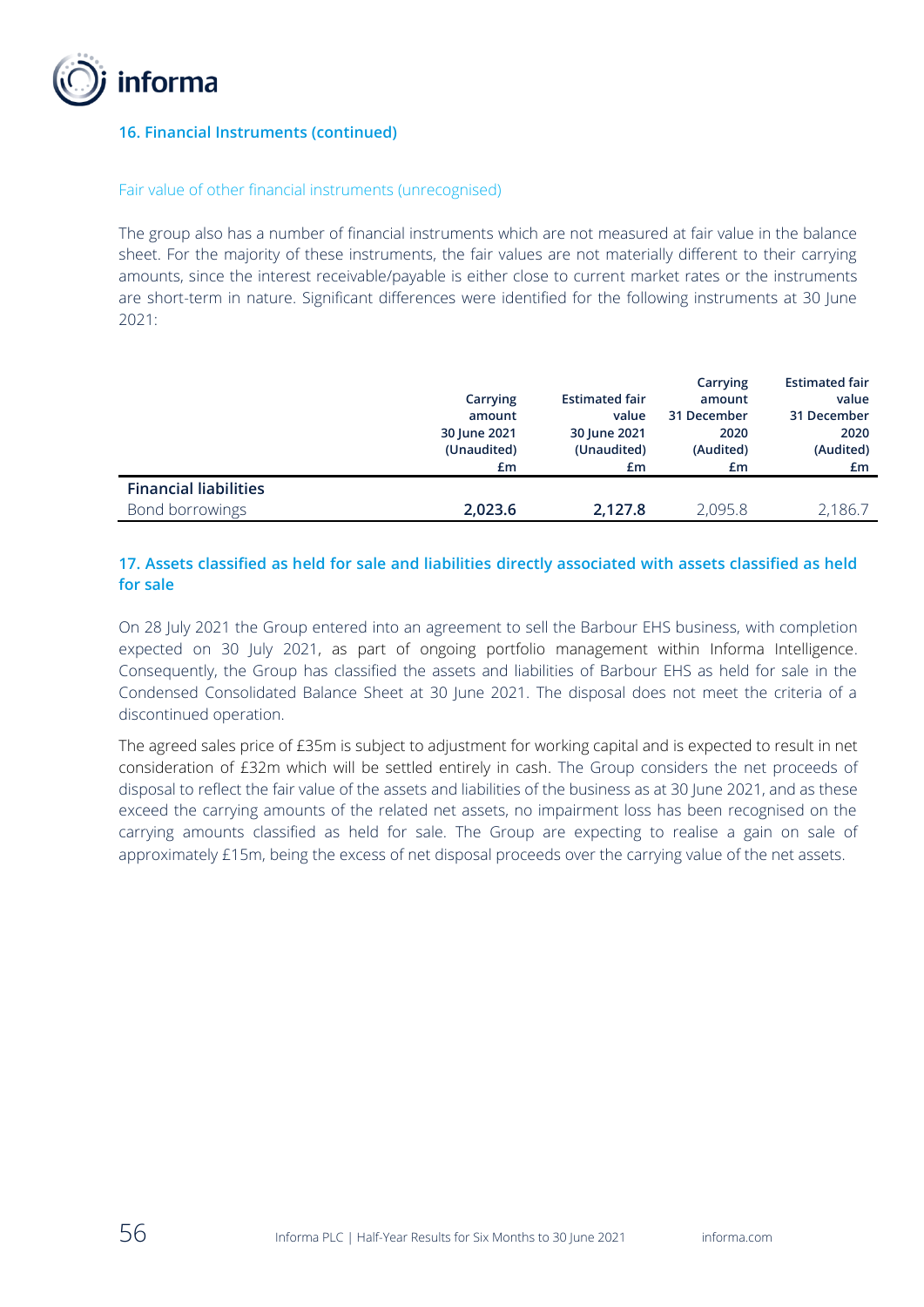### 16. Financial Instruments (continued)

Fair value of other financial instruments (unrecognised)

The group also has a number of financial instruments which are not measured at fair value in the balance sheet. For the majority of these instruments, the fair values are not materially different to their carrying amounts, since the interest receivable/payable is either close to current market rates or the instruments are short-term in nature. Significant differences were identified for the following instruments at 30 June 2021:

| | Carrying amount 30 June 2021 (Unaudited) £m | Estimated fair value 30 June 2021 (Unaudited) £m | Carrying amount 31 December 2020 (Audited) £m | Estimated fair value 31 December 2020 (Audited) £m |
|---|---|---|---|---|
| **Financial liabilities** | | | | |
| Bond borrowings | **2,023.6** | **2,127.8** | 2,095.8 | 2,186.7 |

### 17. Assets classified as held for sale and liabilities directly associated with assets classified as held for sale

On 28 July 2021 the Group entered into an agreement to sell the Barbour EHS business, with completion expected on 30 July 2021, as part of ongoing portfolio management within Informa Intelligence. Consequently, the Group has classified the assets and liabilities of Barbour EHS as held for sale in the Condensed Consolidated Balance Sheet at 30 June 2021. The disposal does not meet the criteria of a discontinued operation.

The agreed sales price of £35m is subject to adjustment for working capital and is expected to result in net consideration of £32m which will be settled entirely in cash. The Group considers the net proceeds of disposal to reflect the fair value of the assets and liabilities of the business as at 30 June 2021, and as these exceed the carrying amounts of the related net assets, no impairment loss has been recognised on the carrying amounts classified as held for sale. The Group are expecting to realise a gain on sale of approximately £15m, being the excess of net disposal proceeds over the carrying value of the net assets.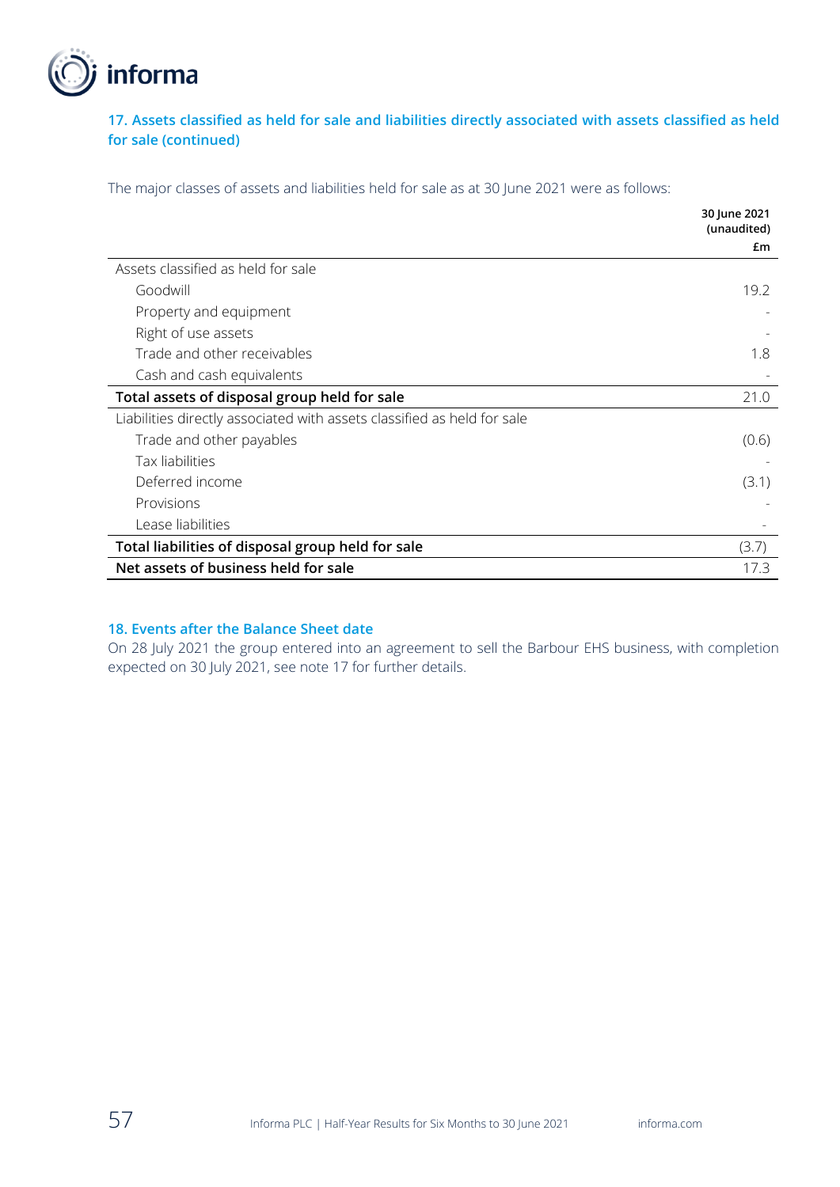## 17. Assets classified as held for sale and liabilities directly associated with assets classified as held for sale (continued)

The major classes of assets and liabilities held for sale as at 30 June 2021 were as follows:

| | 30 June 2021 (unaudited) £m |
|---|---|
| Assets classified as held for sale | |
| Goodwill | 19.2 |
| Property and equipment | - |
| Right of use assets | - |
| Trade and other receivables | 1.8 |
| Cash and cash equivalents | - |
| **Total assets of disposal group held for sale** | 21.0 |
| Liabilities directly associated with assets classified as held for sale | |
| Trade and other payables | (0.6) |
| Tax liabilities | - |
| Deferred income | (3.1) |
| Provisions | - |
| Lease liabilities | - |
| **Total liabilities of disposal group held for sale** | (3.7) |
| **Net assets of business held for sale** | 17.3 |

## 18. Events after the Balance Sheet date

On 28 July 2021 the group entered into an agreement to sell the Barbour EHS business, with completion expected on 30 July 2021, see note 17 for further details.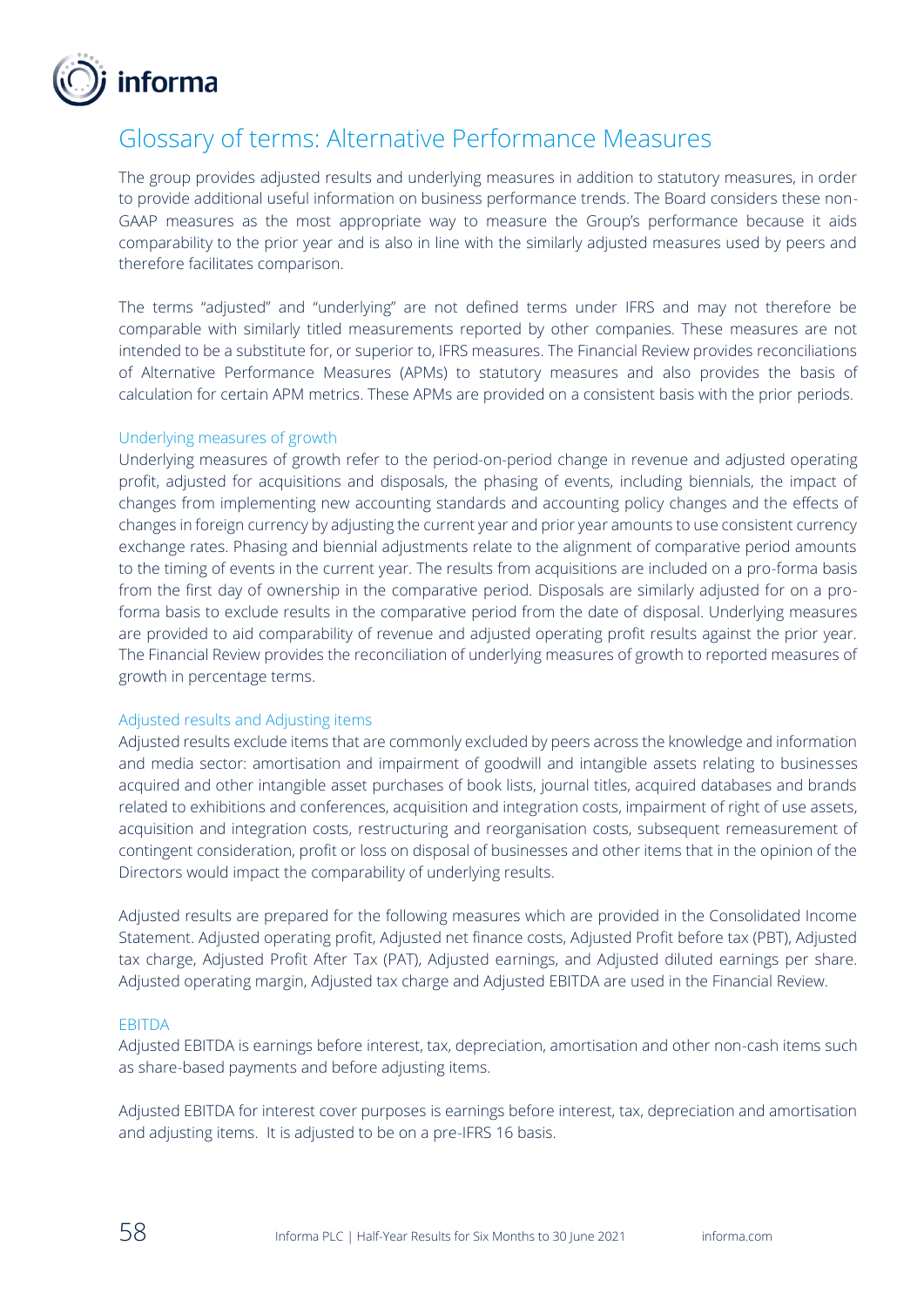# Glossary of terms: Alternative Performance Measures

The group provides adjusted results and underlying measures in addition to statutory measures, in order to provide additional useful information on business performance trends. The Board considers these non-GAAP measures as the most appropriate way to measure the Group's performance because it aids comparability to the prior year and is also in line with the similarly adjusted measures used by peers and therefore facilitates comparison.

The terms "adjusted" and "underlying" are not defined terms under IFRS and may not therefore be comparable with similarly titled measurements reported by other companies. These measures are not intended to be a substitute for, or superior to, IFRS measures. The Financial Review provides reconciliations of Alternative Performance Measures (APMs) to statutory measures and also provides the basis of calculation for certain APM metrics. These APMs are provided on a consistent basis with the prior periods.

## Underlying measures of growth

Underlying measures of growth refer to the period-on-period change in revenue and adjusted operating profit, adjusted for acquisitions and disposals, the phasing of events, including biennials, the impact of changes from implementing new accounting standards and accounting policy changes and the effects of changes in foreign currency by adjusting the current year and prior year amounts to use consistent currency exchange rates. Phasing and biennial adjustments relate to the alignment of comparative period amounts to the timing of events in the current year. The results from acquisitions are included on a pro-forma basis from the first day of ownership in the comparative period. Disposals are similarly adjusted for on a pro-forma basis to exclude results in the comparative period from the date of disposal. Underlying measures are provided to aid comparability of revenue and adjusted operating profit results against the prior year. The Financial Review provides the reconciliation of underlying measures of growth to reported measures of growth in percentage terms.

## Adjusted results and Adjusting items

Adjusted results exclude items that are commonly excluded by peers across the knowledge and information and media sector: amortisation and impairment of goodwill and intangible assets relating to businesses acquired and other intangible asset purchases of book lists, journal titles, acquired databases and brands related to exhibitions and conferences, acquisition and integration costs, impairment of right of use assets, acquisition and integration costs, restructuring and reorganisation costs, subsequent remeasurement of contingent consideration, profit or loss on disposal of businesses and other items that in the opinion of the Directors would impact the comparability of underlying results.

Adjusted results are prepared for the following measures which are provided in the Consolidated Income Statement. Adjusted operating profit, Adjusted net finance costs, Adjusted Profit before tax (PBT), Adjusted tax charge, Adjusted Profit After Tax (PAT), Adjusted earnings, and Adjusted diluted earnings per share. Adjusted operating margin, Adjusted tax charge and Adjusted EBITDA are used in the Financial Review.

## EBITDA

Adjusted EBITDA is earnings before interest, tax, depreciation, amortisation and other non-cash items such as share-based payments and before adjusting items.

Adjusted EBITDA for interest cover purposes is earnings before interest, tax, depreciation and amortisation and adjusting items. It is adjusted to be on a pre-IFRS 16 basis.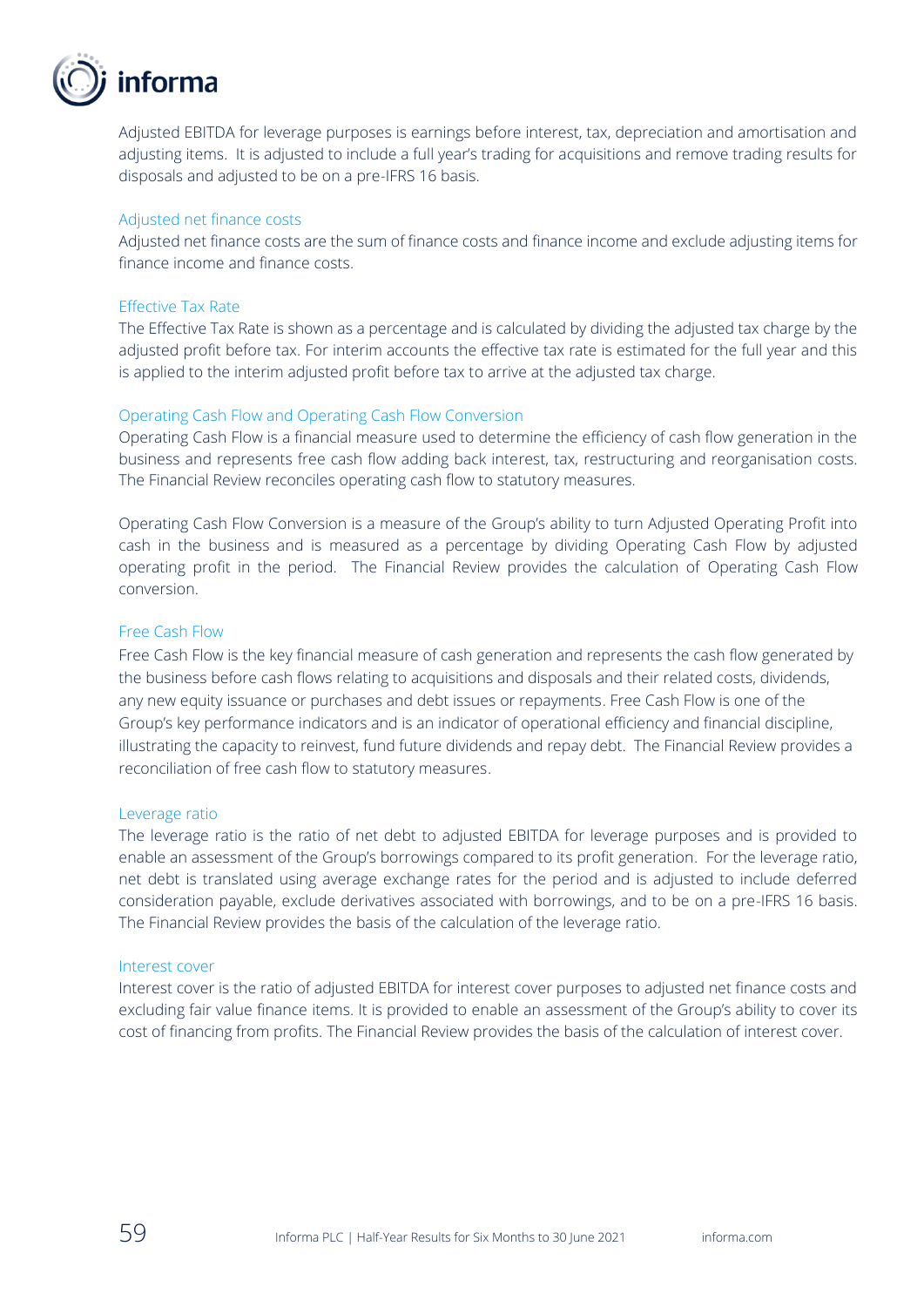Adjusted EBITDA for leverage purposes is earnings before interest, tax, depreciation and amortisation and adjusting items. It is adjusted to include a full year's trading for acquisitions and remove trading results for disposals and adjusted to be on a pre-IFRS 16 basis.

### Adjusted net finance costs

Adjusted net finance costs are the sum of finance costs and finance income and exclude adjusting items for finance income and finance costs.

### Effective Tax Rate

The Effective Tax Rate is shown as a percentage and is calculated by dividing the adjusted tax charge by the adjusted profit before tax. For interim accounts the effective tax rate is estimated for the full year and this is applied to the interim adjusted profit before tax to arrive at the adjusted tax charge.

### Operating Cash Flow and Operating Cash Flow Conversion

Operating Cash Flow is a financial measure used to determine the efficiency of cash flow generation in the business and represents free cash flow adding back interest, tax, restructuring and reorganisation costs. The Financial Review reconciles operating cash flow to statutory measures.

Operating Cash Flow Conversion is a measure of the Group's ability to turn Adjusted Operating Profit into cash in the business and is measured as a percentage by dividing Operating Cash Flow by adjusted operating profit in the period. The Financial Review provides the calculation of Operating Cash Flow conversion.

### Free Cash Flow

Free Cash Flow is the key financial measure of cash generation and represents the cash flow generated by the business before cash flows relating to acquisitions and disposals and their related costs, dividends, any new equity issuance or purchases and debt issues or repayments. Free Cash Flow is one of the Group's key performance indicators and is an indicator of operational efficiency and financial discipline, illustrating the capacity to reinvest, fund future dividends and repay debt. The Financial Review provides a reconciliation of free cash flow to statutory measures.

### Leverage ratio

The leverage ratio is the ratio of net debt to adjusted EBITDA for leverage purposes and is provided to enable an assessment of the Group's borrowings compared to its profit generation. For the leverage ratio, net debt is translated using average exchange rates for the period and is adjusted to include deferred consideration payable, exclude derivatives associated with borrowings, and to be on a pre-IFRS 16 basis. The Financial Review provides the basis of the calculation of the leverage ratio.

### Interest cover

Interest cover is the ratio of adjusted EBITDA for interest cover purposes to adjusted net finance costs and excluding fair value finance items. It is provided to enable an assessment of the Group's ability to cover its cost of financing from profits. The Financial Review provides the basis of the calculation of interest cover.